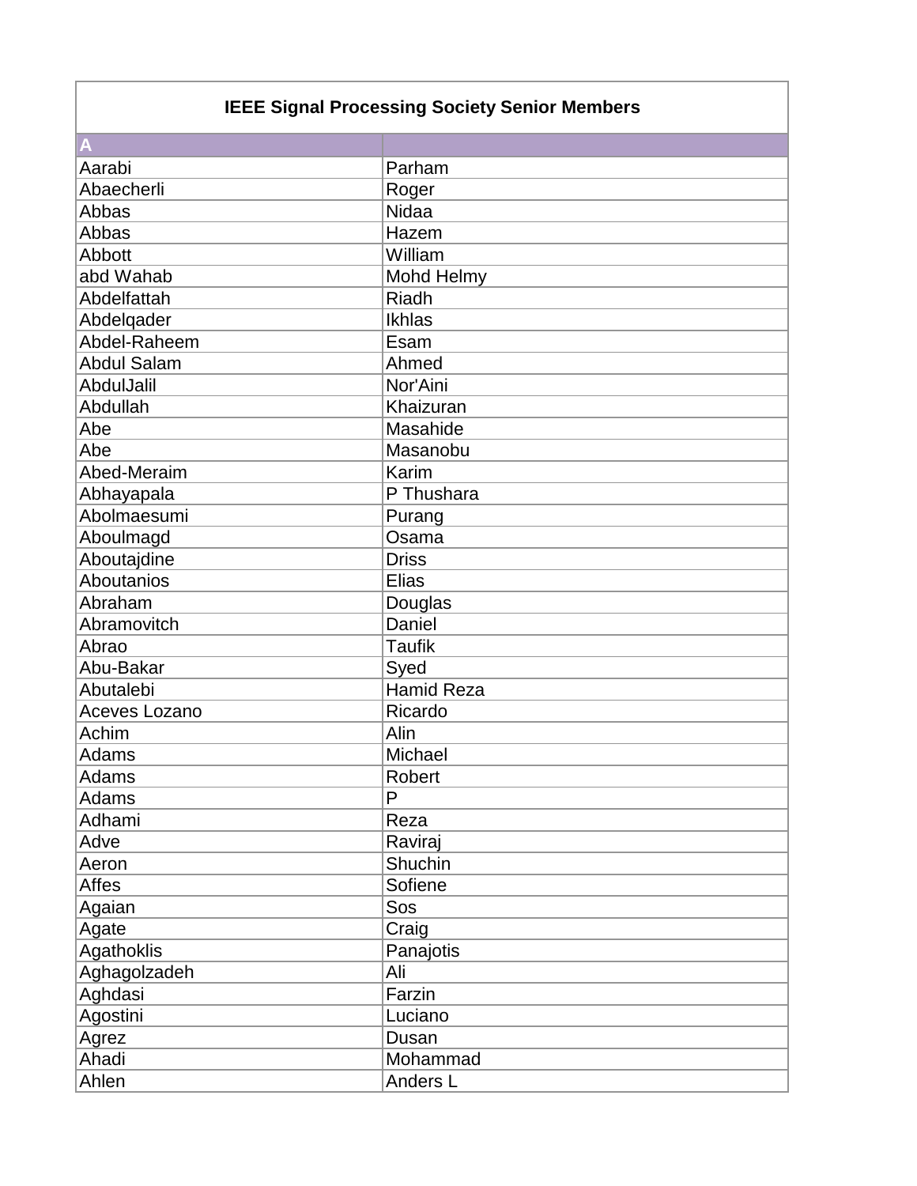# IEEE Signal Processing Society Senior Members

| A | |
|---|---|
| Aarabi | Parham |
| Abaecherli | Roger |
| Abbas | Nidaa |
| Abbas | Hazem |
| Abbott | William |
| abd Wahab | Mohd Helmy |
| Abdelfattah | Riadh |
| Abdelqader | Ikhlas |
| Abdel-Raheem | Esam |
| Abdul Salam | Ahmed |
| AbdulJalil | Nor'Aini |
| Abdullah | Khaizuran |
| Abe | Masahide |
| Abe | Masanobu |
| Abed-Meraim | Karim |
| Abhayapala | P Thushara |
| Abolmaesumi | Purang |
| Aboulmagd | Osama |
| Aboutajdine | Driss |
| Aboutanios | Elias |
| Abraham | Douglas |
| Abramovitch | Daniel |
| Abrao | Taufik |
| Abu-Bakar | Syed |
| Abutalebi | Hamid Reza |
| Aceves Lozano | Ricardo |
| Achim | Alin |
| Adams | Michael |
| Adams | Robert |
| Adams | P |
| Adhami | Reza |
| Adve | Raviraj |
| Aeron | Shuchin |
| Affes | Sofiene |
| Agaian | Sos |
| Agate | Craig |
| Agathoklis | Panajotis |
| Aghagolzadeh | Ali |
| Aghdasi | Farzin |
| Agostini | Luciano |
| Agrez | Dusan |
| Ahadi | Mohammad |
| Ahlen | Anders L |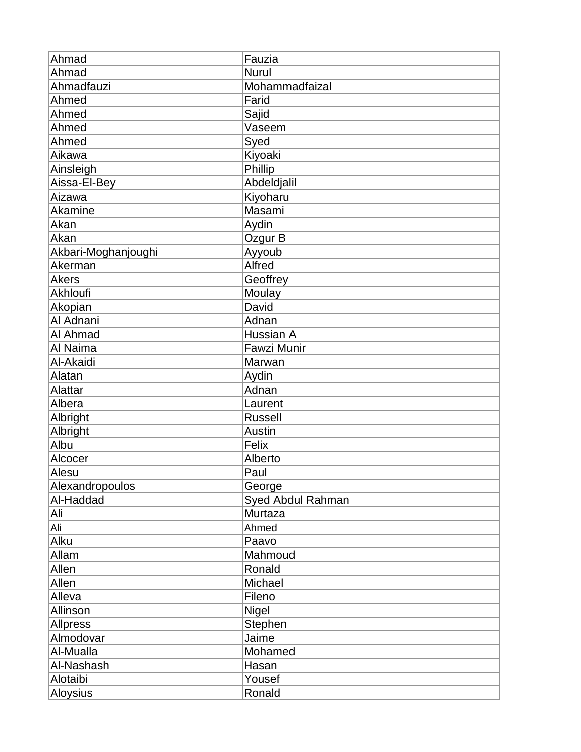| Ahmad | Fauzia |
|---|---|
| Ahmad | Nurul |
| Ahmadfauzi | Mohammadfaizal |
| Ahmed | Farid |
| Ahmed | Sajid |
| Ahmed | Vaseem |
| Ahmed | Syed |
| Aikawa | Kiyoaki |
| Ainsleigh | Phillip |
| Aissa-El-Bey | Abdeldjalil |
| Aizawa | Kiyoharu |
| Akamine | Masami |
| Akan | Aydin |
| Akan | Ozgur B |
| Akbari-Moghanjoughi | Ayyoub |
| Akerman | Alfred |
| Akers | Geoffrey |
| Akhloufi | Moulay |
| Akopian | David |
| Al Adnani | Adnan |
| Al Ahmad | Hussian A |
| Al Naima | Fawzi Munir |
| Al-Akaidi | Marwan |
| Alatan | Aydin |
| Alattar | Adnan |
| Albera | Laurent |
| Albright | Russell |
| Albright | Austin |
| Albu | Felix |
| Alcocer | Alberto |
| Alesu | Paul |
| Alexandropoulos | George |
| Al-Haddad | Syed Abdul Rahman |
| Ali | Murtaza |
| Ali | Ahmed |
| Alku | Paavo |
| Allam | Mahmoud |
| Allen | Ronald |
| Allen | Michael |
| Alleva | Fileno |
| Allinson | Nigel |
| Allpress | Stephen |
| Almodovar | Jaime |
| Al-Mualla | Mohamed |
| Al-Nashash | Hasan |
| Alotaibi | Yousef |
| Aloysius | Ronald |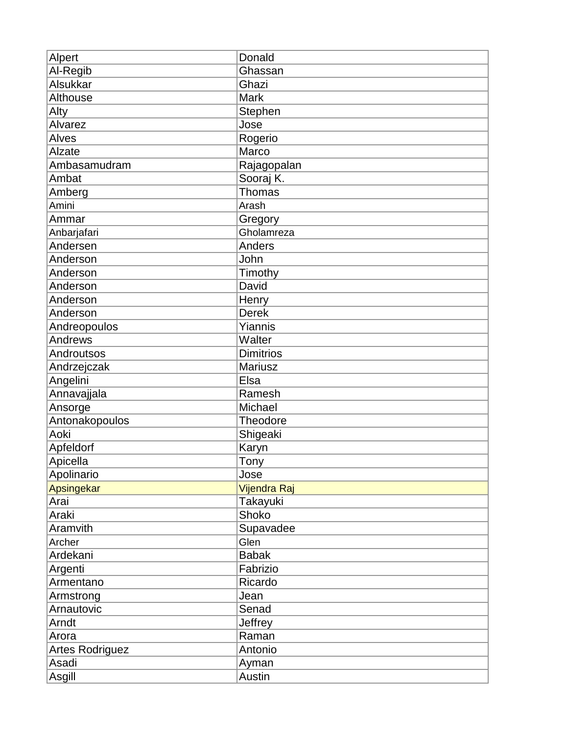| | |
|---|---|
| Alpert | Donald |
| Al-Regib | Ghassan |
| Alsukkar | Ghazi |
| Althouse | Mark |
| Alty | Stephen |
| Alvarez | Jose |
| Alves | Rogerio |
| Alzate | Marco |
| Ambasamudram | Rajagopalan |
| Ambat | Sooraj K. |
| Amberg | Thomas |
| Amini | Arash |
| Ammar | Gregory |
| Anbarjafari | Gholamreza |
| Andersen | Anders |
| Anderson | John |
| Anderson | Timothy |
| Anderson | David |
| Anderson | Henry |
| Anderson | Derek |
| Andreopoulos | Yiannis |
| Andrews | Walter |
| Androutsos | Dimitrios |
| Andrzejczak | Mariusz |
| Angelini | Elsa |
| Annavajjala | Ramesh |
| Ansorge | Michael |
| Antonakopoulos | Theodore |
| Aoki | Shigeaki |
| Apfeldorf | Karyn |
| Apicella | Tony |
| Apolinario | Jose |
| Apsingekar | Vijendra Raj |
| Arai | Takayuki |
| Araki | Shoko |
| Aramvith | Supavadee |
| Archer | Glen |
| Ardekani | Babak |
| Argenti | Fabrizio |
| Armentano | Ricardo |
| Armstrong | Jean |
| Arnautovic | Senad |
| Arndt | Jeffrey |
| Arora | Raman |
| Artes Rodriguez | Antonio |
| Asadi | Ayman |
| Asgill | Austin |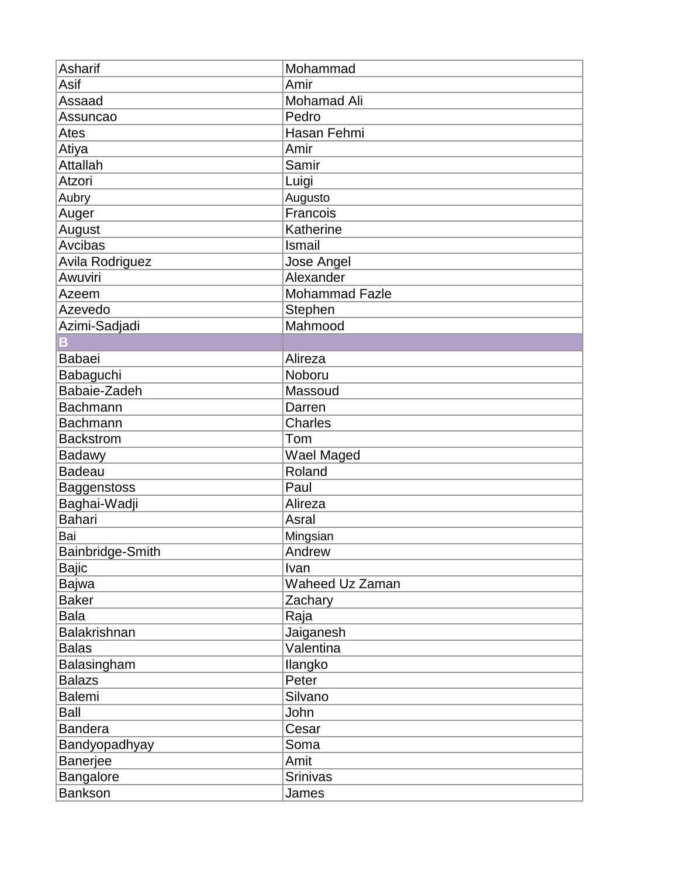| Asharif | Mohammad |
|---|---|
| Asif | Amir |
| Assaad | Mohamad Ali |
| Assuncao | Pedro |
| Ates | Hasan Fehmi |
| Atiya | Amir |
| Attallah | Samir |
| Atzori | Luigi |
| Aubry | Augusto |
| Auger | Francois |
| August | Katherine |
| Avcibas | Ismail |
| Avila Rodriguez | Jose Angel |
| Awuviri | Alexander |
| Azeem | Mohammad Fazle |
| Azevedo | Stephen |
| Azimi-Sadjadi | Mahmood |
| **B** | |
| Babaei | Alireza |
| Babaguchi | Noboru |
| Babaie-Zadeh | Massoud |
| Bachmann | Darren |
| Bachmann | Charles |
| Backstrom | Tom |
| Badawy | Wael Maged |
| Badeau | Roland |
| Baggenstoss | Paul |
| Baghai-Wadji | Alireza |
| Bahari | Asral |
| Bai | Mingsian |
| Bainbridge-Smith | Andrew |
| Bajic | Ivan |
| Bajwa | Waheed Uz Zaman |
| Baker | Zachary |
| Bala | Raja |
| Balakrishnan | Jaiganesh |
| Balas | Valentina |
| Balasingham | Ilangko |
| Balazs | Peter |
| Balemi | Silvano |
| Ball | John |
| Bandera | Cesar |
| Bandyopadhyay | Soma |
| Banerjee | Amit |
| Bangalore | Srinivas |
| Bankson | James |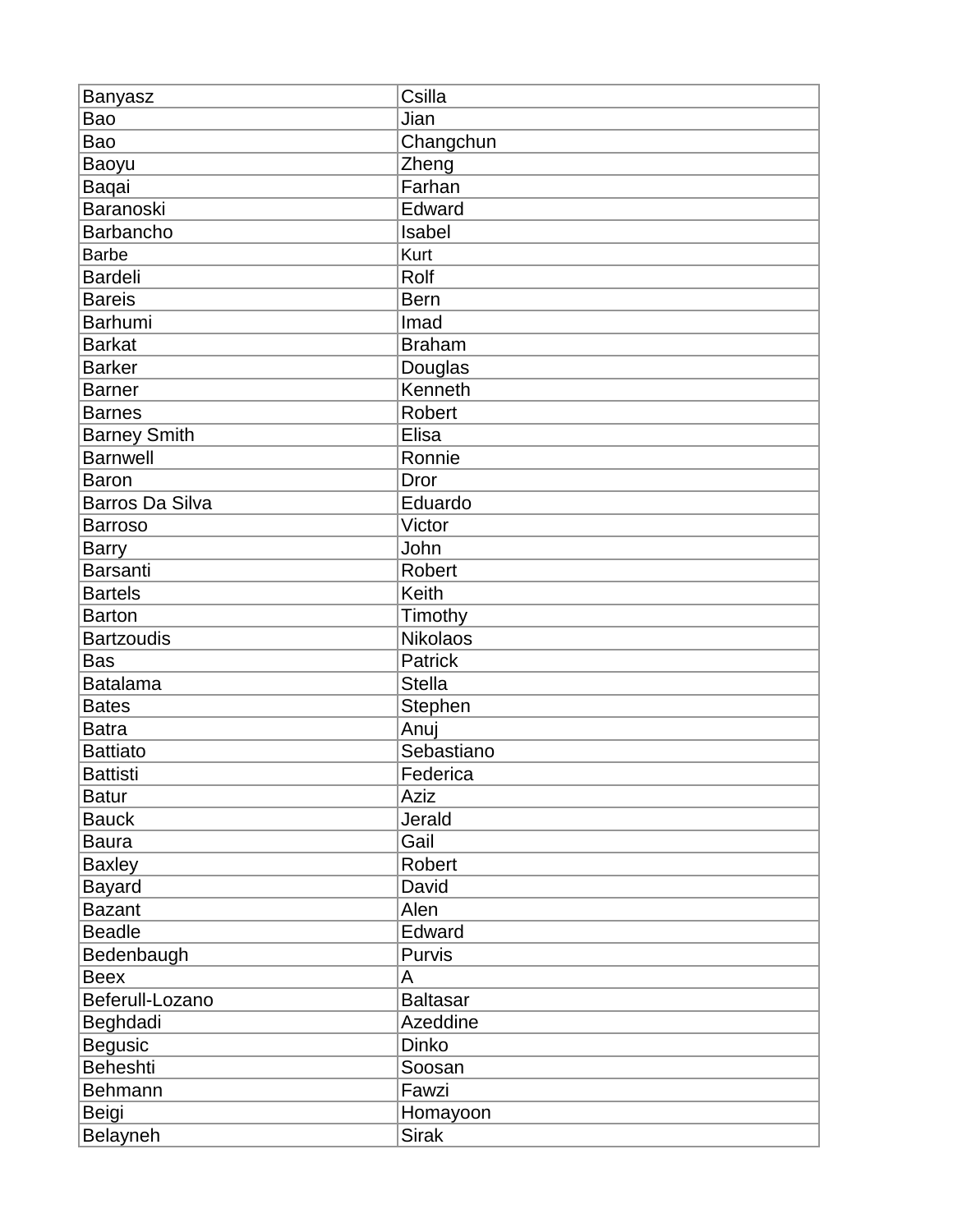| Banyasz | Csilla |
|---|---|
| Bao | Jian |
| Bao | Changchun |
| Baoyu | Zheng |
| Baqai | Farhan |
| Baranoski | Edward |
| Barbancho | Isabel |
| Barbe | Kurt |
| Bardeli | Rolf |
| Bareis | Bern |
| Barhumi | Imad |
| Barkat | Braham |
| Barker | Douglas |
| Barner | Kenneth |
| Barnes | Robert |
| Barney Smith | Elisa |
| Barnwell | Ronnie |
| Baron | Dror |
| Barros Da Silva | Eduardo |
| Barroso | Victor |
| Barry | John |
| Barsanti | Robert |
| Bartels | Keith |
| Barton | Timothy |
| Bartzoudis | Nikolaos |
| Bas | Patrick |
| Batalama | Stella |
| Bates | Stephen |
| Batra | Anuj |
| Battiato | Sebastiano |
| Battisti | Federica |
| Batur | Aziz |
| Bauck | Jerald |
| Baura | Gail |
| Baxley | Robert |
| Bayard | David |
| Bazant | Alen |
| Beadle | Edward |
| Bedenbaugh | Purvis |
| Beex | A |
| Beferull-Lozano | Baltasar |
| Beghdadi | Azeddine |
| Begusic | Dinko |
| Beheshti | Soosan |
| Behmann | Fawzi |
| Beigi | Homayoon |
| Belayneh | Sirak |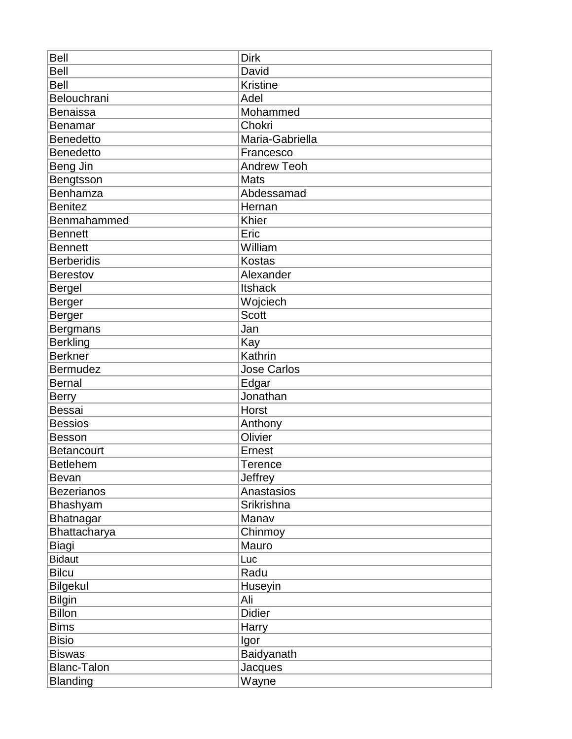| Bell | Dirk |
|---|---|
| Bell | David |
| Bell | Kristine |
| Belouchrani | Adel |
| Benaissa | Mohammed |
| Benamar | Chokri |
| Benedetto | Maria-Gabriella |
| Benedetto | Francesco |
| Beng Jin | Andrew Teoh |
| Bengtsson | Mats |
| Benhamza | Abdessamad |
| Benitez | Hernan |
| Benmahammed | Khier |
| Bennett | Eric |
| Bennett | William |
| Berberidis | Kostas |
| Berestov | Alexander |
| Bergel | Itshack |
| Berger | Wojciech |
| Berger | Scott |
| Bergmans | Jan |
| Berkling | Kay |
| Berkner | Kathrin |
| Bermudez | Jose Carlos |
| Bernal | Edgar |
| Berry | Jonathan |
| Bessai | Horst |
| Bessios | Anthony |
| Besson | Olivier |
| Betancourt | Ernest |
| Betlehem | Terence |
| Bevan | Jeffrey |
| Bezerianos | Anastasios |
| Bhashyam | Srikrishna |
| Bhatnagar | Manav |
| Bhattacharya | Chinmoy |
| Biagi | Mauro |
| Bidaut | Luc |
| Bilcu | Radu |
| Bilgekul | Huseyin |
| Bilgin | Ali |
| Billon | Didier |
| Bims | Harry |
| Bisio | Igor |
| Biswas | Baidyanath |
| Blanc-Talon | Jacques |
| Blanding | Wayne |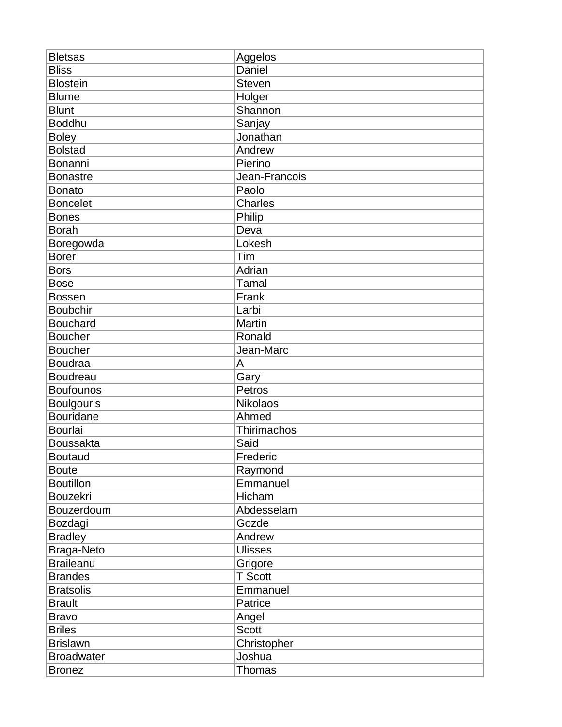| Bletsas | Aggelos |
|---|---|
| Bliss | Daniel |
| Blostein | Steven |
| Blume | Holger |
| Blunt | Shannon |
| Boddhu | Sanjay |
| Boley | Jonathan |
| Bolstad | Andrew |
| Bonanni | Pierino |
| Bonastre | Jean-Francois |
| Bonato | Paolo |
| Boncelet | Charles |
| Bones | Philip |
| Borah | Deva |
| Boregowda | Lokesh |
| Borer | Tim |
| Bors | Adrian |
| Bose | Tamal |
| Bossen | Frank |
| Boubchir | Larbi |
| Bouchard | Martin |
| Boucher | Ronald |
| Boucher | Jean-Marc |
| Boudraa | A |
| Boudreau | Gary |
| Boufounos | Petros |
| Boulgouris | Nikolaos |
| Bouridane | Ahmed |
| Bourlai | Thirimachos |
| Boussakta | Said |
| Boutaud | Frederic |
| Boute | Raymond |
| Boutillon | Emmanuel |
| Bouzekri | Hicham |
| Bouzerdoum | Abdesselam |
| Bozdagi | Gozde |
| Bradley | Andrew |
| Braga-Neto | Ulisses |
| Braileanu | Grigore |
| Brandes | T Scott |
| Bratsolis | Emmanuel |
| Brault | Patrice |
| Bravo | Angel |
| Briles | Scott |
| Brislawn | Christopher |
| Broadwater | Joshua |
| Bronez | Thomas |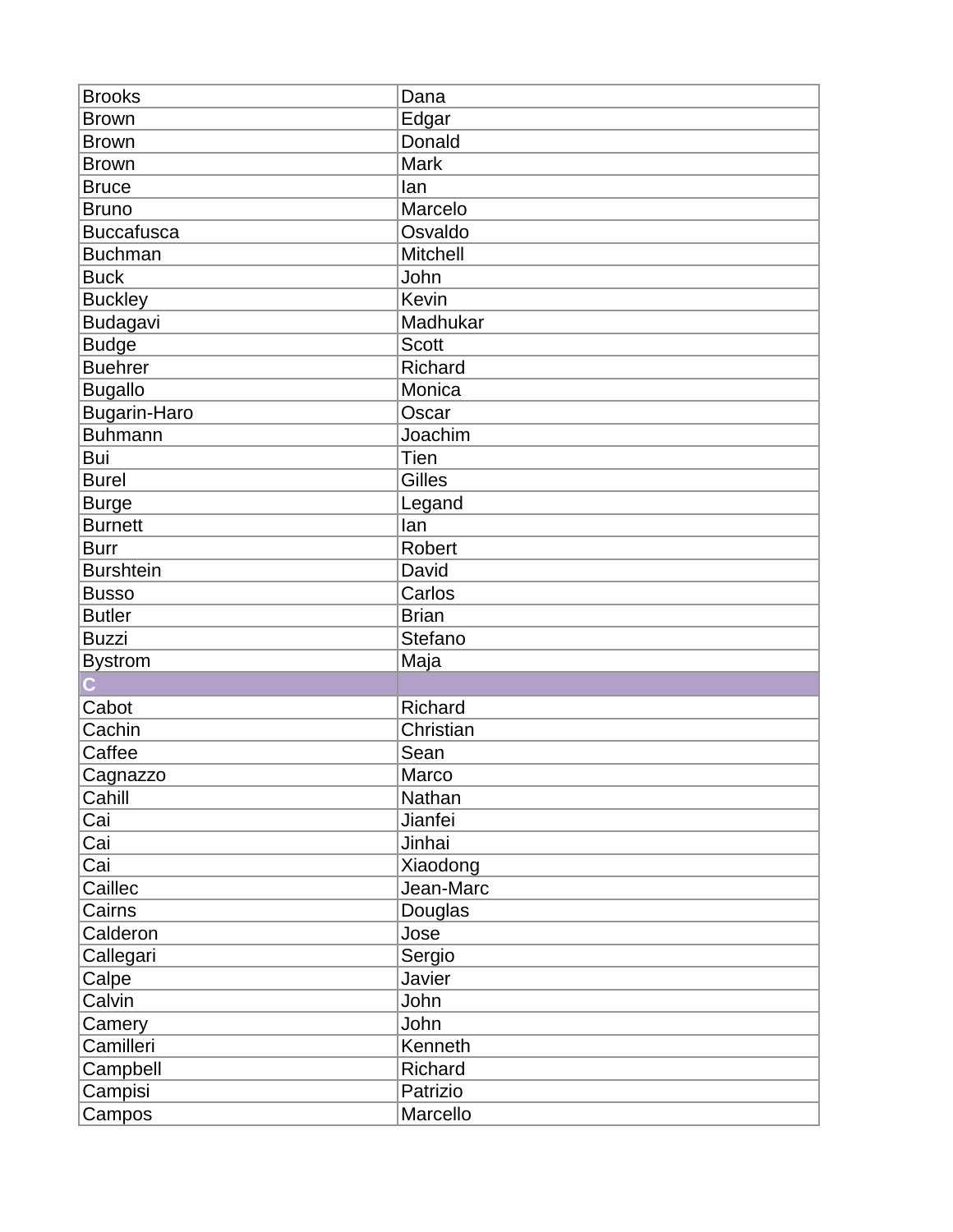| | |
|---|---|
| Brooks | Dana |
| Brown | Edgar |
| Brown | Donald |
| Brown | Mark |
| Bruce | Ian |
| Bruno | Marcelo |
| Buccafusca | Osvaldo |
| Buchman | Mitchell |
| Buck | John |
| Buckley | Kevin |
| Budagavi | Madhukar |
| Budge | Scott |
| Buehrer | Richard |
| Bugallo | Monica |
| Bugarin-Haro | Oscar |
| Buhmann | Joachim |
| Bui | Tien |
| Burel | Gilles |
| Burge | Legand |
| Burnett | Ian |
| Burr | Robert |
| Burshtein | David |
| Busso | Carlos |
| Butler | Brian |
| Buzzi | Stefano |
| Bystrom | Maja |
| **C** | |
| Cabot | Richard |
| Cachin | Christian |
| Caffee | Sean |
| Cagnazzo | Marco |
| Cahill | Nathan |
| Cai | Jianfei |
| Cai | Jinhai |
| Cai | Xiaodong |
| Caillec | Jean-Marc |
| Cairns | Douglas |
| Calderon | Jose |
| Callegari | Sergio |
| Calpe | Javier |
| Calvin | John |
| Camery | John |
| Camilleri | Kenneth |
| Campbell | Richard |
| Campisi | Patrizio |
| Campos | Marcello |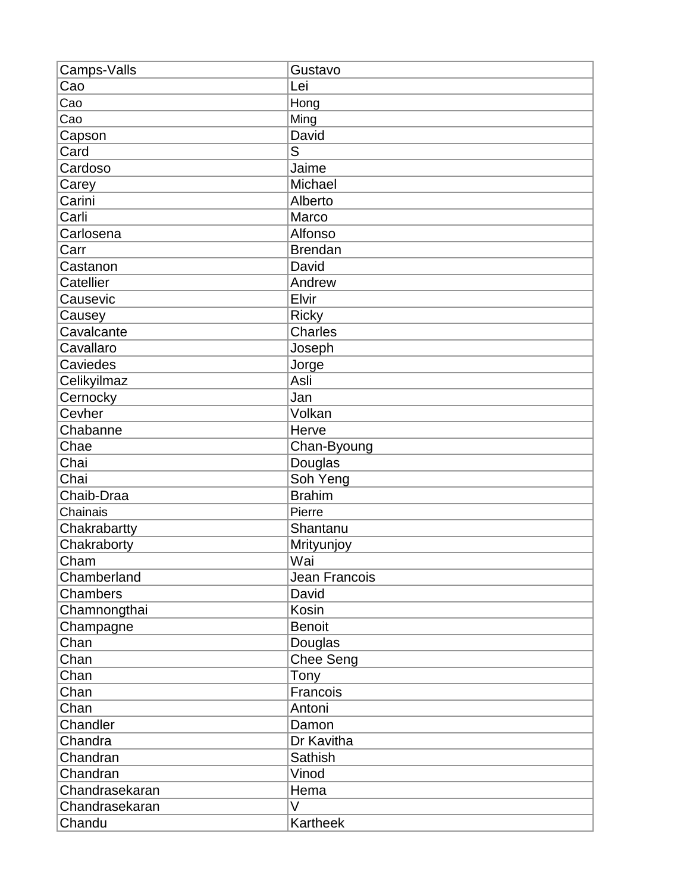| Camps-Valls | Gustavo |
|---|---|
| Cao | Lei |
| Cao | Hong |
| Cao | Ming |
| Capson | David |
| Card | S |
| Cardoso | Jaime |
| Carey | Michael |
| Carini | Alberto |
| Carli | Marco |
| Carlosena | Alfonso |
| Carr | Brendan |
| Castanon | David |
| Catellier | Andrew |
| Causevic | Elvir |
| Causey | Ricky |
| Cavalcante | Charles |
| Cavallaro | Joseph |
| Caviedes | Jorge |
| Celikyilmaz | Asli |
| Cernocky | Jan |
| Cevher | Volkan |
| Chabanne | Herve |
| Chae | Chan-Byoung |
| Chai | Douglas |
| Chai | Soh Yeng |
| Chaib-Draa | Brahim |
| Chainais | Pierre |
| Chakrabartty | Shantanu |
| Chakraborty | Mrityunjoy |
| Cham | Wai |
| Chamberland | Jean Francois |
| Chambers | David |
| Chamnongthai | Kosin |
| Champagne | Benoit |
| Chan | Douglas |
| Chan | Chee Seng |
| Chan | Tony |
| Chan | Francois |
| Chan | Antoni |
| Chandler | Damon |
| Chandra | Dr Kavitha |
| Chandran | Sathish |
| Chandran | Vinod |
| Chandrasekaran | Hema |
| Chandrasekaran | V |
| Chandu | Kartheek |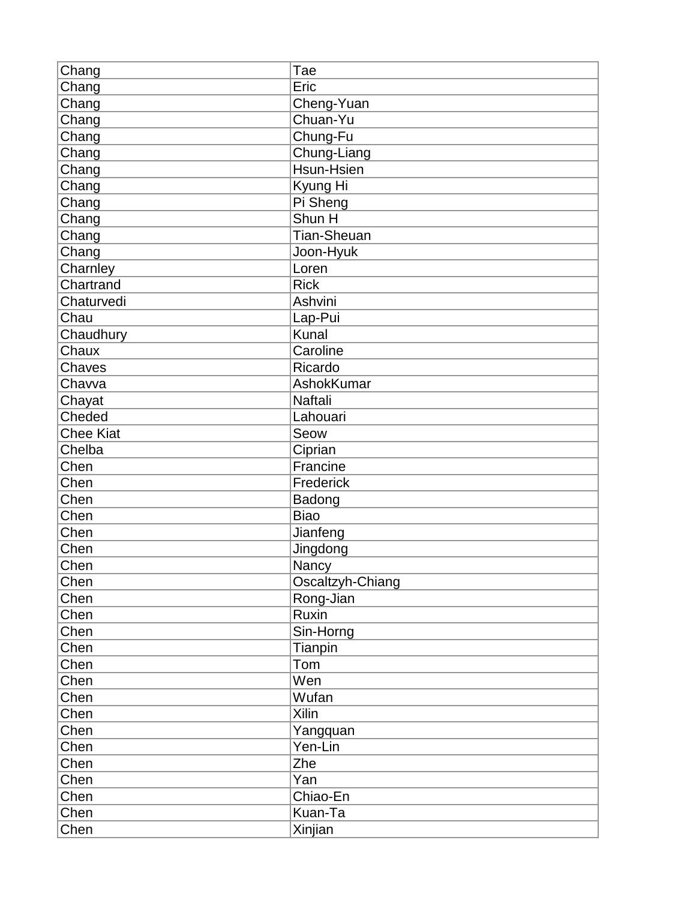| Chang | Tae |
|---|---|
| Chang | Eric |
| Chang | Cheng-Yuan |
| Chang | Chuan-Yu |
| Chang | Chung-Fu |
| Chang | Chung-Liang |
| Chang | Hsun-Hsien |
| Chang | Kyung Hi |
| Chang | Pi Sheng |
| Chang | Shun H |
| Chang | Tian-Sheuan |
| Chang | Joon-Hyuk |
| Charnley | Loren |
| Chartrand | Rick |
| Chaturvedi | Ashvini |
| Chau | Lap-Pui |
| Chaudhury | Kunal |
| Chaux | Caroline |
| Chaves | Ricardo |
| Chavva | AshokKumar |
| Chayat | Naftali |
| Cheded | Lahouari |
| Chee Kiat | Seow |
| Chelba | Ciprian |
| Chen | Francine |
| Chen | Frederick |
| Chen | Badong |
| Chen | Biao |
| Chen | Jianfeng |
| Chen | Jingdong |
| Chen | Nancy |
| Chen | Oscaltzyh-Chiang |
| Chen | Rong-Jian |
| Chen | Ruxin |
| Chen | Sin-Horng |
| Chen | Tianpin |
| Chen | Tom |
| Chen | Wen |
| Chen | Wufan |
| Chen | Xilin |
| Chen | Yangquan |
| Chen | Yen-Lin |
| Chen | Zhe |
| Chen | Yan |
| Chen | Chiao-En |
| Chen | Kuan-Ta |
| Chen | Xinjian |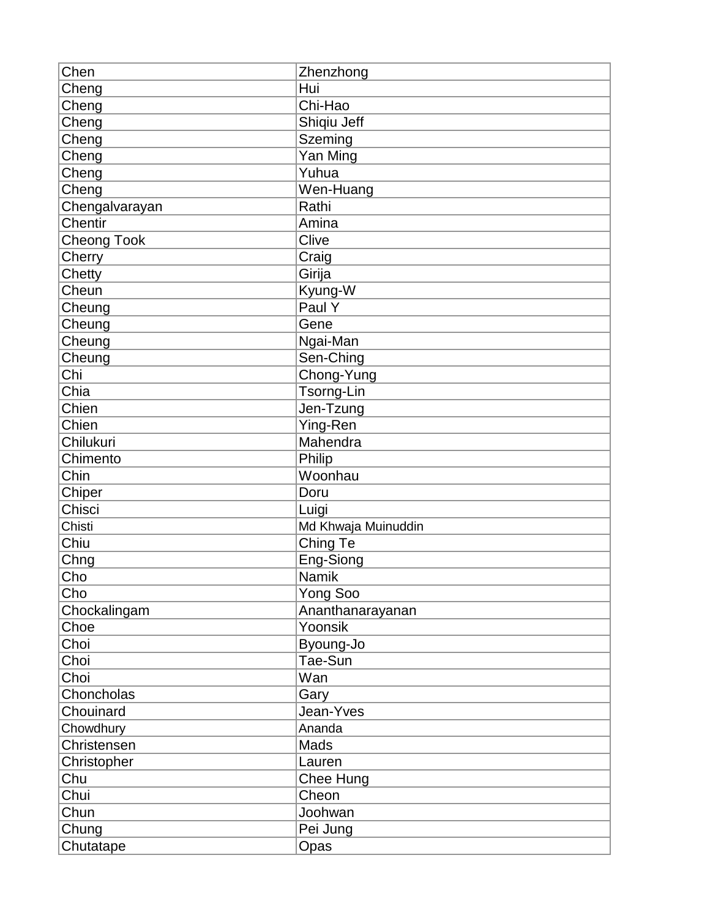| Chen | Zhenzhong |
|---|---|
| Cheng | Hui |
| Cheng | Chi-Hao |
| Cheng | Shiqiu Jeff |
| Cheng | Szeming |
| Cheng | Yan Ming |
| Cheng | Yuhua |
| Cheng | Wen-Huang |
| Chengalvarayan | Rathi |
| Chentir | Amina |
| Cheong Took | Clive |
| Cherry | Craig |
| Chetty | Girija |
| Cheun | Kyung-W |
| Cheung | Paul Y |
| Cheung | Gene |
| Cheung | Ngai-Man |
| Cheung | Sen-Ching |
| Chi | Chong-Yung |
| Chia | Tsorng-Lin |
| Chien | Jen-Tzung |
| Chien | Ying-Ren |
| Chilukuri | Mahendra |
| Chimento | Philip |
| Chin | Woonhau |
| Chiper | Doru |
| Chisci | Luigi |
| Chisti | Md Khwaja Muinuddin |
| Chiu | Ching Te |
| Chng | Eng-Siong |
| Cho | Namik |
| Cho | Yong Soo |
| Chockalingam | Ananthanarayanan |
| Choe | Yoonsik |
| Choi | Byoung-Jo |
| Choi | Tae-Sun |
| Choi | Wan |
| Choncholas | Gary |
| Chouinard | Jean-Yves |
| Chowdhury | Ananda |
| Christensen | Mads |
| Christopher | Lauren |
| Chu | Chee Hung |
| Chui | Cheon |
| Chun | Joohwan |
| Chung | Pei Jung |
| Chutatape | Opas |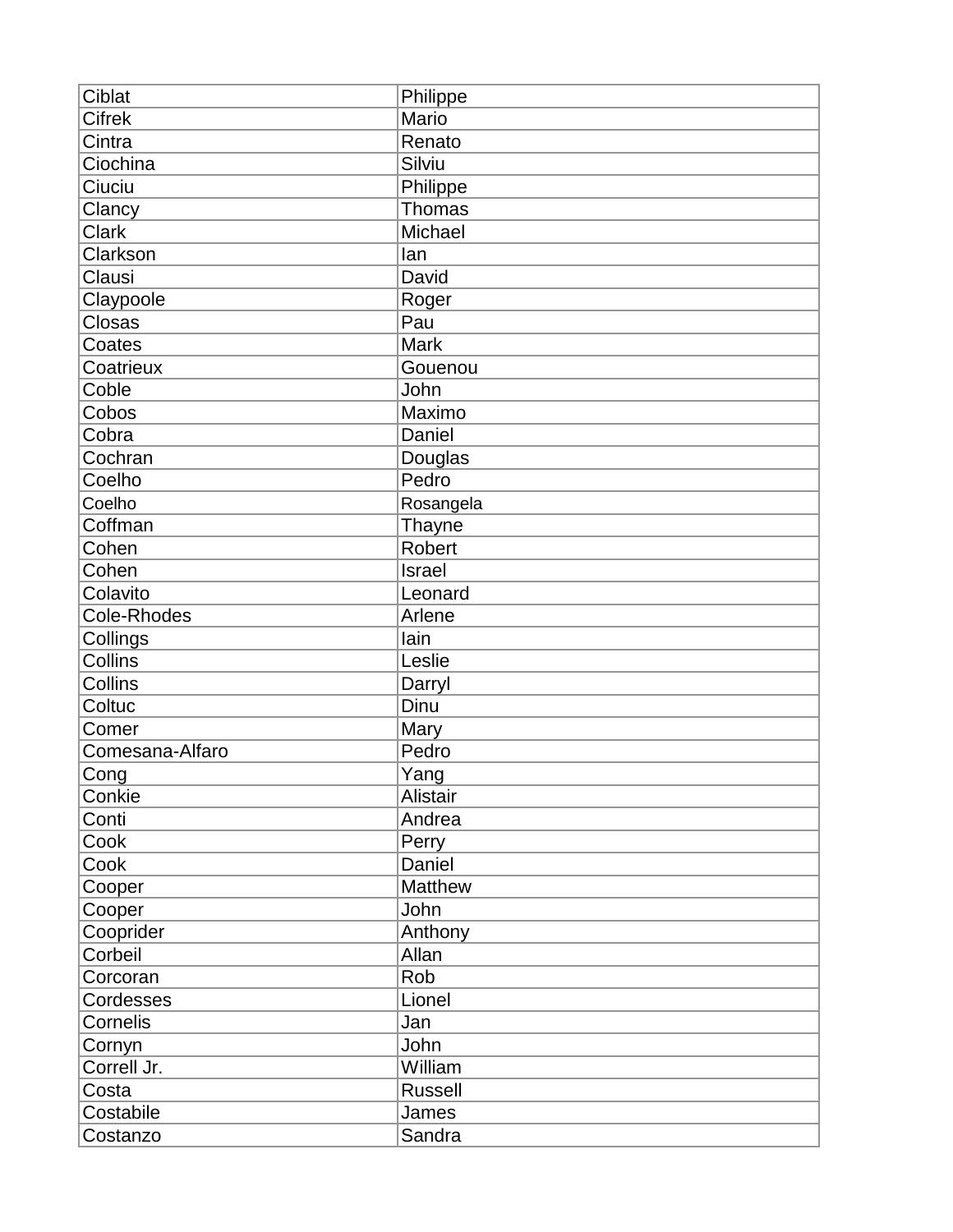| Ciblat | Philippe |
|---|---|
| Cifrek | Mario |
| Cintra | Renato |
| Ciochina | Silviu |
| Ciuciu | Philippe |
| Clancy | Thomas |
| Clark | Michael |
| Clarkson | Ian |
| Clausi | David |
| Claypoole | Roger |
| Closas | Pau |
| Coates | Mark |
| Coatrieux | Gouenou |
| Coble | John |
| Cobos | Maximo |
| Cobra | Daniel |
| Cochran | Douglas |
| Coelho | Pedro |
| Coelho | Rosangela |
| Coffman | Thayne |
| Cohen | Robert |
| Cohen | Israel |
| Colavito | Leonard |
| Cole-Rhodes | Arlene |
| Collings | Iain |
| Collins | Leslie |
| Collins | Darryl |
| Coltuc | Dinu |
| Comer | Mary |
| Comesana-Alfaro | Pedro |
| Cong | Yang |
| Conkie | Alistair |
| Conti | Andrea |
| Cook | Perry |
| Cook | Daniel |
| Cooper | Matthew |
| Cooper | John |
| Cooprider | Anthony |
| Corbeil | Allan |
| Corcoran | Rob |
| Cordesses | Lionel |
| Cornelis | Jan |
| Cornyn | John |
| Correll Jr. | William |
| Costa | Russell |
| Costabile | James |
| Costanzo | Sandra |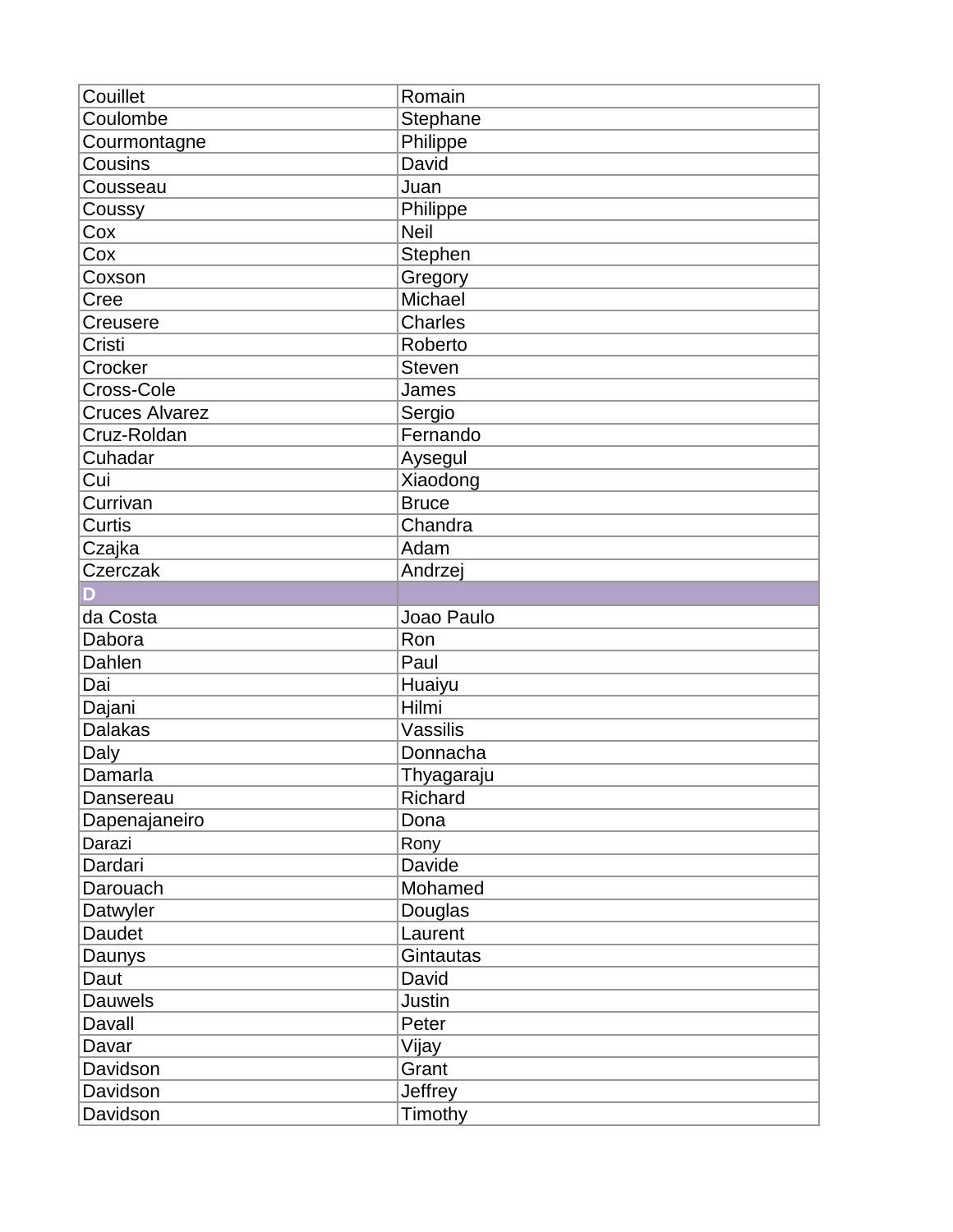| Couillet | Romain |
|---|---|
| Coulombe | Stephane |
| Courmontagne | Philippe |
| Cousins | David |
| Cousseau | Juan |
| Coussy | Philippe |
| Cox | Neil |
| Cox | Stephen |
| Coxson | Gregory |
| Cree | Michael |
| Creusere | Charles |
| Cristi | Roberto |
| Crocker | Steven |
| Cross-Cole | James |
| Cruces Alvarez | Sergio |
| Cruz-Roldan | Fernando |
| Cuhadar | Aysegul |
| Cui | Xiaodong |
| Currivan | Bruce |
| Curtis | Chandra |
| Czajka | Adam |
| Czerczak | Andrzej |
| **D** | |
| da Costa | Joao Paulo |
| Dabora | Ron |
| Dahlen | Paul |
| Dai | Huaiyu |
| Dajani | Hilmi |
| Dalakas | Vassilis |
| Daly | Donnacha |
| Damarla | Thyagaraju |
| Dansereau | Richard |
| Dapenajaneiro | Dona |
| Darazi | Rony |
| Dardari | Davide |
| Darouach | Mohamed |
| Datwyler | Douglas |
| Daudet | Laurent |
| Daunys | Gintautas |
| Daut | David |
| Dauwels | Justin |
| Davall | Peter |
| Davar | Vijay |
| Davidson | Grant |
| Davidson | Jeffrey |
| Davidson | Timothy |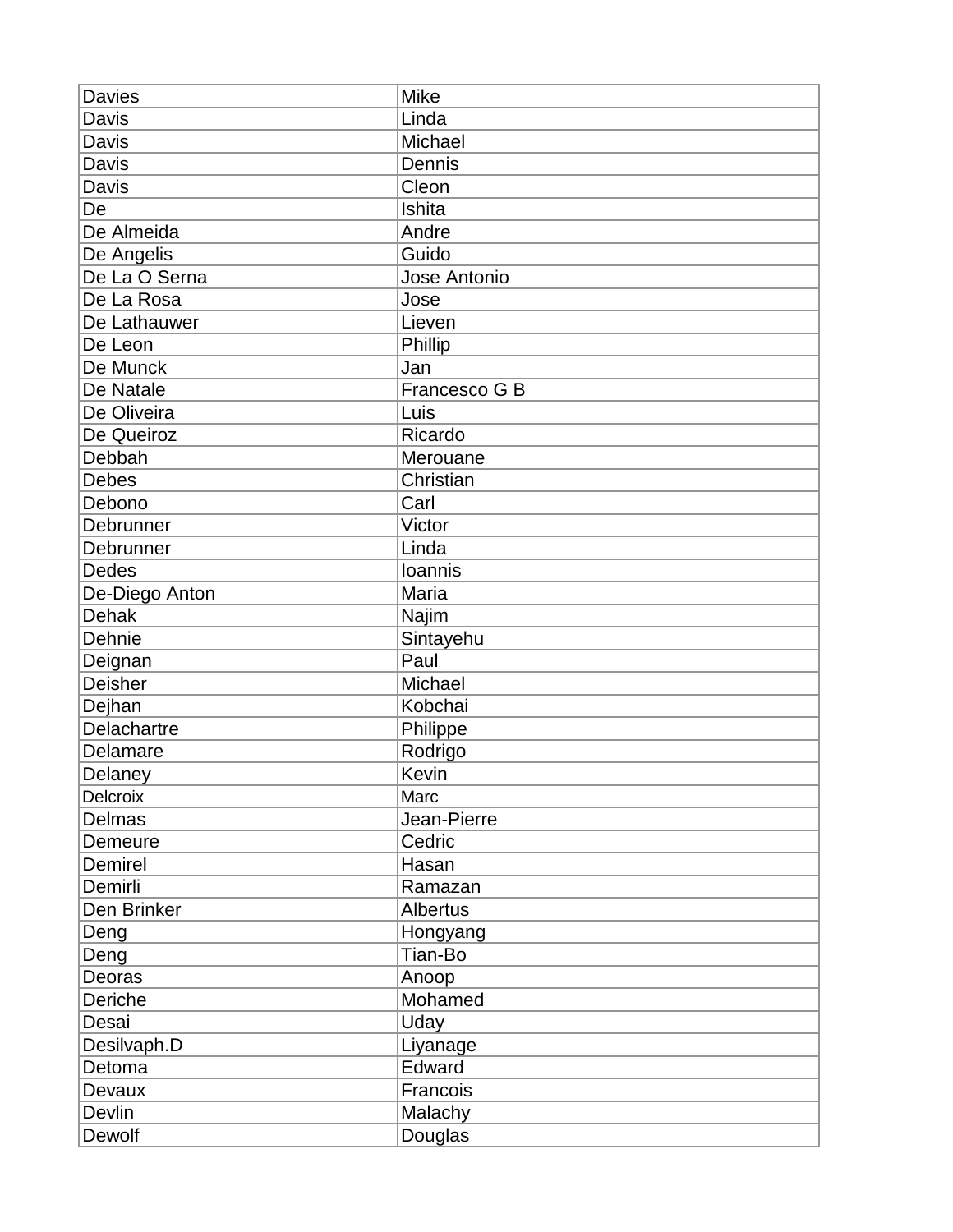| Davies | Mike |
|---|---|
| Davis | Linda |
| Davis | Michael |
| Davis | Dennis |
| Davis | Cleon |
| De | Ishita |
| De Almeida | Andre |
| De Angelis | Guido |
| De La O Serna | Jose Antonio |
| De La Rosa | Jose |
| De Lathauwer | Lieven |
| De Leon | Phillip |
| De Munck | Jan |
| De Natale | Francesco G B |
| De Oliveira | Luis |
| De Queiroz | Ricardo |
| Debbah | Merouane |
| Debes | Christian |
| Debono | Carl |
| Debrunner | Victor |
| Debrunner | Linda |
| Dedes | Ioannis |
| De-Diego Anton | Maria |
| Dehak | Najim |
| Dehnie | Sintayehu |
| Deignan | Paul |
| Deisher | Michael |
| Dejhan | Kobchai |
| Delachartre | Philippe |
| Delamare | Rodrigo |
| Delaney | Kevin |
| Delcroix | Marc |
| Delmas | Jean-Pierre |
| Demeure | Cedric |
| Demirel | Hasan |
| Demirli | Ramazan |
| Den Brinker | Albertus |
| Deng | Hongyang |
| Deng | Tian-Bo |
| Deoras | Anoop |
| Deriche | Mohamed |
| Desai | Uday |
| Desilvaph.D | Liyanage |
| Detoma | Edward |
| Devaux | Francois |
| Devlin | Malachy |
| Dewolf | Douglas |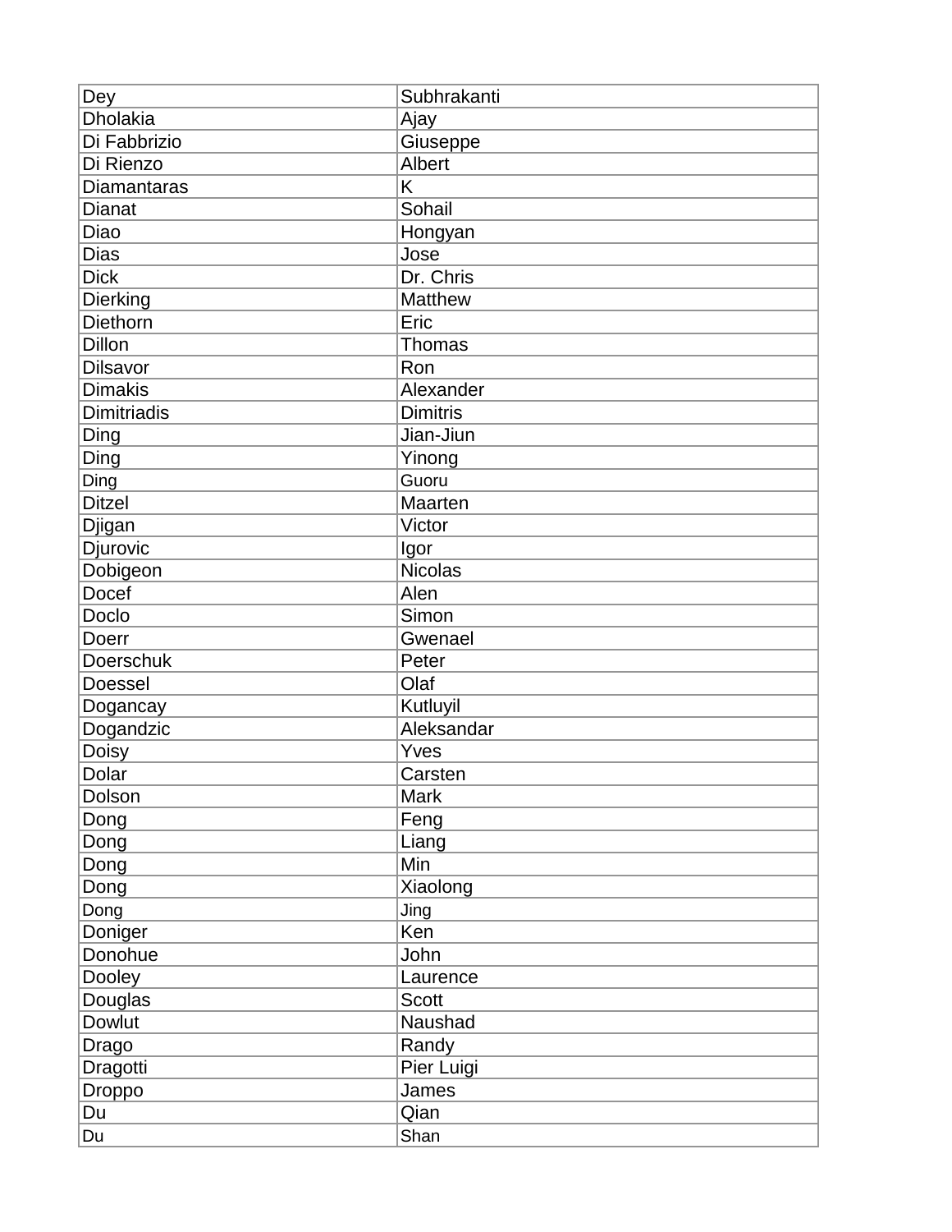| Dey | Subhrakanti |
|---|---|
| Dholakia | Ajay |
| Di Fabbrizio | Giuseppe |
| Di Rienzo | Albert |
| Diamantaras | K |
| Dianat | Sohail |
| Diao | Hongyan |
| Dias | Jose |
| Dick | Dr. Chris |
| Dierking | Matthew |
| Diethorn | Eric |
| Dillon | Thomas |
| Dilsavor | Ron |
| Dimakis | Alexander |
| Dimitriadis | Dimitris |
| Ding | Jian-Jiun |
| Ding | Yinong |
| Ding | Guoru |
| Ditzel | Maarten |
| Djigan | Victor |
| Djurovic | Igor |
| Dobigeon | Nicolas |
| Docef | Alen |
| Doclo | Simon |
| Doerr | Gwenael |
| Doerschuk | Peter |
| Doessel | Olaf |
| Dogancay | Kutluyil |
| Dogandzic | Aleksandar |
| Doisy | Yves |
| Dolar | Carsten |
| Dolson | Mark |
| Dong | Feng |
| Dong | Liang |
| Dong | Min |
| Dong | Xiaolong |
| Dong | Jing |
| Doniger | Ken |
| Donohue | John |
| Dooley | Laurence |
| Douglas | Scott |
| Dowlut | Naushad |
| Drago | Randy |
| Dragotti | Pier Luigi |
| Droppo | James |
| Du | Qian |
| Du | Shan |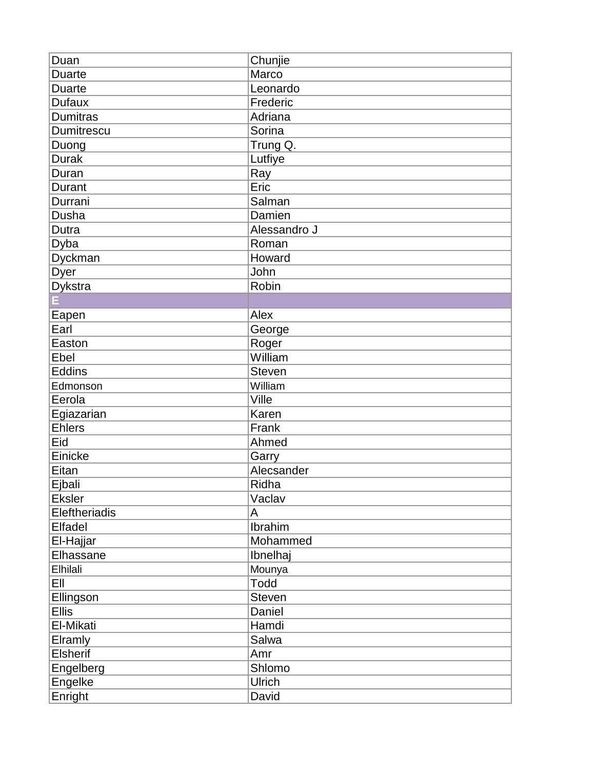| Duan | Chunjie |
| --- | --- |
| Duarte | Marco |
| Duarte | Leonardo |
| Dufaux | Frederic |
| Dumitras | Adriana |
| Dumitrescu | Sorina |
| Duong | Trung Q. |
| Durak | Lutfiye |
| Duran | Ray |
| Durant | Eric |
| Durrani | Salman |
| Dusha | Damien |
| Dutra | Alessandro J |
| Dyba | Roman |
| Dyckman | Howard |
| Dyer | John |
| Dykstra | Robin |
| **E** | |
| Eapen | Alex |
| Earl | George |
| Easton | Roger |
| Ebel | William |
| Eddins | Steven |
| Edmonson | William |
| Eerola | Ville |
| Egiazarian | Karen |
| Ehlers | Frank |
| Eid | Ahmed |
| Einicke | Garry |
| Eitan | Alecsander |
| Ejbali | Ridha |
| Eksler | Vaclav |
| Eleftheriadis | A |
| Elfadel | Ibrahim |
| El-Hajjar | Mohammed |
| Elhassane | Ibnelhaj |
| Elhilali | Mounya |
| Ell | Todd |
| Ellingson | Steven |
| Ellis | Daniel |
| El-Mikati | Hamdi |
| Elramly | Salwa |
| Elsherif | Amr |
| Engelberg | Shlomo |
| Engelke | Ulrich |
| Enright | David |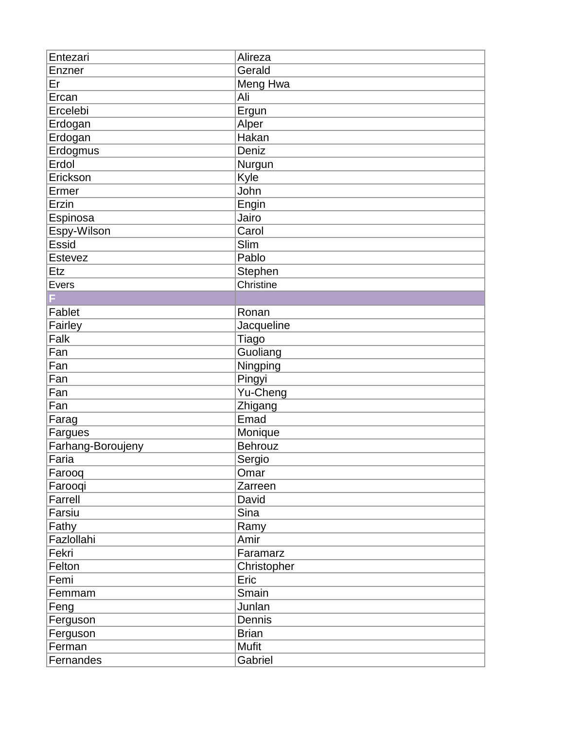| | |
|---|---|
| Entezari | Alireza |
| Enzner | Gerald |
| Er | Meng Hwa |
| Ercan | Ali |
| Ercelebi | Ergun |
| Erdogan | Alper |
| Erdogan | Hakan |
| Erdogmus | Deniz |
| Erdol | Nurgun |
| Erickson | Kyle |
| Ermer | John |
| Erzin | Engin |
| Espinosa | Jairo |
| Espy-Wilson | Carol |
| Essid | Slim |
| Estevez | Pablo |
| Etz | Stephen |
| Evers | Christine |
| **F** | |
| Fablet | Ronan |
| Fairley | Jacqueline |
| Falk | Tiago |
| Fan | Guoliang |
| Fan | Ningping |
| Fan | Pingyi |
| Fan | Yu-Cheng |
| Fan | Zhigang |
| Farag | Emad |
| Fargues | Monique |
| Farhang-Boroujeny | Behrouz |
| Faria | Sergio |
| Farooq | Omar |
| Farooqi | Zarreen |
| Farrell | David |
| Farsiu | Sina |
| Fathy | Ramy |
| Fazlollahi | Amir |
| Fekri | Faramarz |
| Felton | Christopher |
| Femi | Eric |
| Femmam | Smain |
| Feng | Junlan |
| Ferguson | Dennis |
| Ferguson | Brian |
| Ferman | Mufit |
| Fernandes | Gabriel |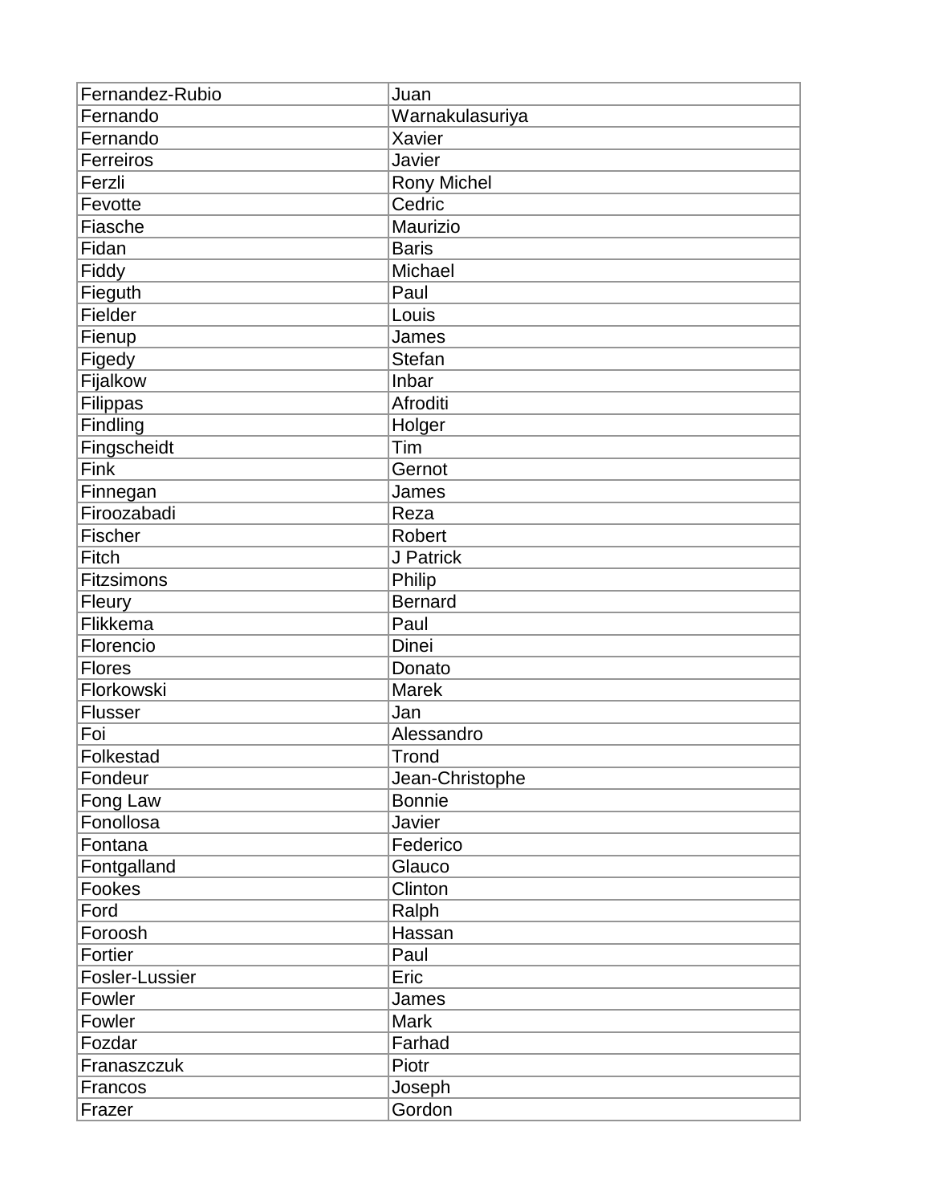| Fernandez-Rubio | Juan |
|---|---|
| Fernando | Warnakulasuriya |
| Fernando | Xavier |
| Ferreiros | Javier |
| Ferzli | Rony Michel |
| Fevotte | Cedric |
| Fiasche | Maurizio |
| Fidan | Baris |
| Fiddy | Michael |
| Fieguth | Paul |
| Fielder | Louis |
| Fienup | James |
| Figedy | Stefan |
| Fijalkow | Inbar |
| Filippas | Afroditi |
| Findling | Holger |
| Fingscheidt | Tim |
| Fink | Gernot |
| Finnegan | James |
| Firoozabadi | Reza |
| Fischer | Robert |
| Fitch | J Patrick |
| Fitzsimons | Philip |
| Fleury | Bernard |
| Flikkema | Paul |
| Florencio | Dinei |
| Flores | Donato |
| Florkowski | Marek |
| Flusser | Jan |
| Foi | Alessandro |
| Folkestad | Trond |
| Fondeur | Jean-Christophe |
| Fong Law | Bonnie |
| Fonollosa | Javier |
| Fontana | Federico |
| Fontgalland | Glauco |
| Fookes | Clinton |
| Ford | Ralph |
| Foroosh | Hassan |
| Fortier | Paul |
| Fosler-Lussier | Eric |
| Fowler | James |
| Fowler | Mark |
| Fozdar | Farhad |
| Franaszczuk | Piotr |
| Francos | Joseph |
| Frazer | Gordon |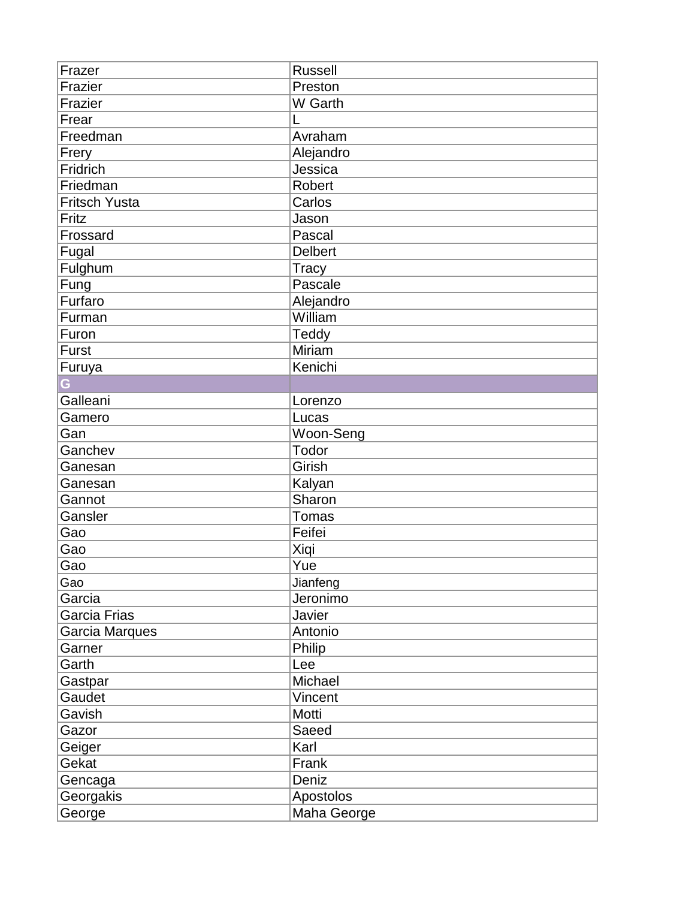| Frazer | Russell |
|---|---|
| Frazier | Preston |
| Frazier | W Garth |
| Frear | L |
| Freedman | Avraham |
| Frery | Alejandro |
| Fridrich | Jessica |
| Friedman | Robert |
| Fritsch Yusta | Carlos |
| Fritz | Jason |
| Frossard | Pascal |
| Fugal | Delbert |
| Fulghum | Tracy |
| Fung | Pascale |
| Furfaro | Alejandro |
| Furman | William |
| Furon | Teddy |
| Furst | Miriam |
| Furuya | Kenichi |
| **G** | |
| Galleani | Lorenzo |
| Gamero | Lucas |
| Gan | Woon-Seng |
| Ganchev | Todor |
| Ganesan | Girish |
| Ganesan | Kalyan |
| Gannot | Sharon |
| Gansler | Tomas |
| Gao | Feifei |
| Gao | Xiqi |
| Gao | Yue |
| Gao | Jianfeng |
| Garcia | Jeronimo |
| Garcia Frias | Javier |
| Garcia Marques | Antonio |
| Garner | Philip |
| Garth | Lee |
| Gastpar | Michael |
| Gaudet | Vincent |
| Gavish | Motti |
| Gazor | Saeed |
| Geiger | Karl |
| Gekat | Frank |
| Gencaga | Deniz |
| Georgakis | Apostolos |
| George | Maha George |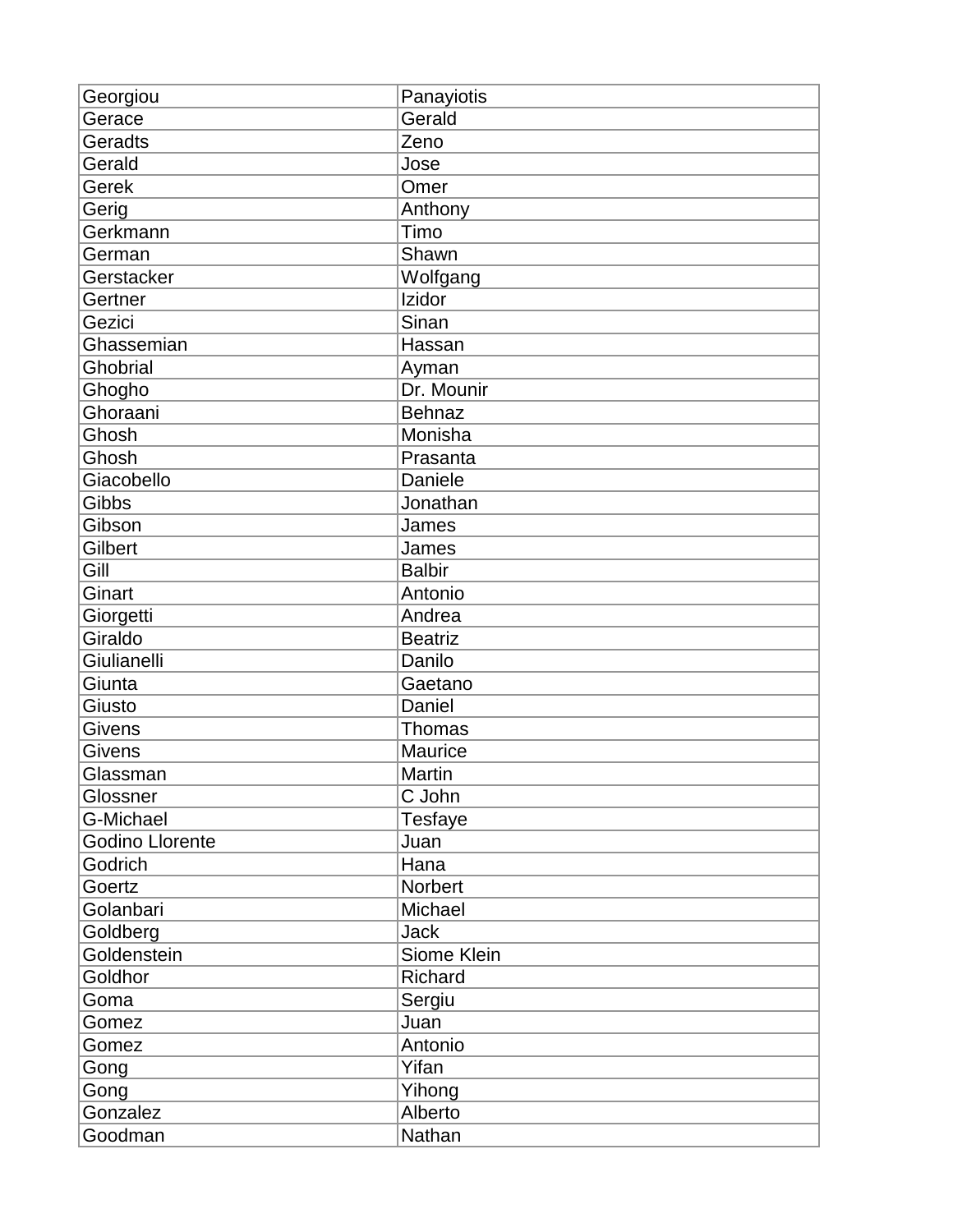| Georgiou | Panayiotis |
|---|---|
| Gerace | Gerald |
| Geradts | Zeno |
| Gerald | Jose |
| Gerek | Omer |
| Gerig | Anthony |
| Gerkmann | Timo |
| German | Shawn |
| Gerstacker | Wolfgang |
| Gertner | Izidor |
| Gezici | Sinan |
| Ghassemian | Hassan |
| Ghobrial | Ayman |
| Ghogho | Dr. Mounir |
| Ghoraani | Behnaz |
| Ghosh | Monisha |
| Ghosh | Prasanta |
| Giacobello | Daniele |
| Gibbs | Jonathan |
| Gibson | James |
| Gilbert | James |
| Gill | Balbir |
| Ginart | Antonio |
| Giorgetti | Andrea |
| Giraldo | Beatriz |
| Giulianelli | Danilo |
| Giunta | Gaetano |
| Giusto | Daniel |
| Givens | Thomas |
| Givens | Maurice |
| Glassman | Martin |
| Glossner | C John |
| G-Michael | Tesfaye |
| Godino Llorente | Juan |
| Godrich | Hana |
| Goertz | Norbert |
| Golanbari | Michael |
| Goldberg | Jack |
| Goldenstein | Siome Klein |
| Goldhor | Richard |
| Goma | Sergiu |
| Gomez | Juan |
| Gomez | Antonio |
| Gong | Yifan |
| Gong | Yihong |
| Gonzalez | Alberto |
| Goodman | Nathan |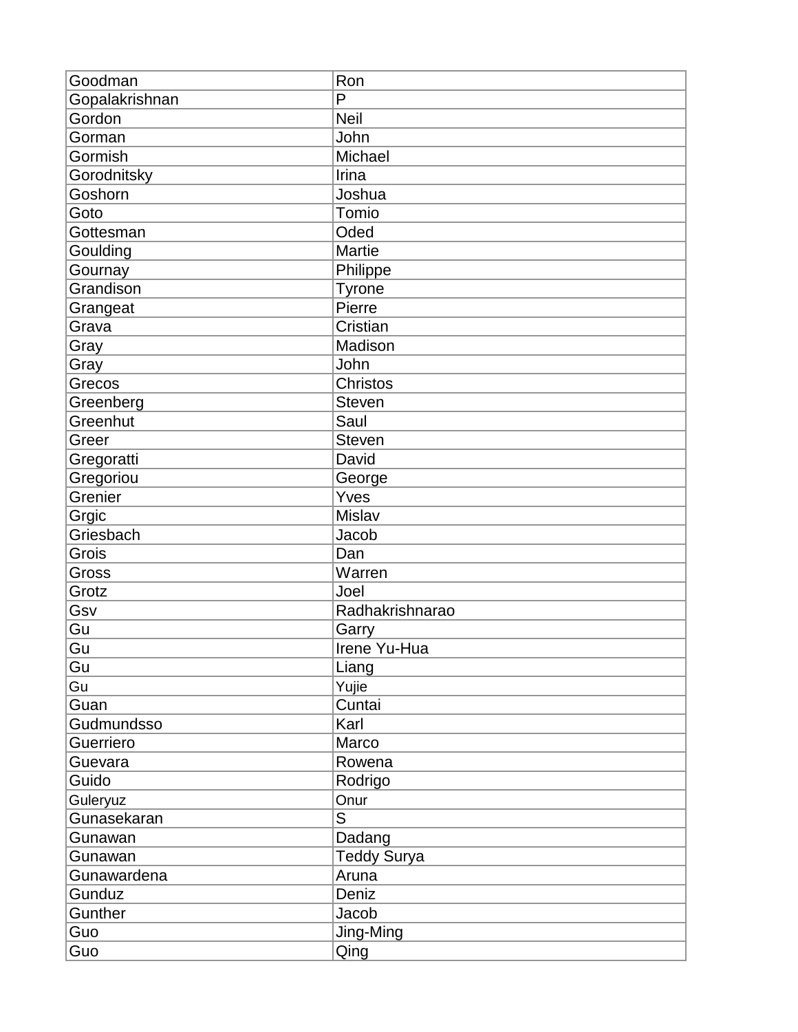| Goodman | Ron |
|---|---|
| Gopalakrishnan | P |
| Gordon | Neil |
| Gorman | John |
| Gormish | Michael |
| Gorodnitsky | Irina |
| Goshorn | Joshua |
| Goto | Tomio |
| Gottesman | Oded |
| Goulding | Martie |
| Gournay | Philippe |
| Grandison | Tyrone |
| Grangeat | Pierre |
| Grava | Cristian |
| Gray | Madison |
| Gray | John |
| Grecos | Christos |
| Greenberg | Steven |
| Greenhut | Saul |
| Greer | Steven |
| Gregoratti | David |
| Gregoriou | George |
| Grenier | Yves |
| Grgic | Mislav |
| Griesbach | Jacob |
| Grois | Dan |
| Gross | Warren |
| Grotz | Joel |
| Gsv | Radhakrishnarao |
| Gu | Garry |
| Gu | Irene Yu-Hua |
| Gu | Liang |
| Gu | Yujie |
| Guan | Cuntai |
| Gudmundsso | Karl |
| Guerriero | Marco |
| Guevara | Rowena |
| Guido | Rodrigo |
| Guleryuz | Onur |
| Gunasekaran | S |
| Gunawan | Dadang |
| Gunawan | Teddy Surya |
| Gunawardena | Aruna |
| Gunduz | Deniz |
| Gunther | Jacob |
| Guo | Jing-Ming |
| Guo | Qing |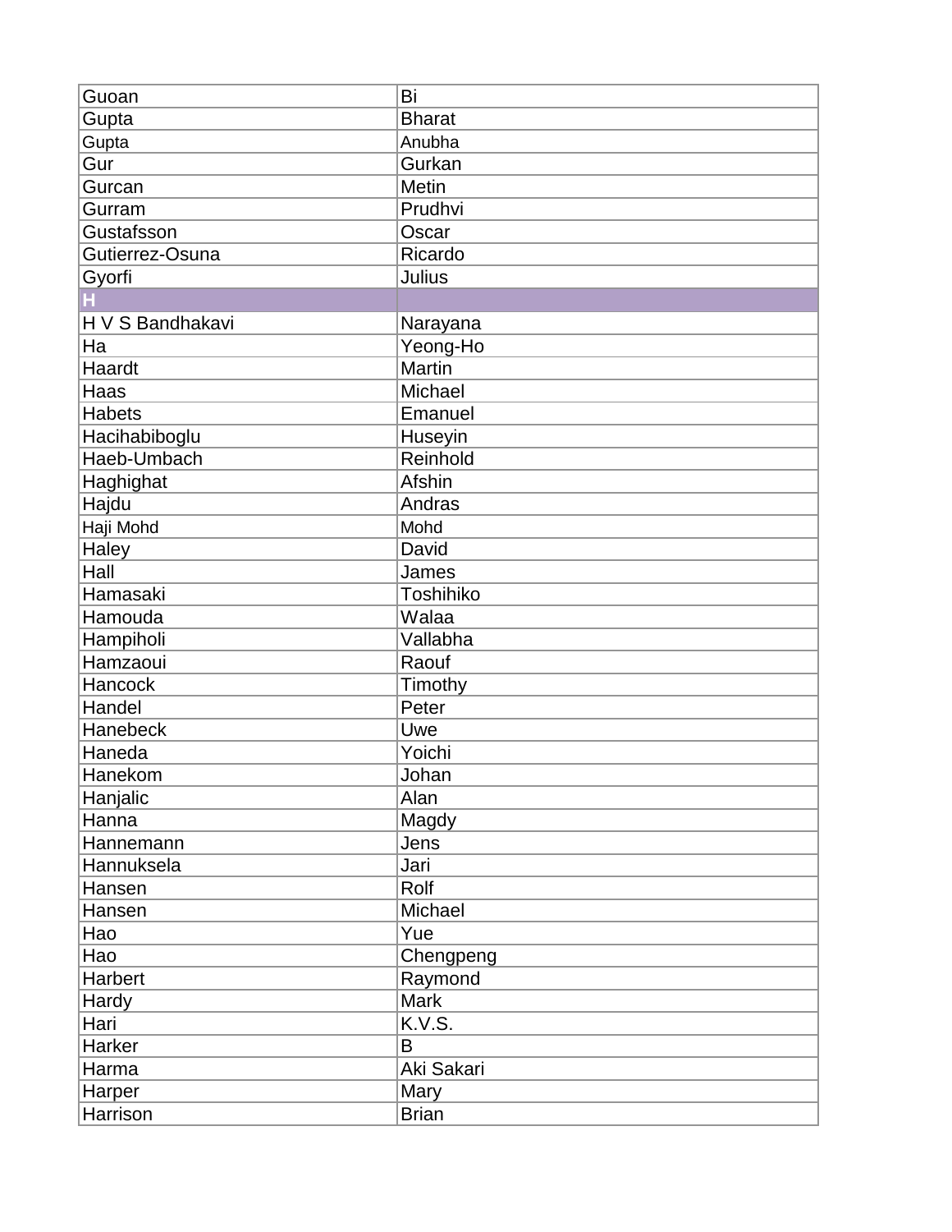| Guoan | Bi |
|---|---|
| Gupta | Bharat |
| Gupta | Anubha |
| Gur | Gurkan |
| Gurcan | Metin |
| Gurram | Prudhvi |
| Gustafsson | Oscar |
| Gutierrez-Osuna | Ricardo |
| Gyorfi | Julius |
| H | |
| H V S Bandhakavi | Narayana |
| Ha | Yeong-Ho |
| Haardt | Martin |
| Haas | Michael |
| Habets | Emanuel |
| Hacihabiboglu | Huseyin |
| Haeb-Umbach | Reinhold |
| Haghighat | Afshin |
| Hajdu | Andras |
| Haji Mohd | Mohd |
| Haley | David |
| Hall | James |
| Hamasaki | Toshihiko |
| Hamouda | Walaa |
| Hampiholi | Vallabha |
| Hamzaoui | Raouf |
| Hancock | Timothy |
| Handel | Peter |
| Hanebeck | Uwe |
| Haneda | Yoichi |
| Hanekom | Johan |
| Hanjalic | Alan |
| Hanna | Magdy |
| Hannemann | Jens |
| Hannuksela | Jari |
| Hansen | Rolf |
| Hansen | Michael |
| Hao | Yue |
| Hao | Chengpeng |
| Harbert | Raymond |
| Hardy | Mark |
| Hari | K.V.S. |
| Harker | B |
| Harma | Aki Sakari |
| Harper | Mary |
| Harrison | Brian |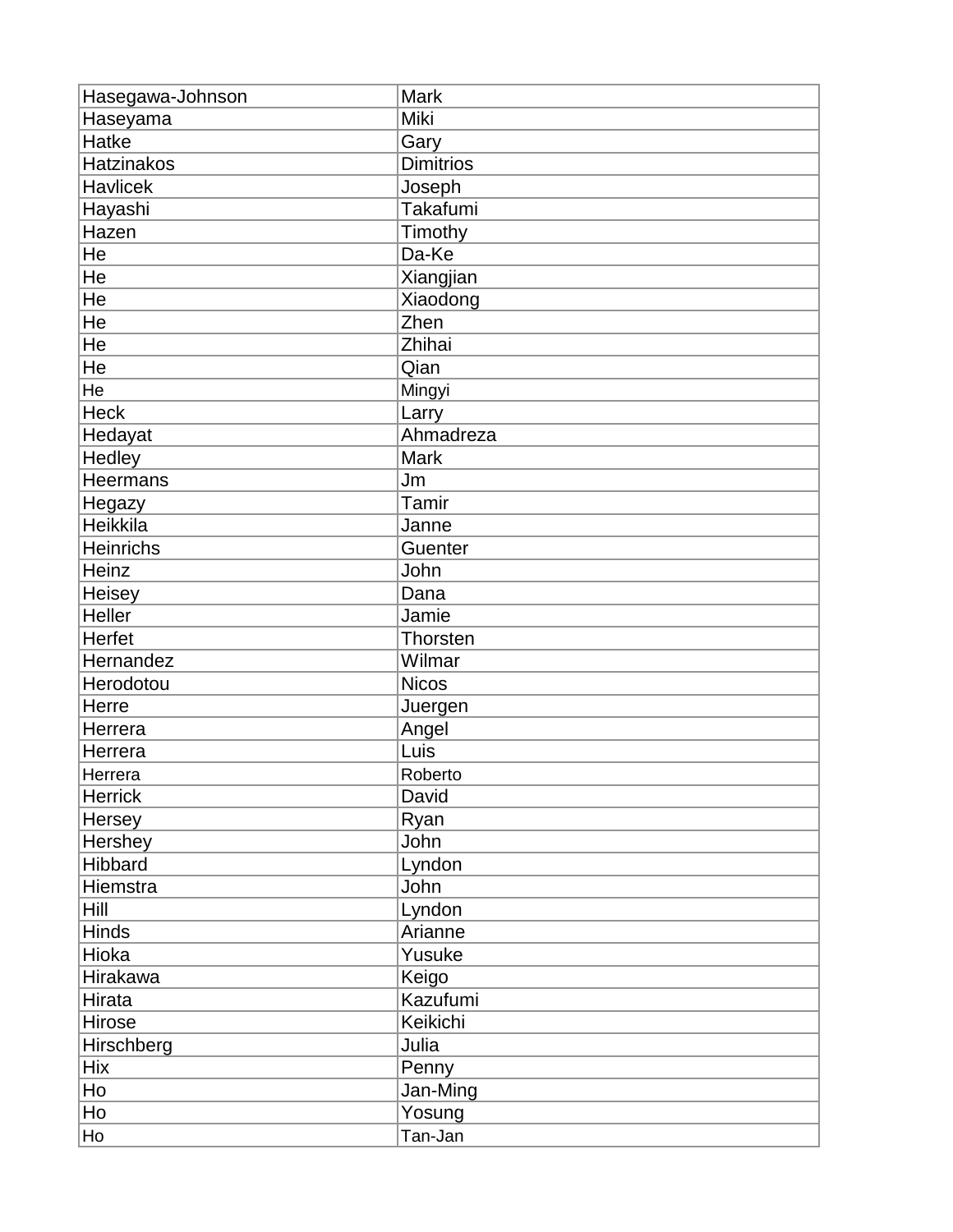| Hasegawa-Johnson | Mark |
|---|---|
| Haseyama | Miki |
| Hatke | Gary |
| Hatzinakos | Dimitrios |
| Havlicek | Joseph |
| Hayashi | Takafumi |
| Hazen | Timothy |
| He | Da-Ke |
| He | Xiangjian |
| He | Xiaodong |
| He | Zhen |
| He | Zhihai |
| He | Qian |
| He | Mingyi |
| Heck | Larry |
| Hedayat | Ahmadreza |
| Hedley | Mark |
| Heermans | Jm |
| Hegazy | Tamir |
| Heikkila | Janne |
| Heinrichs | Guenter |
| Heinz | John |
| Heisey | Dana |
| Heller | Jamie |
| Herfet | Thorsten |
| Hernandez | Wilmar |
| Herodotou | Nicos |
| Herre | Juergen |
| Herrera | Angel |
| Herrera | Luis |
| Herrera | Roberto |
| Herrick | David |
| Hersey | Ryan |
| Hershey | John |
| Hibbard | Lyndon |
| Hiemstra | John |
| Hill | Lyndon |
| Hinds | Arianne |
| Hioka | Yusuke |
| Hirakawa | Keigo |
| Hirata | Kazufumi |
| Hirose | Keikichi |
| Hirschberg | Julia |
| Hix | Penny |
| Ho | Jan-Ming |
| Ho | Yosung |
| Ho | Tan-Jan |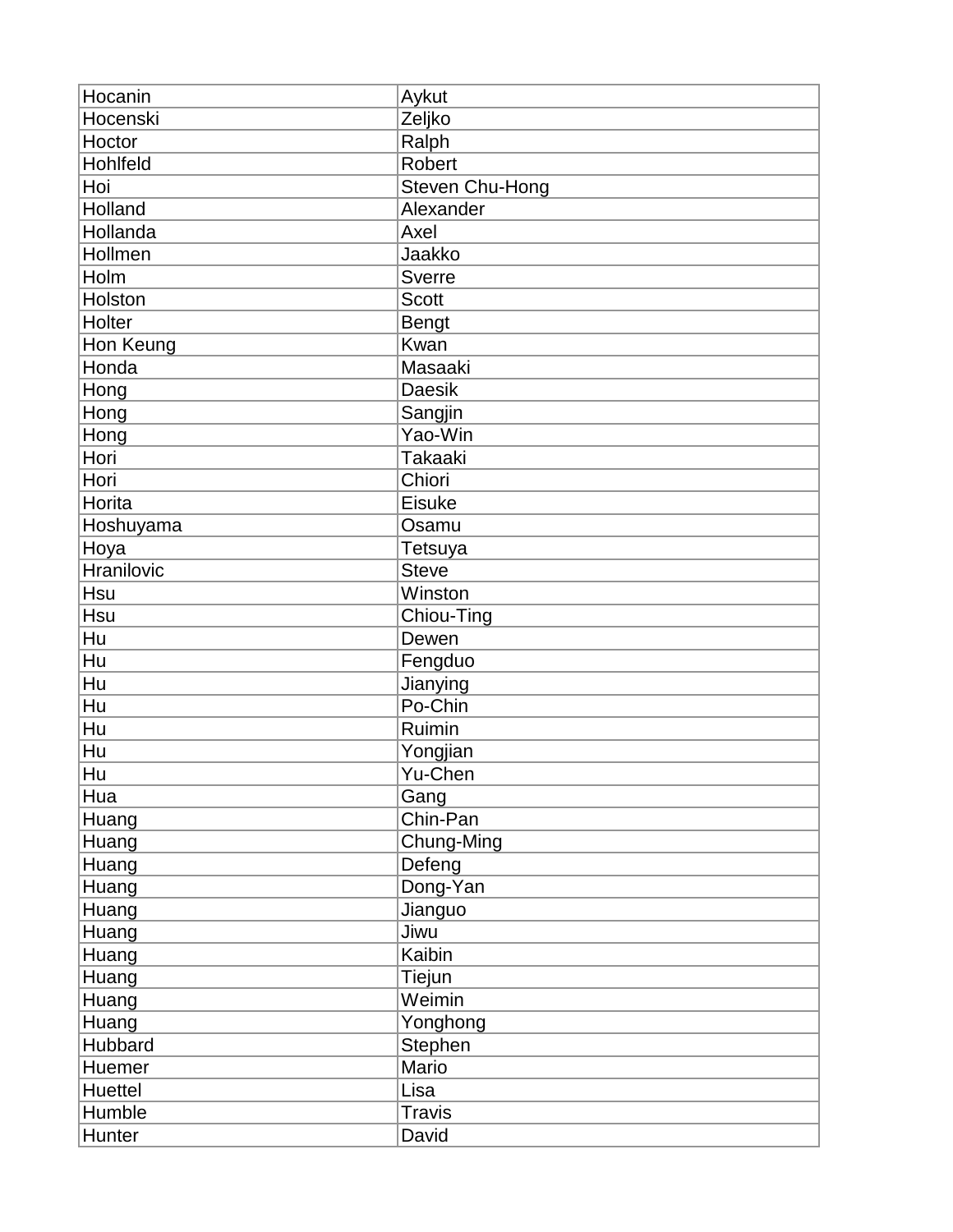| Hocanin | Aykut |
|---|---|
| Hocenski | Zeljko |
| Hoctor | Ralph |
| Hohlfeld | Robert |
| Hoi | Steven Chu-Hong |
| Holland | Alexander |
| Hollanda | Axel |
| Hollmen | Jaakko |
| Holm | Sverre |
| Holston | Scott |
| Holter | Bengt |
| Hon Keung | Kwan |
| Honda | Masaaki |
| Hong | Daesik |
| Hong | Sangjin |
| Hong | Yao-Win |
| Hori | Takaaki |
| Hori | Chiori |
| Horita | Eisuke |
| Hoshuyama | Osamu |
| Hoya | Tetsuya |
| Hranilovic | Steve |
| Hsu | Winston |
| Hsu | Chiou-Ting |
| Hu | Dewen |
| Hu | Fengduo |
| Hu | Jianying |
| Hu | Po-Chin |
| Hu | Ruimin |
| Hu | Yongjian |
| Hu | Yu-Chen |
| Hua | Gang |
| Huang | Chin-Pan |
| Huang | Chung-Ming |
| Huang | Defeng |
| Huang | Dong-Yan |
| Huang | Jianguo |
| Huang | Jiwu |
| Huang | Kaibin |
| Huang | Tiejun |
| Huang | Weimin |
| Huang | Yonghong |
| Hubbard | Stephen |
| Huemer | Mario |
| Huettel | Lisa |
| Humble | Travis |
| Hunter | David |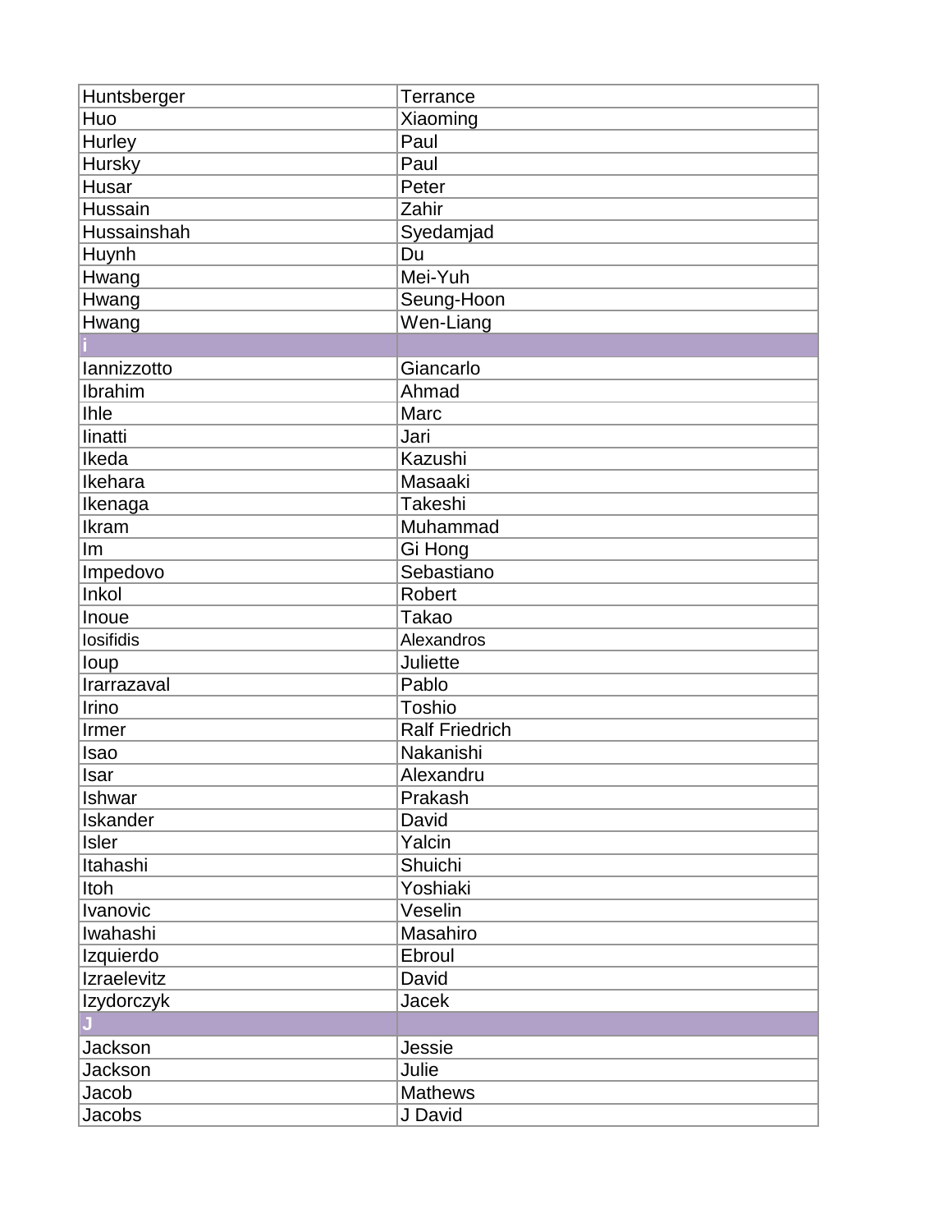| | |
|---|---|
| Huntsberger | Terrance |
| Huo | Xiaoming |
| Hurley | Paul |
| Hursky | Paul |
| Husar | Peter |
| Hussain | Zahir |
| Hussainshah | Syedamjad |
| Huynh | Du |
| Hwang | Mei-Yuh |
| Hwang | Seung-Hoon |
| Hwang | Wen-Liang |
| I | |
| Iannizzotto | Giancarlo |
| Ibrahim | Ahmad |
| Ihle | Marc |
| Iinatti | Jari |
| Ikeda | Kazushi |
| Ikehara | Masaaki |
| Ikenaga | Takeshi |
| Ikram | Muhammad |
| Im | Gi Hong |
| Impedovo | Sebastiano |
| Inkol | Robert |
| Inoue | Takao |
| Iosifidis | Alexandros |
| Ioup | Juliette |
| Irarrazaval | Pablo |
| Irino | Toshio |
| Irmer | Ralf Friedrich |
| Isao | Nakanishi |
| Isar | Alexandru |
| Ishwar | Prakash |
| Iskander | David |
| Isler | Yalcin |
| Itahashi | Shuichi |
| Itoh | Yoshiaki |
| Ivanovic | Veselin |
| Iwahashi | Masahiro |
| Izquierdo | Ebroul |
| Izraelevitz | David |
| Izydorczyk | Jacek |
| J | |
| Jackson | Jessie |
| Jackson | Julie |
| Jacob | Mathews |
| Jacobs | J David |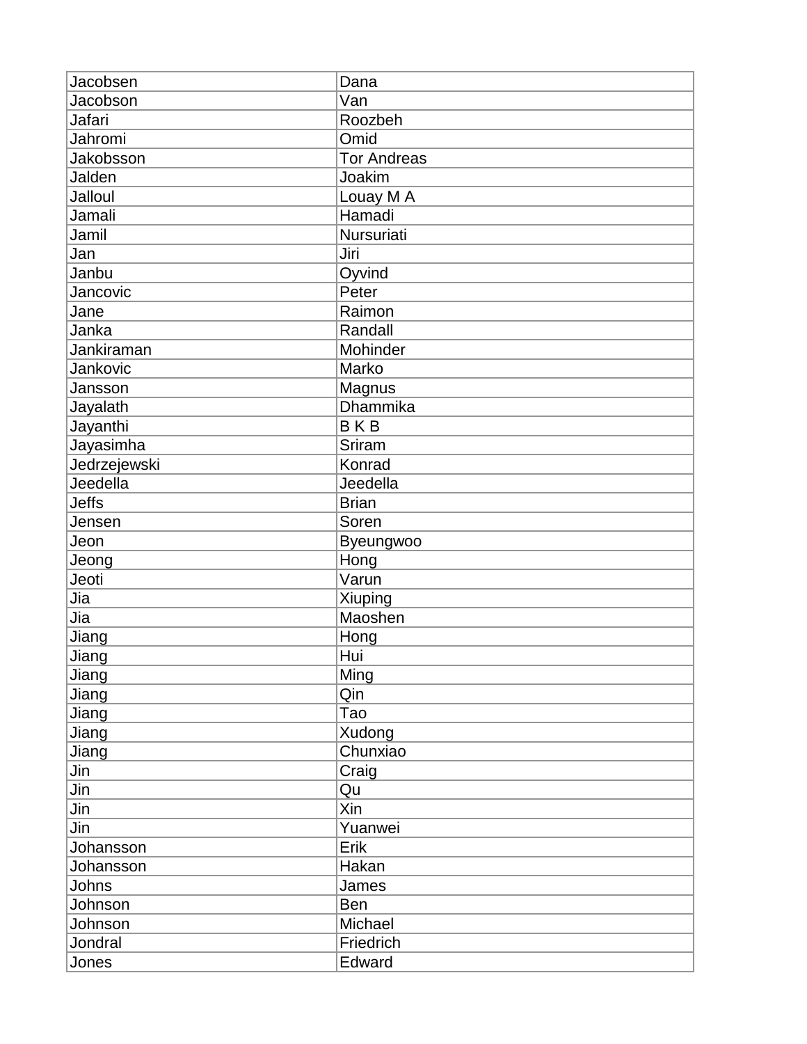| Jacobsen | Dana |
|---|---|
| Jacobson | Van |
| Jafari | Roozbeh |
| Jahromi | Omid |
| Jakobsson | Tor Andreas |
| Jalden | Joakim |
| Jalloul | Louay M A |
| Jamali | Hamadi |
| Jamil | Nursuriati |
| Jan | Jiri |
| Janbu | Oyvind |
| Jancovic | Peter |
| Jane | Raimon |
| Janka | Randall |
| Jankiraman | Mohinder |
| Jankovic | Marko |
| Jansson | Magnus |
| Jayalath | Dhammika |
| Jayanthi | B K B |
| Jayasimha | Sriram |
| Jedrzejewski | Konrad |
| Jeedella | Jeedella |
| Jeffs | Brian |
| Jensen | Soren |
| Jeon | Byeungwoo |
| Jeong | Hong |
| Jeoti | Varun |
| Jia | Xiuping |
| Jia | Maoshen |
| Jiang | Hong |
| Jiang | Hui |
| Jiang | Ming |
| Jiang | Qin |
| Jiang | Tao |
| Jiang | Xudong |
| Jiang | Chunxiao |
| Jin | Craig |
| Jin | Qu |
| Jin | Xin |
| Jin | Yuanwei |
| Johansson | Erik |
| Johansson | Hakan |
| Johns | James |
| Johnson | Ben |
| Johnson | Michael |
| Jondral | Friedrich |
| Jones | Edward |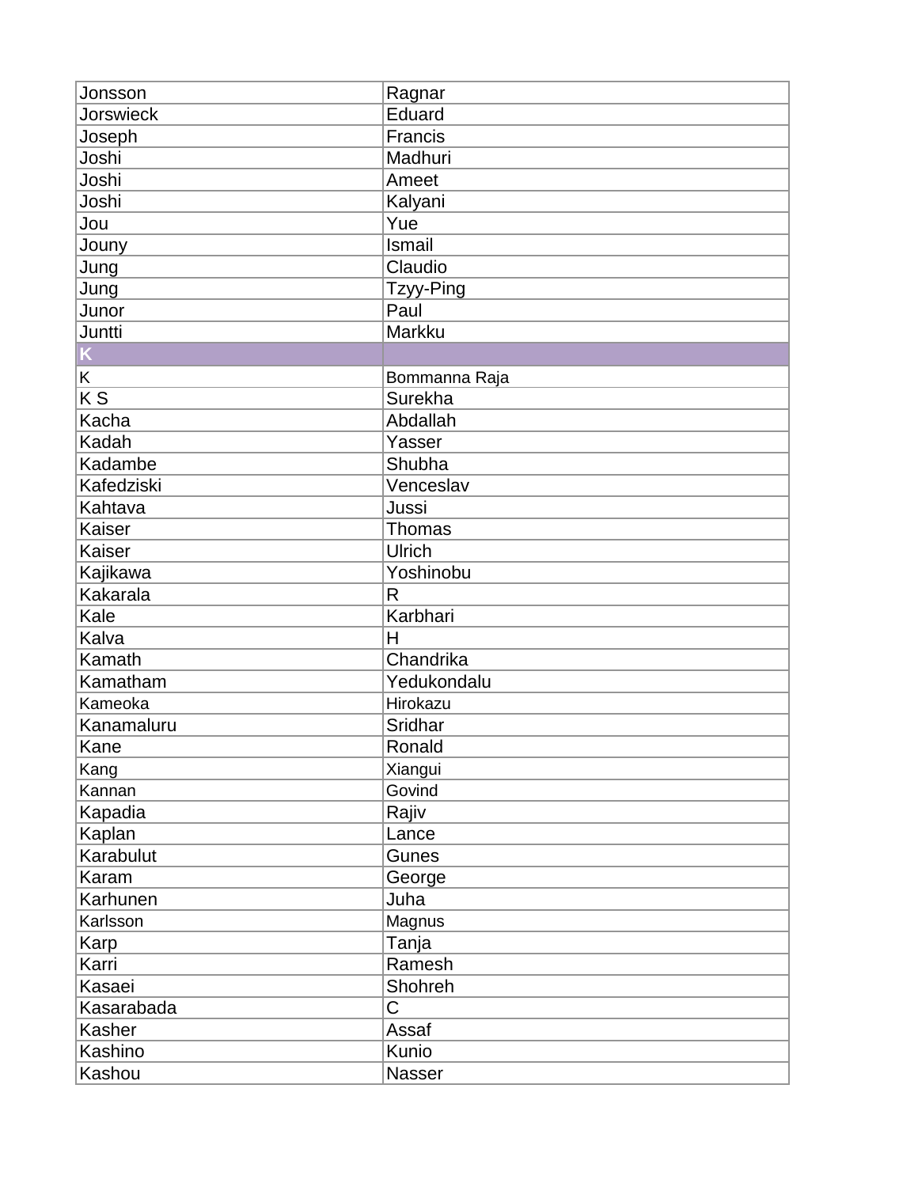| | |
|---|---|
| Jonsson | Ragnar |
| Jorswieck | Eduard |
| Joseph | Francis |
| Joshi | Madhuri |
| Joshi | Ameet |
| Joshi | Kalyani |
| Jou | Yue |
| Jouny | Ismail |
| Jung | Claudio |
| Jung | Tzyy-Ping |
| Junor | Paul |
| Juntti | Markku |
| **K** | |
| K | Bommanna Raja |
| K S | Surekha |
| Kacha | Abdallah |
| Kadah | Yasser |
| Kadambe | Shubha |
| Kafedziski | Venceslav |
| Kahtava | Jussi |
| Kaiser | Thomas |
| Kaiser | Ulrich |
| Kajikawa | Yoshinobu |
| Kakarala | R |
| Kale | Karbhari |
| Kalva | H |
| Kamath | Chandrika |
| Kamatham | Yedukondalu |
| Kameoka | Hirokazu |
| Kanamaluru | Sridhar |
| Kane | Ronald |
| Kang | Xiangui |
| Kannan | Govind |
| Kapadia | Rajiv |
| Kaplan | Lance |
| Karabulut | Gunes |
| Karam | George |
| Karhunen | Juha |
| Karlsson | Magnus |
| Karp | Tanja |
| Karri | Ramesh |
| Kasaei | Shohreh |
| Kasarabada | C |
| Kasher | Assaf |
| Kashino | Kunio |
| Kashou | Nasser |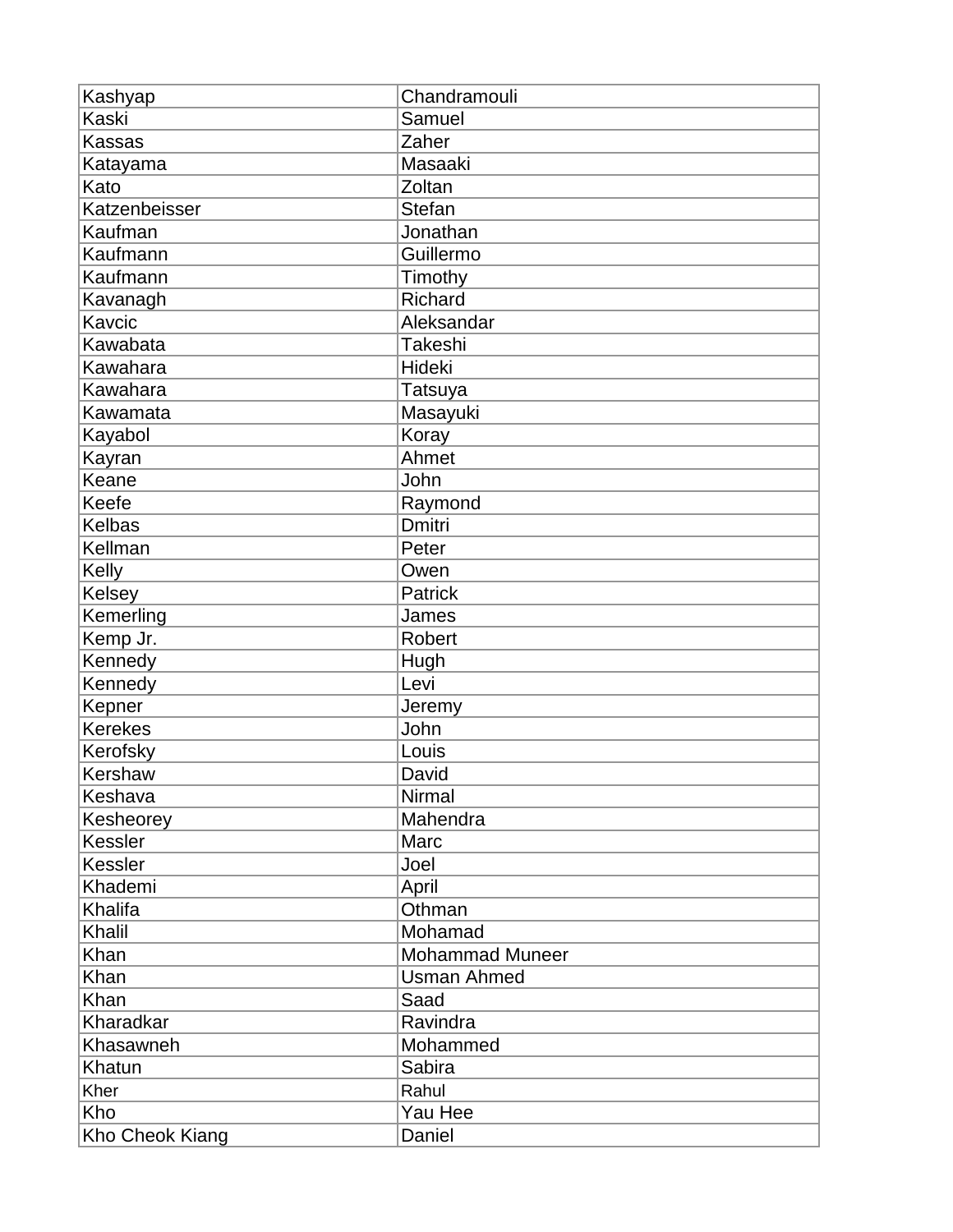| Kashyap | Chandramouli |
|---|---|
| Kaski | Samuel |
| Kassas | Zaher |
| Katayama | Masaaki |
| Kato | Zoltan |
| Katzenbeisser | Stefan |
| Kaufman | Jonathan |
| Kaufmann | Guillermo |
| Kaufmann | Timothy |
| Kavanagh | Richard |
| Kavcic | Aleksandar |
| Kawabata | Takeshi |
| Kawahara | Hideki |
| Kawahara | Tatsuya |
| Kawamata | Masayuki |
| Kayabol | Koray |
| Kayran | Ahmet |
| Keane | John |
| Keefe | Raymond |
| Kelbas | Dmitri |
| Kellman | Peter |
| Kelly | Owen |
| Kelsey | Patrick |
| Kemerling | James |
| Kemp Jr. | Robert |
| Kennedy | Hugh |
| Kennedy | Levi |
| Kepner | Jeremy |
| Kerekes | John |
| Kerofsky | Louis |
| Kershaw | David |
| Keshava | Nirmal |
| Kesheorey | Mahendra |
| Kessler | Marc |
| Kessler | Joel |
| Khademi | April |
| Khalifa | Othman |
| Khalil | Mohamad |
| Khan | Mohammad Muneer |
| Khan | Usman Ahmed |
| Khan | Saad |
| Kharadkar | Ravindra |
| Khasawneh | Mohammed |
| Khatun | Sabira |
| Kher | Rahul |
| Kho | Yau Hee |
| Kho Cheok Kiang | Daniel |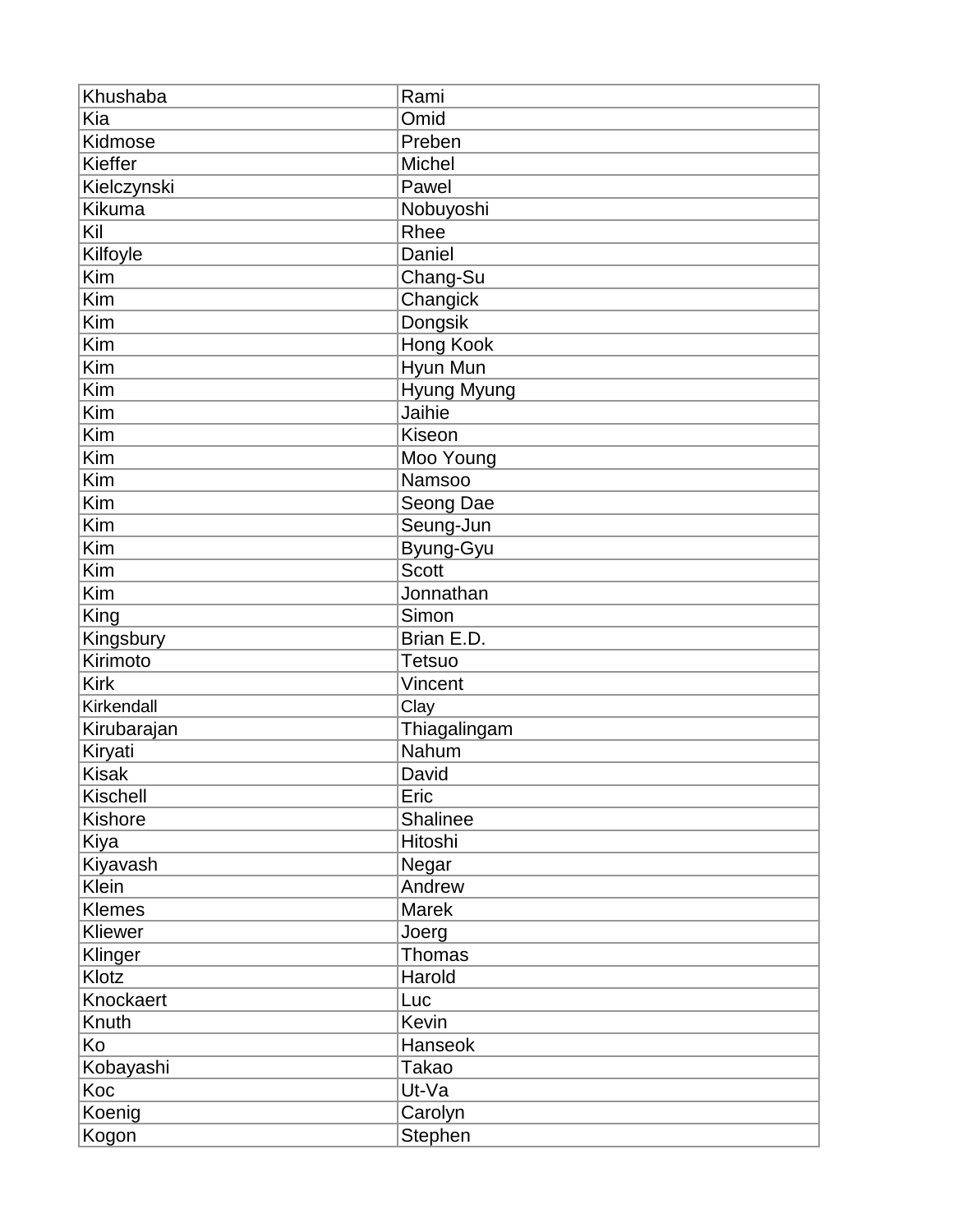| Khushaba | Rami |
|---|---|
| Kia | Omid |
| Kidmose | Preben |
| Kieffer | Michel |
| Kielczynski | Pawel |
| Kikuma | Nobuyoshi |
| Kil | Rhee |
| Kilfoyle | Daniel |
| Kim | Chang-Su |
| Kim | Changick |
| Kim | Dongsik |
| Kim | Hong Kook |
| Kim | Hyun Mun |
| Kim | Hyung Myung |
| Kim | Jaihie |
| Kim | Kiseon |
| Kim | Moo Young |
| Kim | Namsoo |
| Kim | Seong Dae |
| Kim | Seung-Jun |
| Kim | Byung-Gyu |
| Kim | Scott |
| Kim | Jonnathan |
| King | Simon |
| Kingsbury | Brian E.D. |
| Kirimoto | Tetsuo |
| Kirk | Vincent |
| Kirkendall | Clay |
| Kirubarajan | Thiagalingam |
| Kiryati | Nahum |
| Kisak | David |
| Kischell | Eric |
| Kishore | Shalinee |
| Kiya | Hitoshi |
| Kiyavash | Negar |
| Klein | Andrew |
| Klemes | Marek |
| Kliewer | Joerg |
| Klinger | Thomas |
| Klotz | Harold |
| Knockaert | Luc |
| Knuth | Kevin |
| Ko | Hanseok |
| Kobayashi | Takao |
| Koc | Ut-Va |
| Koenig | Carolyn |
| Kogon | Stephen |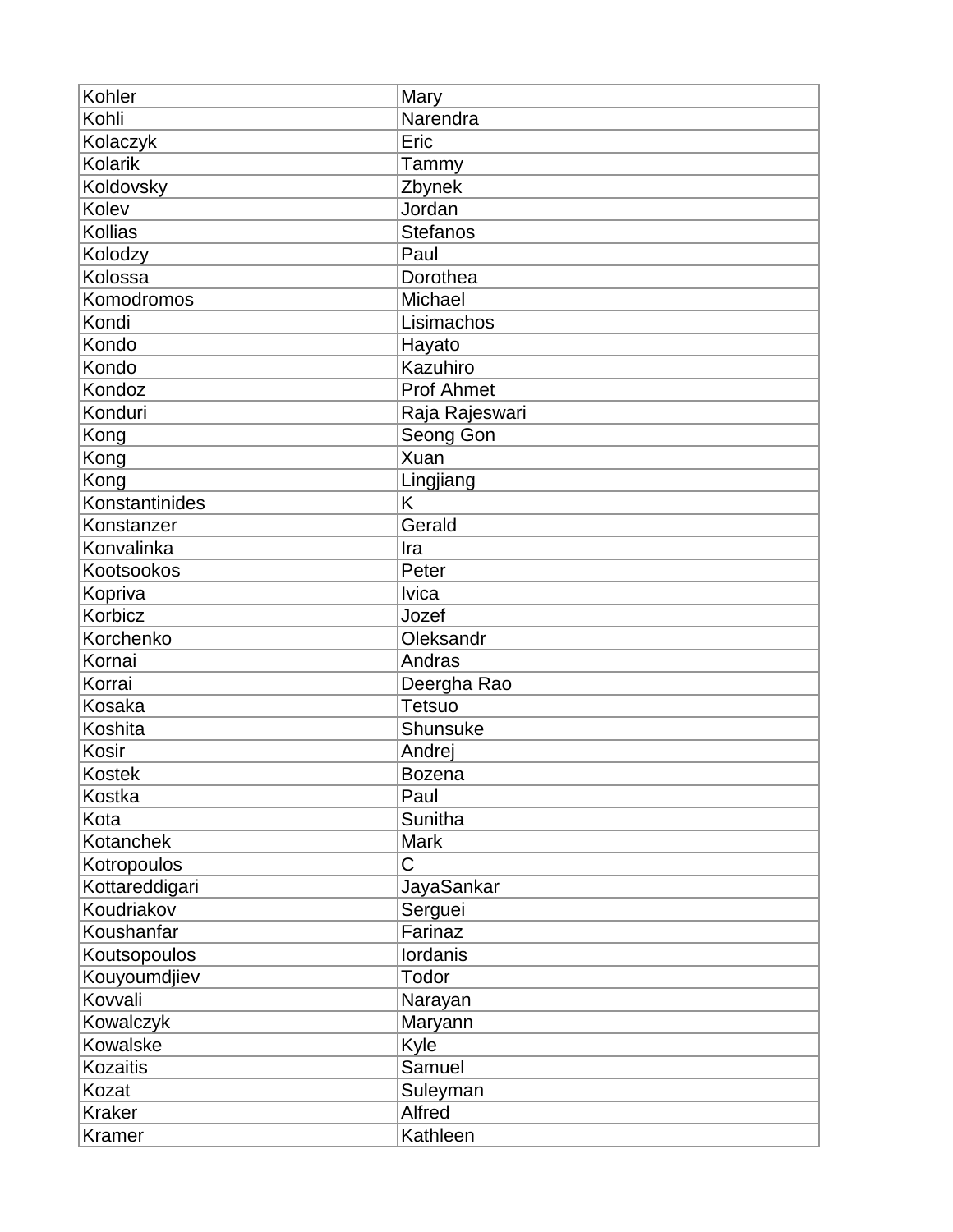| Kohler | Mary |
|---|---|
| Kohli | Narendra |
| Kolaczyk | Eric |
| Kolarik | Tammy |
| Koldovsky | Zbynek |
| Kolev | Jordan |
| Kollias | Stefanos |
| Kolodzy | Paul |
| Kolossa | Dorothea |
| Komodromos | Michael |
| Kondi | Lisimachos |
| Kondo | Hayato |
| Kondo | Kazuhiro |
| Kondoz | Prof Ahmet |
| Konduri | Raja Rajeswari |
| Kong | Seong Gon |
| Kong | Xuan |
| Kong | Lingjiang |
| Konstantinides | K |
| Konstanzer | Gerald |
| Konvalinka | Ira |
| Kootsookos | Peter |
| Kopriva | Ivica |
| Korbicz | Jozef |
| Korchenko | Oleksandr |
| Kornai | Andras |
| Korrai | Deergha Rao |
| Kosaka | Tetsuo |
| Koshita | Shunsuke |
| Kosir | Andrej |
| Kostek | Bozena |
| Kostka | Paul |
| Kota | Sunitha |
| Kotanchek | Mark |
| Kotropoulos | C |
| Kottareddigari | JayaSankar |
| Koudriakov | Serguei |
| Koushanfar | Farinaz |
| Koutsopoulos | Iordanis |
| Kouyoumdjiev | Todor |
| Kovvali | Narayan |
| Kowalczyk | Maryann |
| Kowalske | Kyle |
| Kozaitis | Samuel |
| Kozat | Suleyman |
| Kraker | Alfred |
| Kramer | Kathleen |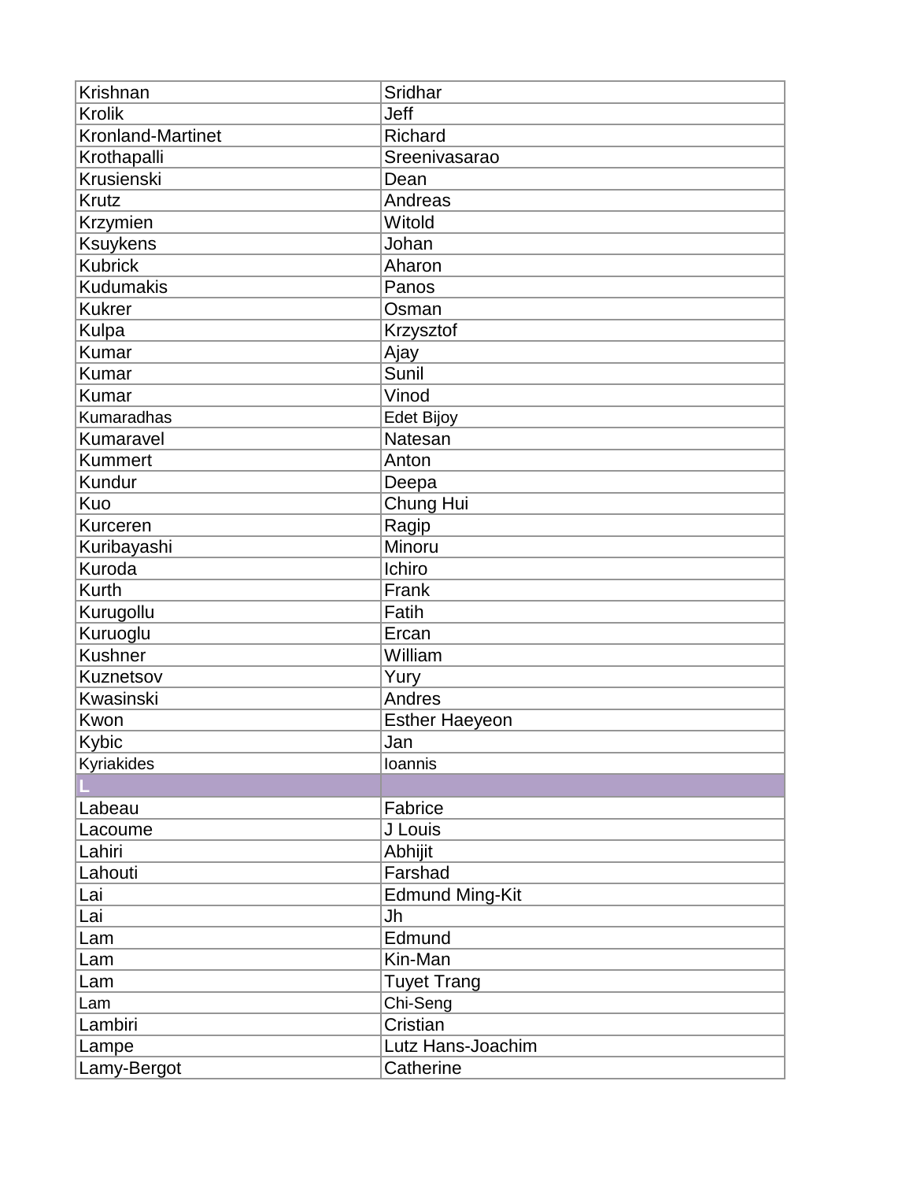| Krishnan | Sridhar |
| --- | --- |
| Krolik | Jeff |
| Kronland-Martinet | Richard |
| Krothapalli | Sreenivasarao |
| Krusienski | Dean |
| Krutz | Andreas |
| Krzymien | Witold |
| Ksuykens | Johan |
| Kubrick | Aharon |
| Kudumakis | Panos |
| Kukrer | Osman |
| Kulpa | Krzysztof |
| Kumar | Ajay |
| Kumar | Sunil |
| Kumar | Vinod |
| Kumaradhas | Edet Bijoy |
| Kumaravel | Natesan |
| Kummert | Anton |
| Kundur | Deepa |
| Kuo | Chung Hui |
| Kurceren | Ragip |
| Kuribayashi | Minoru |
| Kuroda | Ichiro |
| Kurth | Frank |
| Kurugollu | Fatih |
| Kuruoglu | Ercan |
| Kushner | William |
| Kuznetsov | Yury |
| Kwasinski | Andres |
| Kwon | Esther Haeyeon |
| Kybic | Jan |
| Kyriakides | Ioannis |
| **L** | |
| Labeau | Fabrice |
| Lacoume | J Louis |
| Lahiri | Abhijit |
| Lahouti | Farshad |
| Lai | Edmund Ming-Kit |
| Lai | Jh |
| Lam | Edmund |
| Lam | Kin-Man |
| Lam | Tuyet Trang |
| Lam | Chi-Seng |
| Lambiri | Cristian |
| Lampe | Lutz Hans-Joachim |
| Lamy-Bergot | Catherine |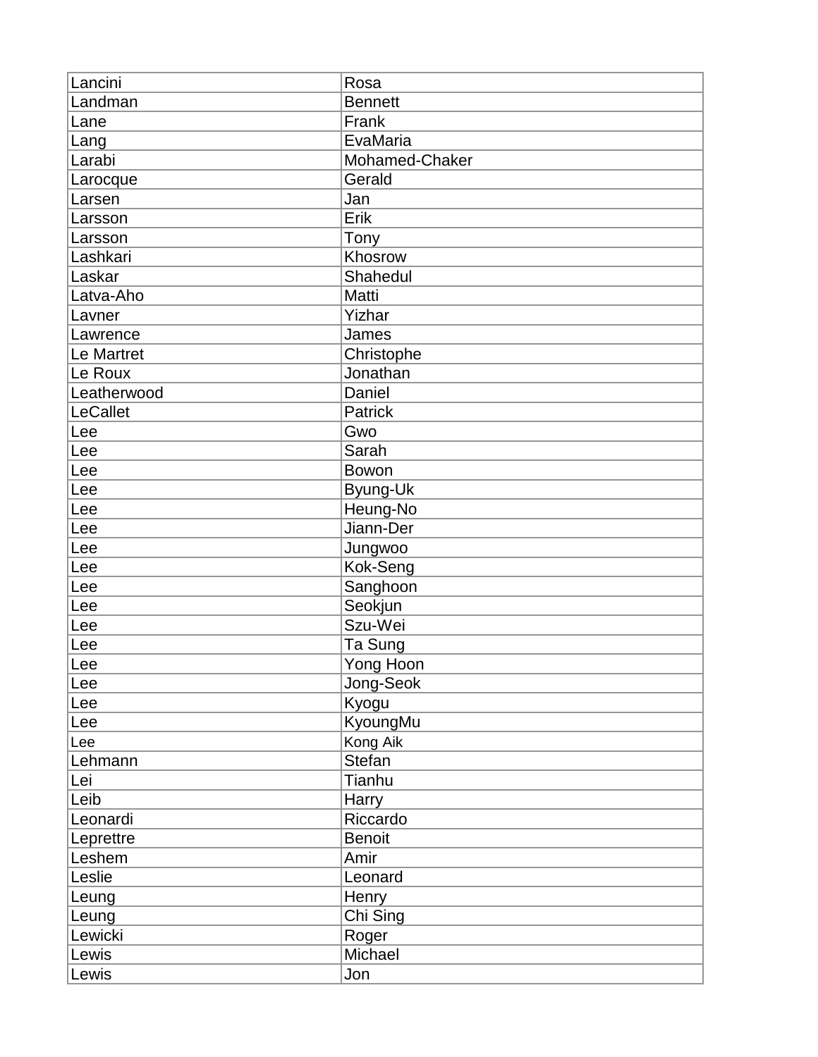| Lancini | Rosa |
|---|---|
| Landman | Bennett |
| Lane | Frank |
| Lang | EvaMaria |
| Larabi | Mohamed-Chaker |
| Larocque | Gerald |
| Larsen | Jan |
| Larsson | Erik |
| Larsson | Tony |
| Lashkari | Khosrow |
| Laskar | Shahedul |
| Latva-Aho | Matti |
| Lavner | Yizhar |
| Lawrence | James |
| Le Martret | Christophe |
| Le Roux | Jonathan |
| Leatherwood | Daniel |
| LeCallet | Patrick |
| Lee | Gwo |
| Lee | Sarah |
| Lee | Bowon |
| Lee | Byung-Uk |
| Lee | Heung-No |
| Lee | Jiann-Der |
| Lee | Jungwoo |
| Lee | Kok-Seng |
| Lee | Sanghoon |
| Lee | Seokjun |
| Lee | Szu-Wei |
| Lee | Ta Sung |
| Lee | Yong Hoon |
| Lee | Jong-Seok |
| Lee | Kyogu |
| Lee | KyoungMu |
| Lee | Kong Aik |
| Lehmann | Stefan |
| Lei | Tianhu |
| Leib | Harry |
| Leonardi | Riccardo |
| Leprettre | Benoit |
| Leshem | Amir |
| Leslie | Leonard |
| Leung | Henry |
| Leung | Chi Sing |
| Lewicki | Roger |
| Lewis | Michael |
| Lewis | Jon |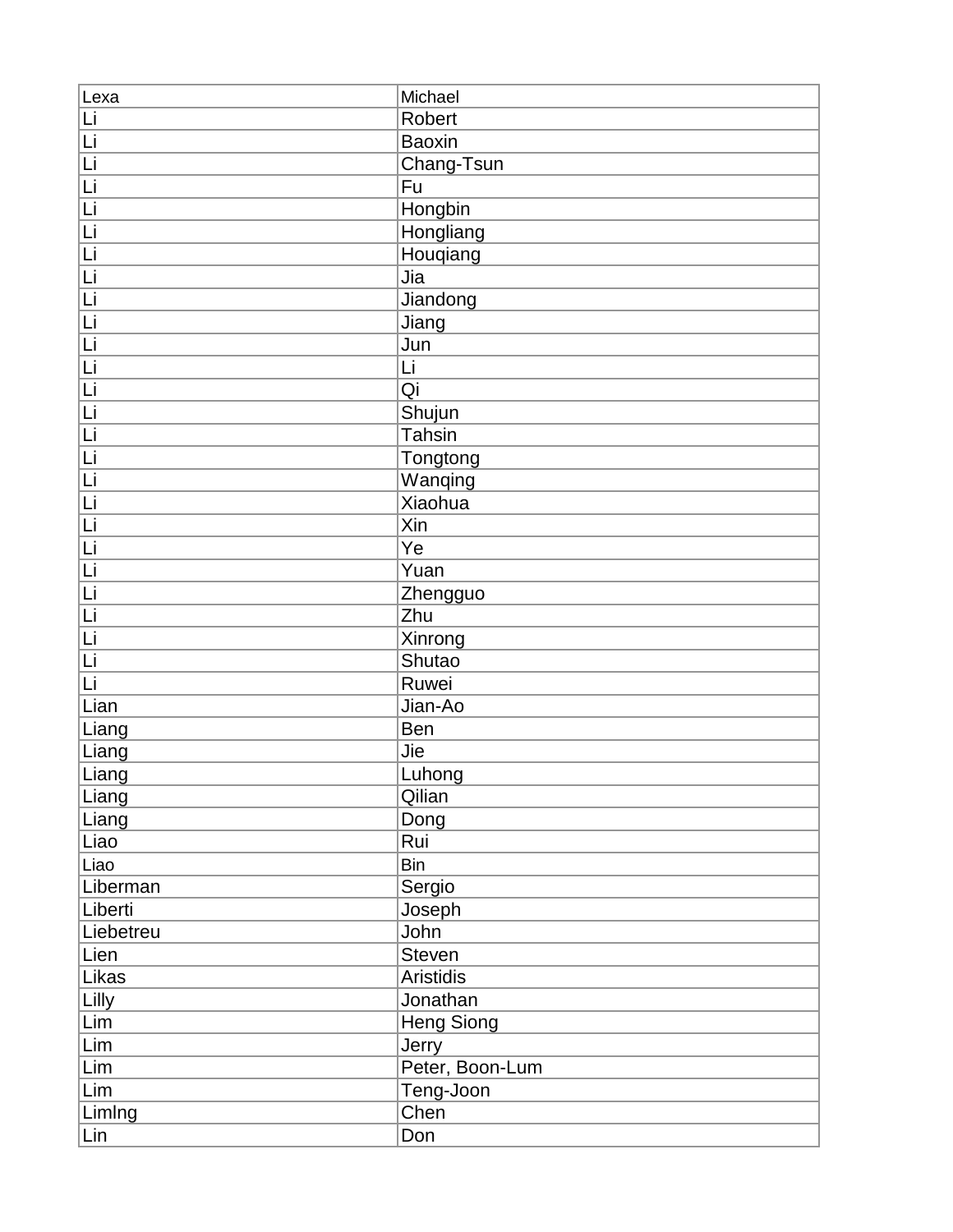| Lexa | Michael |
|---|---|
| Li | Robert |
| Li | Baoxin |
| Li | Chang-Tsun |
| Li | Fu |
| Li | Hongbin |
| Li | Hongliang |
| Li | Houqiang |
| Li | Jia |
| Li | Jiandong |
| Li | Jiang |
| Li | Jun |
| Li | Li |
| Li | Qi |
| Li | Shujun |
| Li | Tahsin |
| Li | Tongtong |
| Li | Wanqing |
| Li | Xiaohua |
| Li | Xin |
| Li | Ye |
| Li | Yuan |
| Li | Zhengguo |
| Li | Zhu |
| Li | Xinrong |
| Li | Shutao |
| Li | Ruwei |
| Lian | Jian-Ao |
| Liang | Ben |
| Liang | Jie |
| Liang | Luhong |
| Liang | Qilian |
| Liang | Dong |
| Liao | Rui |
| Liao | Bin |
| Liberman | Sergio |
| Liberti | Joseph |
| Liebetreu | John |
| Lien | Steven |
| Likas | Aristidis |
| Lilly | Jonathan |
| Lim | Heng Siong |
| Lim | Jerry |
| Lim | Peter, Boon-Lum |
| Lim | Teng-Joon |
| Limlng | Chen |
| Lin | Don |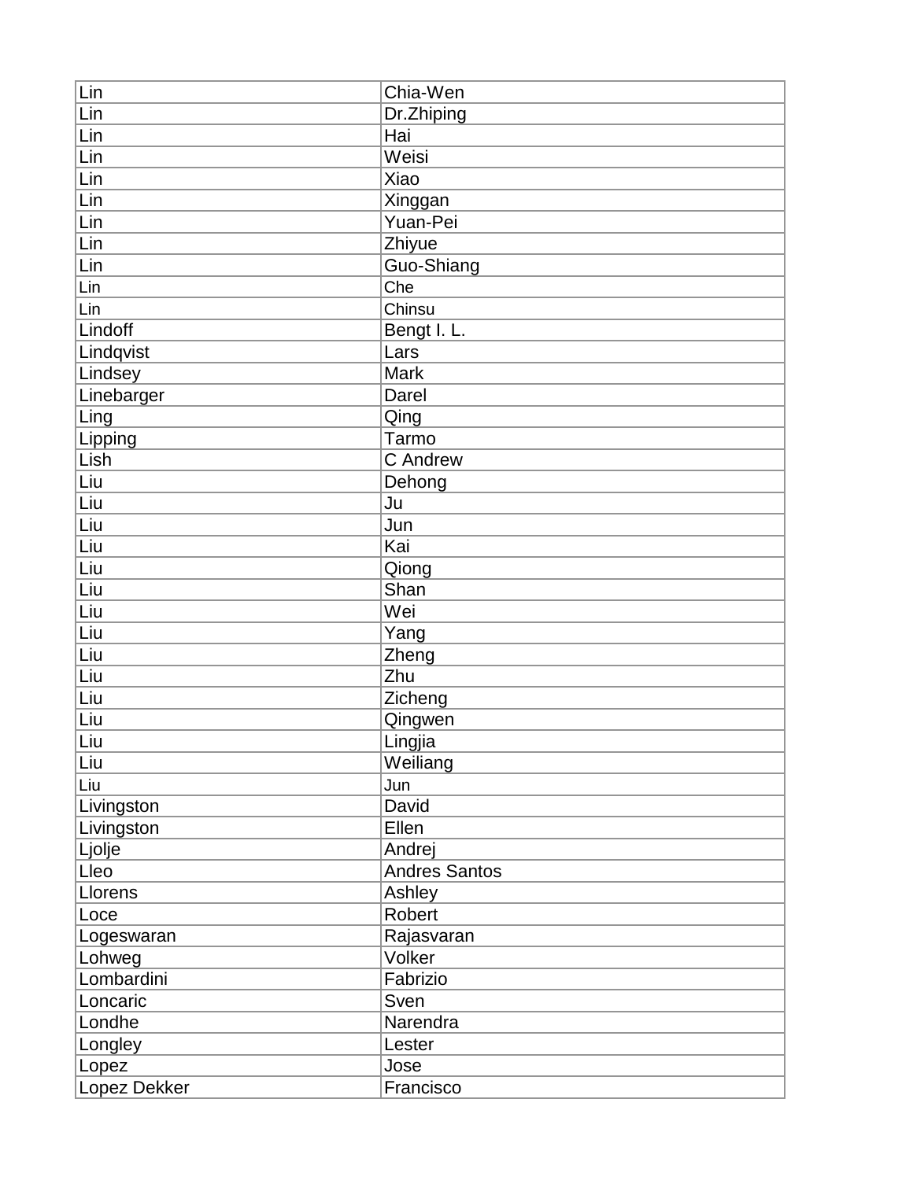| Lin | Chia-Wen |
|---|---|
| Lin | Dr.Zhiping |
| Lin | Hai |
| Lin | Weisi |
| Lin | Xiao |
| Lin | Xinggan |
| Lin | Yuan-Pei |
| Lin | Zhiyue |
| Lin | Guo-Shiang |
| Lin | Che |
| Lin | Chinsu |
| Lindoff | Bengt I. L. |
| Lindqvist | Lars |
| Lindsey | Mark |
| Linebarger | Darel |
| Ling | Qing |
| Lipping | Tarmo |
| Lish | C Andrew |
| Liu | Dehong |
| Liu | Ju |
| Liu | Jun |
| Liu | Kai |
| Liu | Qiong |
| Liu | Shan |
| Liu | Wei |
| Liu | Yang |
| Liu | Zheng |
| Liu | Zhu |
| Liu | Zicheng |
| Liu | Qingwen |
| Liu | Lingjia |
| Liu | Weiliang |
| Liu | Jun |
| Livingston | David |
| Livingston | Ellen |
| Ljolje | Andrej |
| Lleo | Andres Santos |
| Llorens | Ashley |
| Loce | Robert |
| Logeswaran | Rajasvaran |
| Lohweg | Volker |
| Lombardini | Fabrizio |
| Loncaric | Sven |
| Londhe | Narendra |
| Longley | Lester |
| Lopez | Jose |
| Lopez Dekker | Francisco |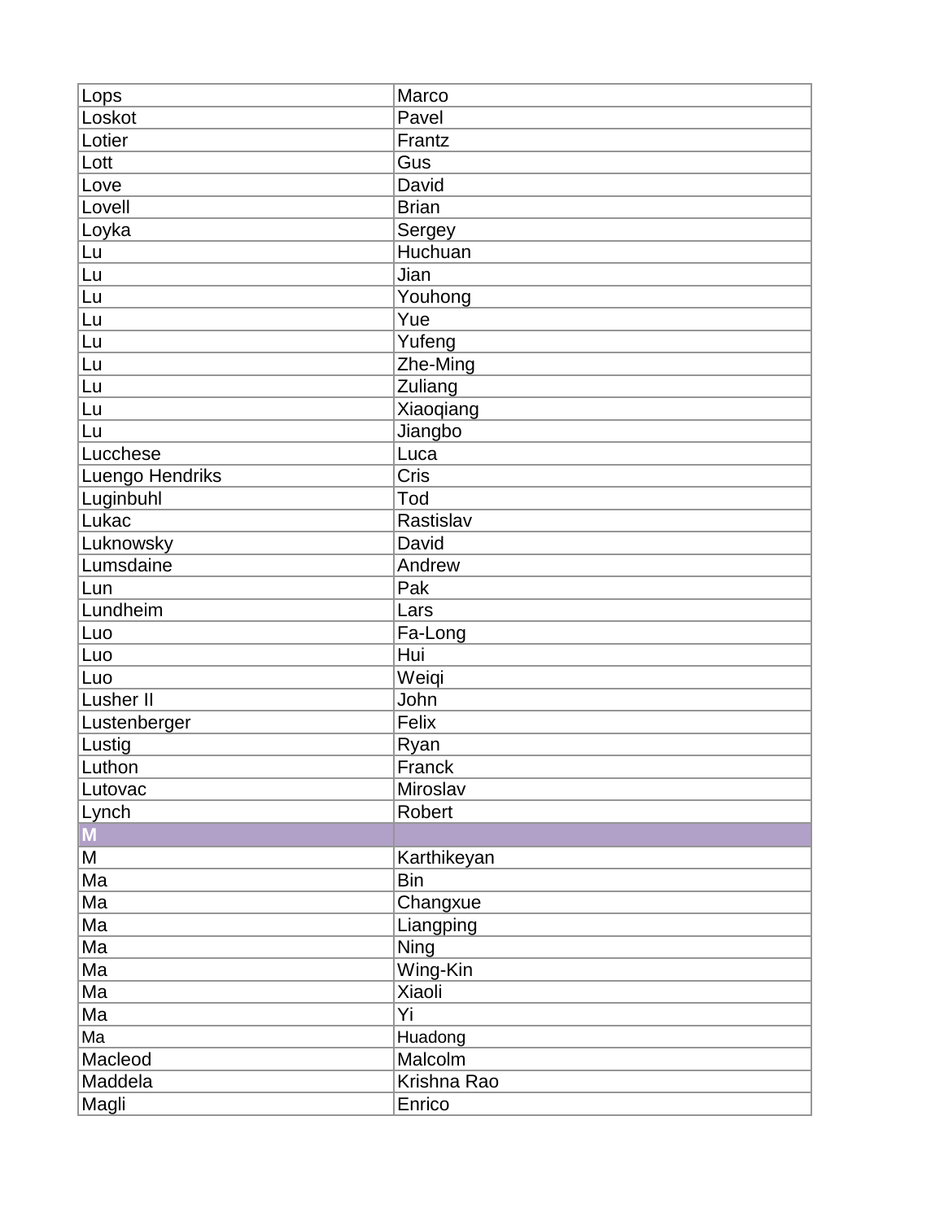| Lops | Marco |
|---|---|
| Loskot | Pavel |
| Lotier | Frantz |
| Lott | Gus |
| Love | David |
| Lovell | Brian |
| Loyka | Sergey |
| Lu | Huchuan |
| Lu | Jian |
| Lu | Youhong |
| Lu | Yue |
| Lu | Yufeng |
| Lu | Zhe-Ming |
| Lu | Zuliang |
| Lu | Xiaoqiang |
| Lu | Jiangbo |
| Lucchese | Luca |
| Luengo Hendriks | Cris |
| Luginbuhl | Tod |
| Lukac | Rastislav |
| Luknowsky | David |
| Lumsdaine | Andrew |
| Lun | Pak |
| Lundheim | Lars |
| Luo | Fa-Long |
| Luo | Hui |
| Luo | Weiqi |
| Lusher II | John |
| Lustenberger | Felix |
| Lustig | Ryan |
| Luthon | Franck |
| Lutovac | Miroslav |
| Lynch | Robert |
| **M** | |
| M | Karthikeyan |
| Ma | Bin |
| Ma | Changxue |
| Ma | Liangping |
| Ma | Ning |
| Ma | Wing-Kin |
| Ma | Xiaoli |
| Ma | Yi |
| Ma | Huadong |
| Macleod | Malcolm |
| Maddela | Krishna Rao |
| Magli | Enrico |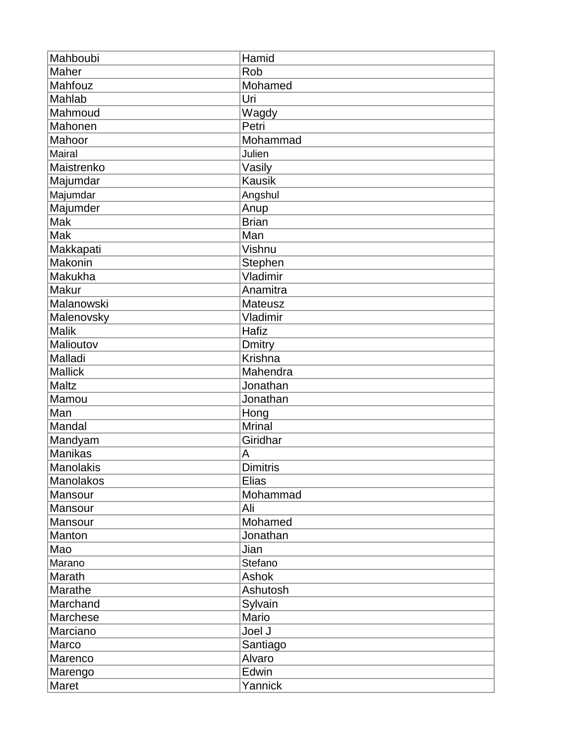| Mahboubi | Hamid |
|---|---|
| Maher | Rob |
| Mahfouz | Mohamed |
| Mahlab | Uri |
| Mahmoud | Wagdy |
| Mahonen | Petri |
| Mahoor | Mohammad |
| Mairal | Julien |
| Maistrenko | Vasily |
| Majumdar | Kausik |
| Majumdar | Angshul |
| Majumder | Anup |
| Mak | Brian |
| Mak | Man |
| Makkapati | Vishnu |
| Makonin | Stephen |
| Makukha | Vladimir |
| Makur | Anamitra |
| Malanowski | Mateusz |
| Malenovsky | Vladimir |
| Malik | Hafiz |
| Malioutov | Dmitry |
| Malladi | Krishna |
| Mallick | Mahendra |
| Maltz | Jonathan |
| Mamou | Jonathan |
| Man | Hong |
| Mandal | Mrinal |
| Mandyam | Giridhar |
| Manikas | A |
| Manolakis | Dimitris |
| Manolakos | Elias |
| Mansour | Mohammad |
| Mansour | Ali |
| Mansour | Mohamed |
| Manton | Jonathan |
| Mao | Jian |
| Marano | Stefano |
| Marath | Ashok |
| Marathe | Ashutosh |
| Marchand | Sylvain |
| Marchese | Mario |
| Marciano | Joel J |
| Marco | Santiago |
| Marenco | Alvaro |
| Marengo | Edwin |
| Maret | Yannick |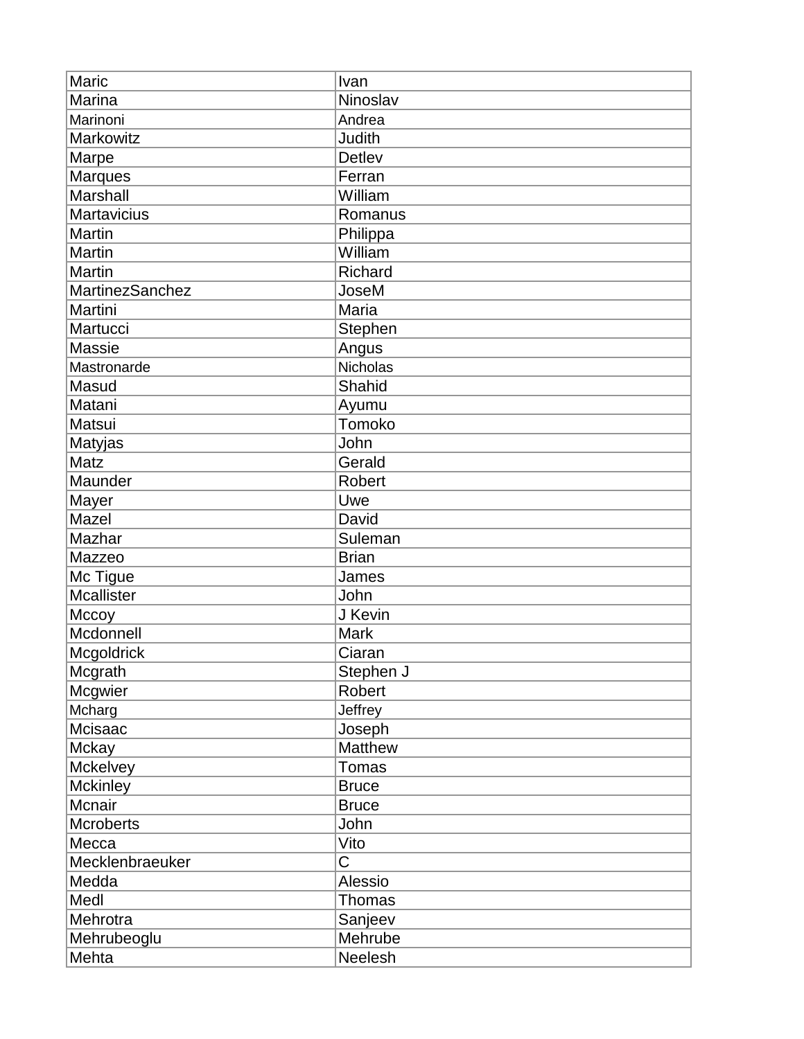| Maric | Ivan |
|---|---|
| Marina | Ninoslav |
| Marinoni | Andrea |
| Markowitz | Judith |
| Marpe | Detlev |
| Marques | Ferran |
| Marshall | William |
| Martavicius | Romanus |
| Martin | Philippa |
| Martin | William |
| Martin | Richard |
| MartinezSanchez | JoseM |
| Martini | Maria |
| Martucci | Stephen |
| Massie | Angus |
| Mastronarde | Nicholas |
| Masud | Shahid |
| Matani | Ayumu |
| Matsui | Tomoko |
| Matyjas | John |
| Matz | Gerald |
| Maunder | Robert |
| Mayer | Uwe |
| Mazel | David |
| Mazhar | Suleman |
| Mazzeo | Brian |
| Mc Tigue | James |
| Mcallister | John |
| Mccoy | J Kevin |
| Mcdonnell | Mark |
| Mcgoldrick | Ciaran |
| Mcgrath | Stephen J |
| Mcgwier | Robert |
| Mcharg | Jeffrey |
| Mcisaac | Joseph |
| Mckay | Matthew |
| Mckelvey | Tomas |
| Mckinley | Bruce |
| Mcnair | Bruce |
| Mcroberts | John |
| Mecca | Vito |
| Mecklenbraeuker | C |
| Medda | Alessio |
| Medl | Thomas |
| Mehrotra | Sanjeev |
| Mehrubeoglu | Mehrube |
| Mehta | Neelesh |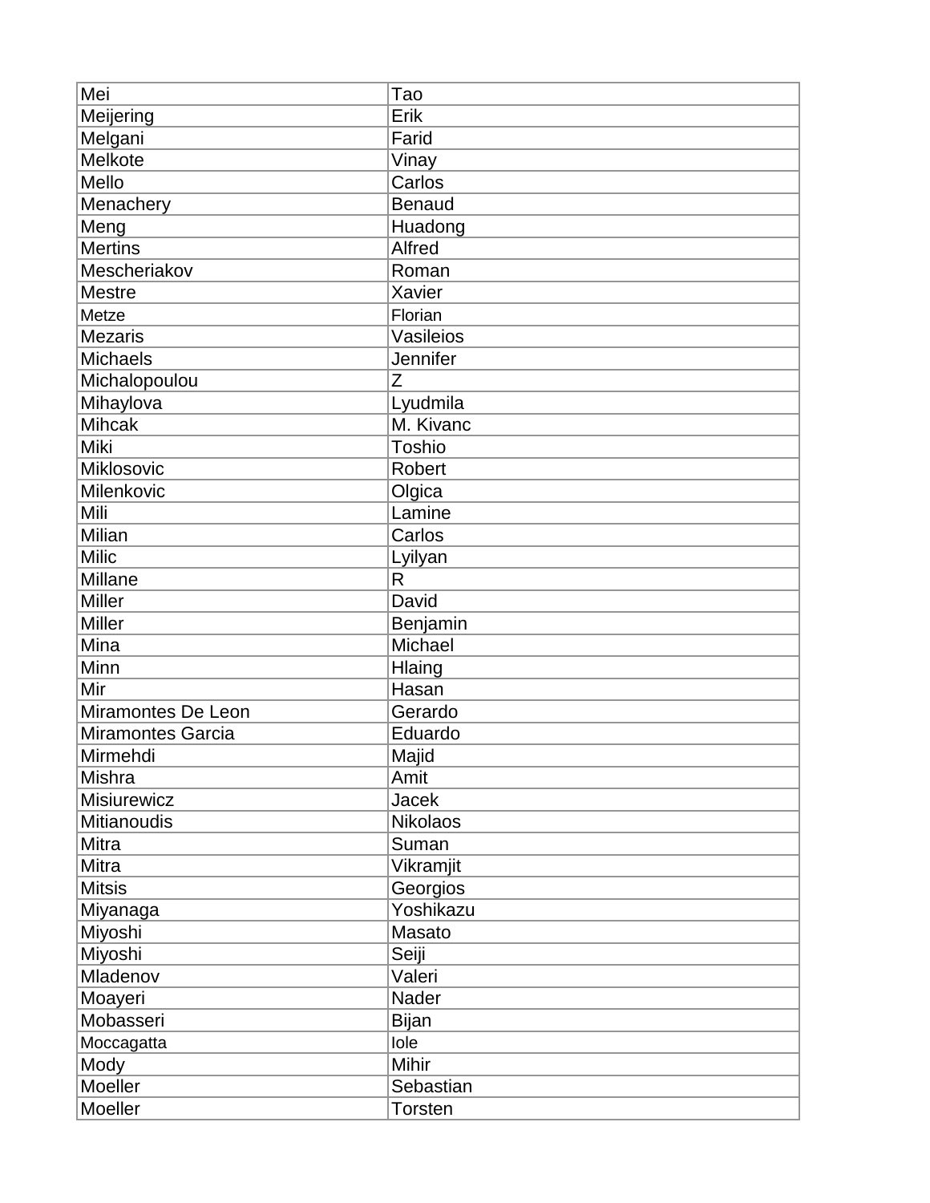| Mei | Tao |
|---|---|
| Meijering | Erik |
| Melgani | Farid |
| Melkote | Vinay |
| Mello | Carlos |
| Menachery | Benaud |
| Meng | Huadong |
| Mertins | Alfred |
| Mescheriakov | Roman |
| Mestre | Xavier |
| Metze | Florian |
| Mezaris | Vasileios |
| Michaels | Jennifer |
| Michalopoulou | Z |
| Mihaylova | Lyudmila |
| Mihcak | M. Kivanc |
| Miki | Toshio |
| Miklosovic | Robert |
| Milenkovic | Olgica |
| Mili | Lamine |
| Milian | Carlos |
| Milic | Lyilyan |
| Millane | R |
| Miller | David |
| Miller | Benjamin |
| Mina | Michael |
| Minn | Hlaing |
| Mir | Hasan |
| Miramontes De Leon | Gerardo |
| Miramontes Garcia | Eduardo |
| Mirmehdi | Majid |
| Mishra | Amit |
| Misiurewicz | Jacek |
| Mitianoudis | Nikolaos |
| Mitra | Suman |
| Mitra | Vikramjit |
| Mitsis | Georgios |
| Miyanaga | Yoshikazu |
| Miyoshi | Masato |
| Miyoshi | Seiji |
| Mladenov | Valeri |
| Moayeri | Nader |
| Mobasseri | Bijan |
| Moccagatta | Iole |
| Mody | Mihir |
| Moeller | Sebastian |
| Moeller | Torsten |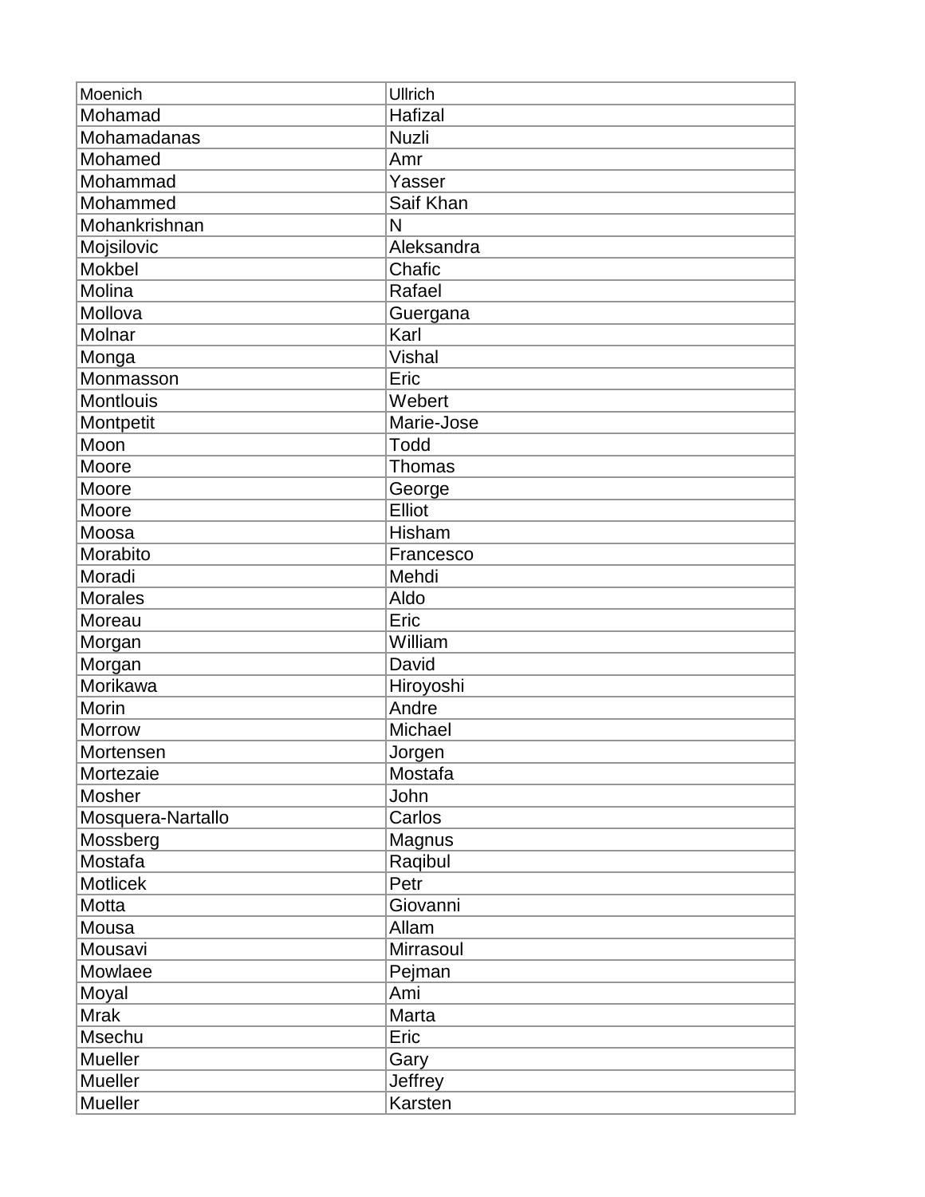| Moenich | Ullrich |
|---|---|
| Mohamad | Hafizal |
| Mohamadanas | Nuzli |
| Mohamed | Amr |
| Mohammad | Yasser |
| Mohammed | Saif Khan |
| Mohankrishnan | N |
| Mojsilovic | Aleksandra |
| Mokbel | Chafic |
| Molina | Rafael |
| Mollova | Guergana |
| Molnar | Karl |
| Monga | Vishal |
| Monmasson | Eric |
| Montlouis | Webert |
| Montpetit | Marie-Jose |
| Moon | Todd |
| Moore | Thomas |
| Moore | George |
| Moore | Elliot |
| Moosa | Hisham |
| Morabito | Francesco |
| Moradi | Mehdi |
| Morales | Aldo |
| Moreau | Eric |
| Morgan | William |
| Morgan | David |
| Morikawa | Hiroyoshi |
| Morin | Andre |
| Morrow | Michael |
| Mortensen | Jorgen |
| Mortezaie | Mostafa |
| Mosher | John |
| Mosquera-Nartallo | Carlos |
| Mossberg | Magnus |
| Mostafa | Raqibul |
| Motlicek | Petr |
| Motta | Giovanni |
| Mousa | Allam |
| Mousavi | Mirrasoul |
| Mowlaee | Pejman |
| Moyal | Ami |
| Mrak | Marta |
| Msechu | Eric |
| Mueller | Gary |
| Mueller | Jeffrey |
| Mueller | Karsten |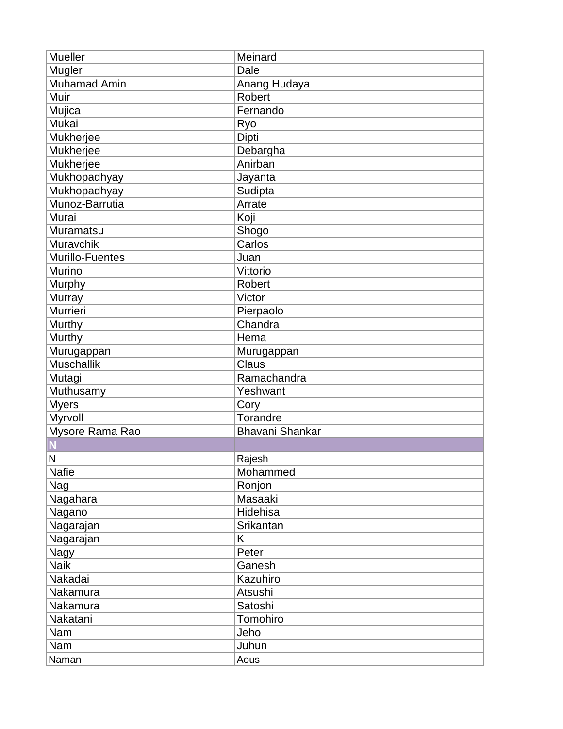| Mueller | Meinard |
|---|---|
| Mugler | Dale |
| Muhamad Amin | Anang Hudaya |
| Muir | Robert |
| Mujica | Fernando |
| Mukai | Ryo |
| Mukherjee | Dipti |
| Mukherjee | Debargha |
| Mukherjee | Anirban |
| Mukhopadhyay | Jayanta |
| Mukhopadhyay | Sudipta |
| Munoz-Barrutia | Arrate |
| Murai | Koji |
| Muramatsu | Shogo |
| Muravchik | Carlos |
| Murillo-Fuentes | Juan |
| Murino | Vittorio |
| Murphy | Robert |
| Murray | Victor |
| Murrieri | Pierpaolo |
| Murthy | Chandra |
| Murthy | Hema |
| Murugappan | Murugappan |
| Muschallik | Claus |
| Mutagi | Ramachandra |
| Muthusamy | Yeshwant |
| Myers | Cory |
| Myrvoll | Torandre |
| Mysore Rama Rao | Bhavani Shankar |
| **N** | |
| N | Rajesh |
| Nafie | Mohammed |
| Nag | Ronjon |
| Nagahara | Masaaki |
| Nagano | Hidehisa |
| Nagarajan | Srikantan |
| Nagarajan | K |
| Nagy | Peter |
| Naik | Ganesh |
| Nakadai | Kazuhiro |
| Nakamura | Atsushi |
| Nakamura | Satoshi |
| Nakatani | Tomohiro |
| Nam | Jeho |
| Nam | Juhun |
| Naman | Aous |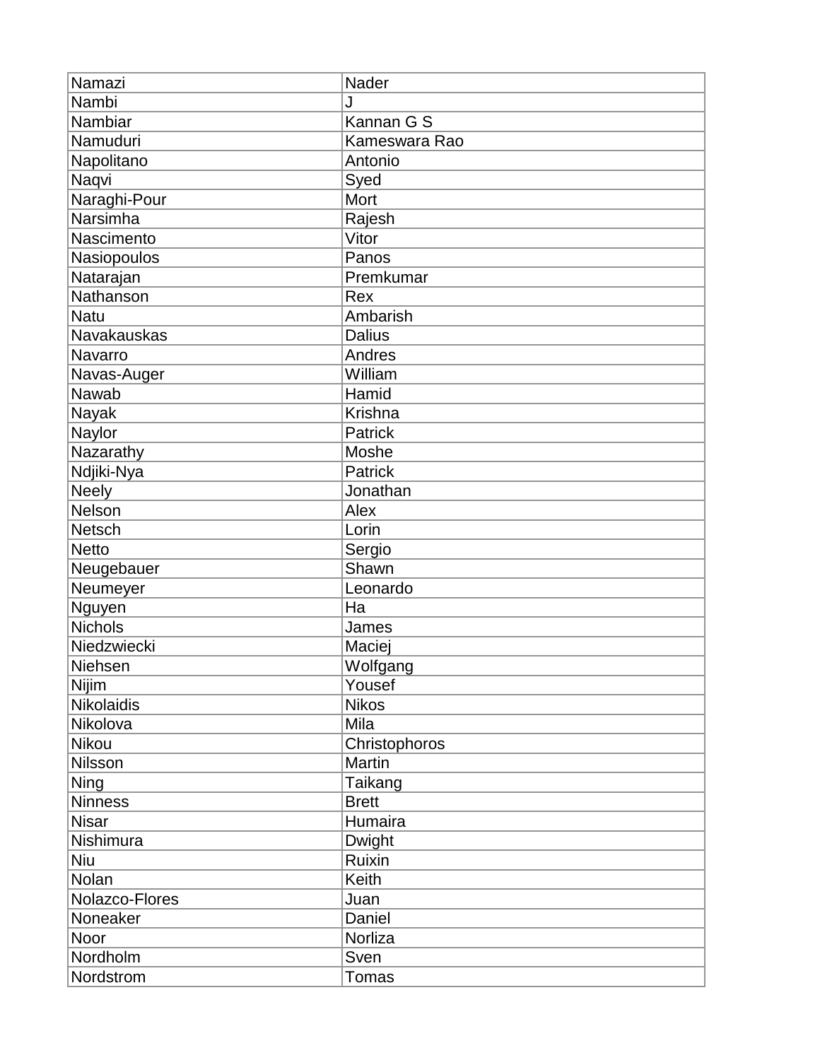| Namazi | Nader |
|---|---|
| Nambi | J |
| Nambiar | Kannan G S |
| Namuduri | Kameswara Rao |
| Napolitano | Antonio |
| Naqvi | Syed |
| Naraghi-Pour | Mort |
| Narsimha | Rajesh |
| Nascimento | Vitor |
| Nasiopoulos | Panos |
| Natarajan | Premkumar |
| Nathanson | Rex |
| Natu | Ambarish |
| Navakauskas | Dalius |
| Navarro | Andres |
| Navas-Auger | William |
| Nawab | Hamid |
| Nayak | Krishna |
| Naylor | Patrick |
| Nazarathy | Moshe |
| Ndjiki-Nya | Patrick |
| Neely | Jonathan |
| Nelson | Alex |
| Netsch | Lorin |
| Netto | Sergio |
| Neugebauer | Shawn |
| Neumeyer | Leonardo |
| Nguyen | Ha |
| Nichols | James |
| Niedzwiecki | Maciej |
| Niehsen | Wolfgang |
| Nijim | Yousef |
| Nikolaidis | Nikos |
| Nikolova | Mila |
| Nikou | Christophoros |
| Nilsson | Martin |
| Ning | Taikang |
| Ninness | Brett |
| Nisar | Humaira |
| Nishimura | Dwight |
| Niu | Ruixin |
| Nolan | Keith |
| Nolazco-Flores | Juan |
| Noneaker | Daniel |
| Noor | Norliza |
| Nordholm | Sven |
| Nordstrom | Tomas |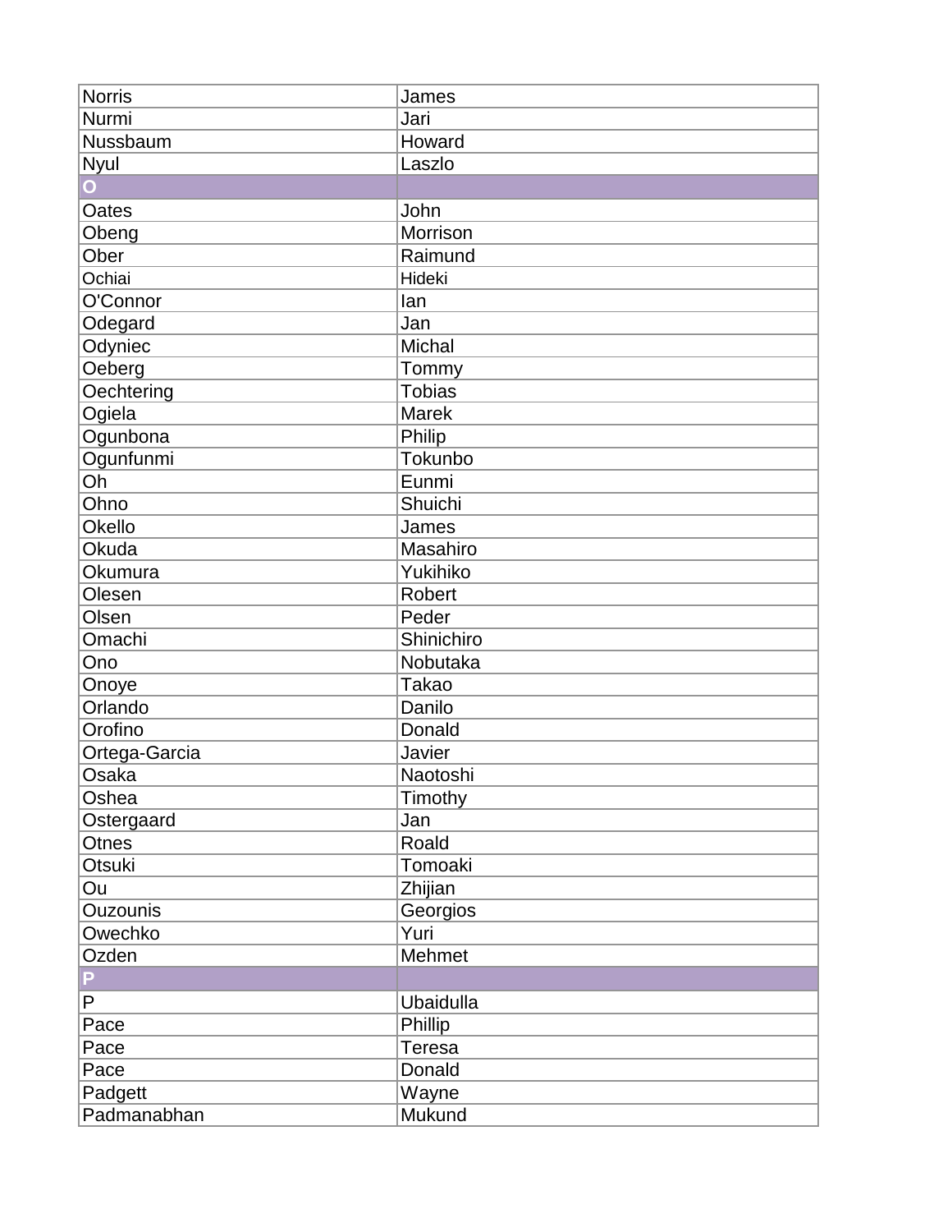| Norris | James |
|---|---|
| Nurmi | Jari |
| Nussbaum | Howard |
| Nyul | Laszlo |
| **O** | |
| Oates | John |
| Obeng | Morrison |
| Ober | Raimund |
| Ochiai | Hideki |
| O'Connor | Ian |
| Odegard | Jan |
| Odyniec | Michal |
| Oeberg | Tommy |
| Oechtering | Tobias |
| Ogiela | Marek |
| Ogunbona | Philip |
| Ogunfunmi | Tokunbo |
| Oh | Eunmi |
| Ohno | Shuichi |
| Okello | James |
| Okuda | Masahiro |
| Okumura | Yukihiko |
| Olesen | Robert |
| Olsen | Peder |
| Omachi | Shinichiro |
| Ono | Nobutaka |
| Onoye | Takao |
| Orlando | Danilo |
| Orofino | Donald |
| Ortega-Garcia | Javier |
| Osaka | Naotoshi |
| Oshea | Timothy |
| Ostergaard | Jan |
| Otnes | Roald |
| Otsuki | Tomoaki |
| Ou | Zhijian |
| Ouzounis | Georgios |
| Owechko | Yuri |
| Ozden | Mehmet |
| **P** | |
| P | Ubaidulla |
| Pace | Phillip |
| Pace | Teresa |
| Pace | Donald |
| Padgett | Wayne |
| Padmanabhan | Mukund |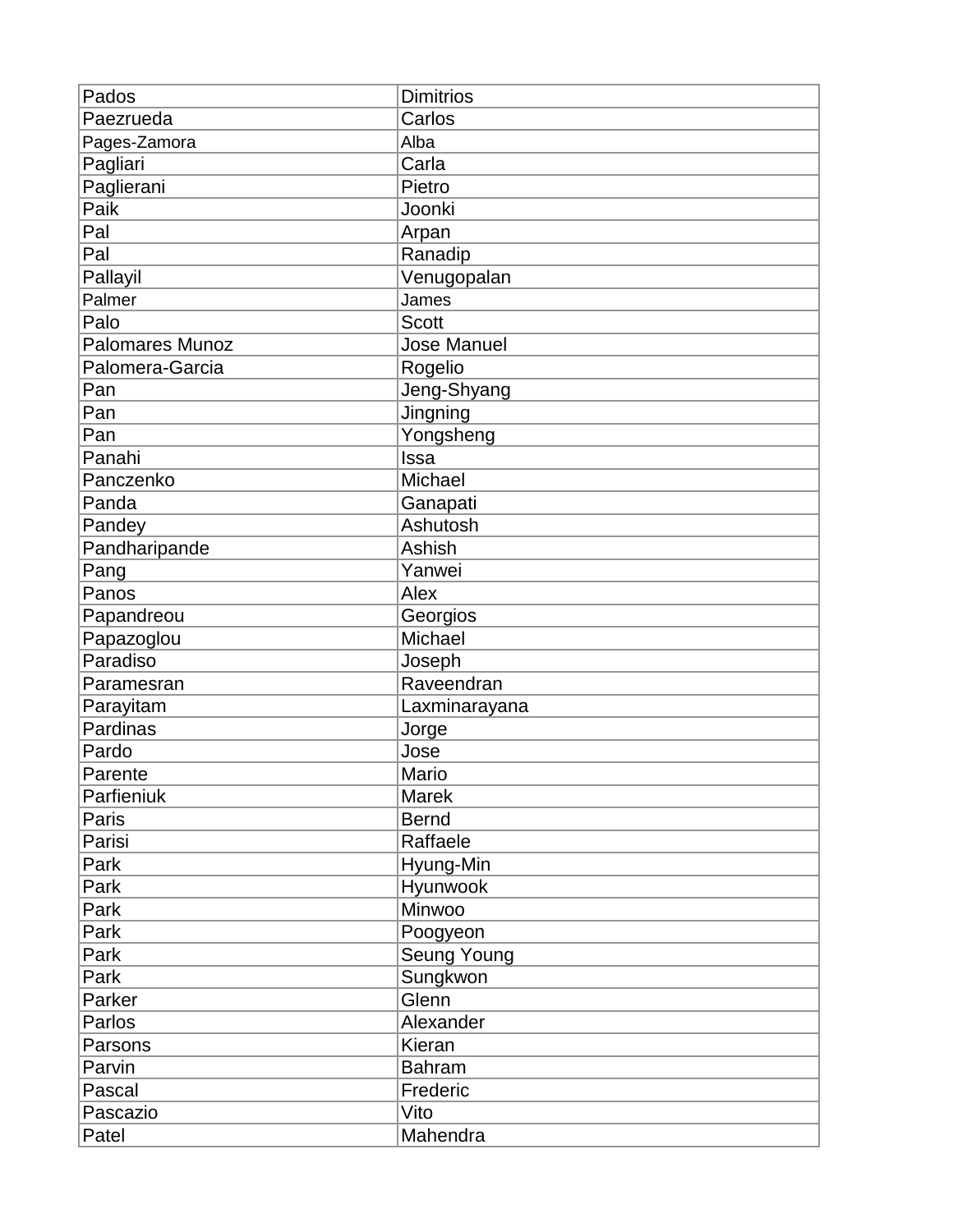| Pados | Dimitrios |
|---|---|
| Paezrueda | Carlos |
| Pages-Zamora | Alba |
| Pagliari | Carla |
| Paglierani | Pietro |
| Paik | Joonki |
| Pal | Arpan |
| Pal | Ranadip |
| Pallayil | Venugopalan |
| Palmer | James |
| Palo | Scott |
| Palomares Munoz | Jose Manuel |
| Palomera-Garcia | Rogelio |
| Pan | Jeng-Shyang |
| Pan | Jingning |
| Pan | Yongsheng |
| Panahi | Issa |
| Panczenko | Michael |
| Panda | Ganapati |
| Pandey | Ashutosh |
| Pandharipande | Ashish |
| Pang | Yanwei |
| Panos | Alex |
| Papandreou | Georgios |
| Papazoglou | Michael |
| Paradiso | Joseph |
| Paramesran | Raveendran |
| Parayitam | Laxminarayana |
| Pardinas | Jorge |
| Pardo | Jose |
| Parente | Mario |
| Parfieniuk | Marek |
| Paris | Bernd |
| Parisi | Raffaele |
| Park | Hyung-Min |
| Park | Hyunwook |
| Park | Minwoo |
| Park | Poogyeon |
| Park | Seung Young |
| Park | Sungkwon |
| Parker | Glenn |
| Parlos | Alexander |
| Parsons | Kieran |
| Parvin | Bahram |
| Pascal | Frederic |
| Pascazio | Vito |
| Patel | Mahendra |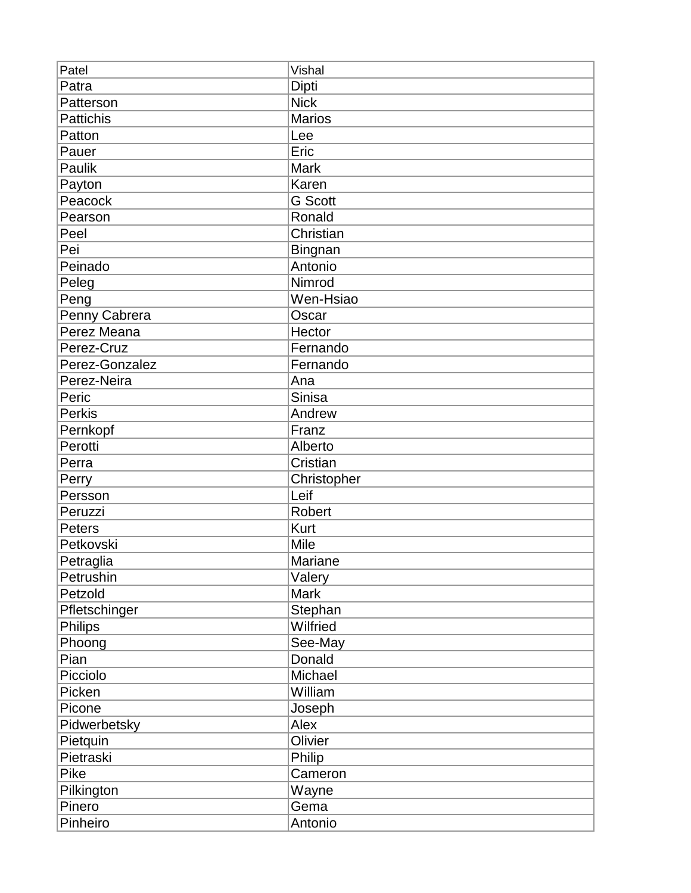| Patel | Vishal |
|---|---|
| Patra | Dipti |
| Patterson | Nick |
| Pattichis | Marios |
| Patton | Lee |
| Pauer | Eric |
| Paulik | Mark |
| Payton | Karen |
| Peacock | G Scott |
| Pearson | Ronald |
| Peel | Christian |
| Pei | Bingnan |
| Peinado | Antonio |
| Peleg | Nimrod |
| Peng | Wen-Hsiao |
| Penny Cabrera | Oscar |
| Perez Meana | Hector |
| Perez-Cruz | Fernando |
| Perez-Gonzalez | Fernando |
| Perez-Neira | Ana |
| Peric | Sinisa |
| Perkis | Andrew |
| Pernkopf | Franz |
| Perotti | Alberto |
| Perra | Cristian |
| Perry | Christopher |
| Persson | Leif |
| Peruzzi | Robert |
| Peters | Kurt |
| Petkovski | Mile |
| Petraglia | Mariane |
| Petrushin | Valery |
| Petzold | Mark |
| Pfletschinger | Stephan |
| Philips | Wilfried |
| Phoong | See-May |
| Pian | Donald |
| Picciolo | Michael |
| Picken | William |
| Picone | Joseph |
| Pidwerbetsky | Alex |
| Pietquin | Olivier |
| Pietraski | Philip |
| Pike | Cameron |
| Pilkington | Wayne |
| Pinero | Gema |
| Pinheiro | Antonio |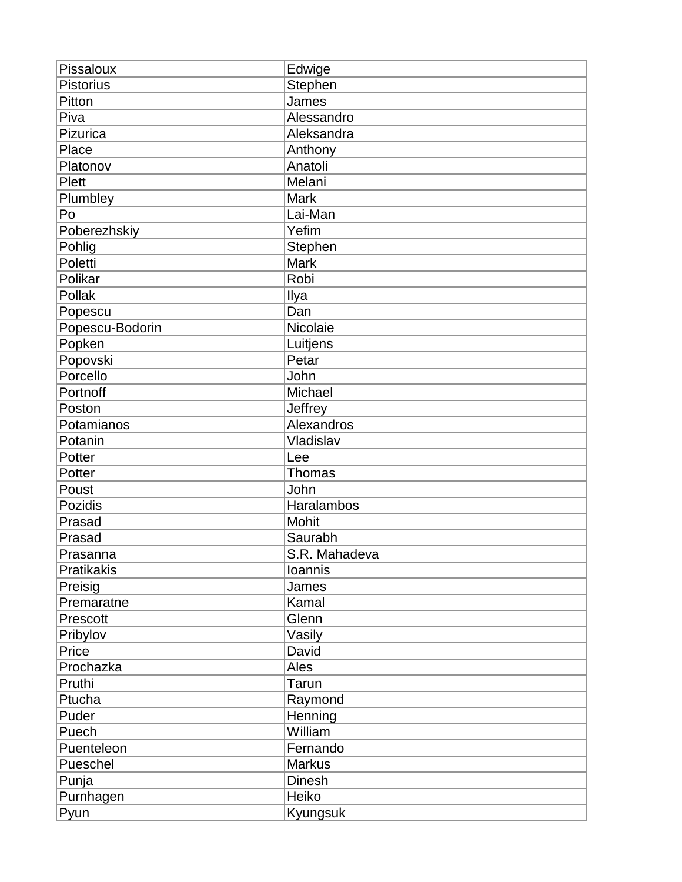| Pissaloux | Edwige |
|---|---|
| Pistorius | Stephen |
| Pitton | James |
| Piva | Alessandro |
| Pizurica | Aleksandra |
| Place | Anthony |
| Platonov | Anatoli |
| Plett | Melani |
| Plumbley | Mark |
| Po | Lai-Man |
| Poberezhskiy | Yefim |
| Pohlig | Stephen |
| Poletti | Mark |
| Polikar | Robi |
| Pollak | Ilya |
| Popescu | Dan |
| Popescu-Bodorin | Nicolaie |
| Popken | Luitjens |
| Popovski | Petar |
| Porcello | John |
| Portnoff | Michael |
| Poston | Jeffrey |
| Potamianos | Alexandros |
| Potanin | Vladislav |
| Potter | Lee |
| Potter | Thomas |
| Poust | John |
| Pozidis | Haralambos |
| Prasad | Mohit |
| Prasad | Saurabh |
| Prasanna | S.R. Mahadeva |
| Pratikakis | Ioannis |
| Preisig | James |
| Premaratne | Kamal |
| Prescott | Glenn |
| Pribylov | Vasily |
| Price | David |
| Prochazka | Ales |
| Pruthi | Tarun |
| Ptucha | Raymond |
| Puder | Henning |
| Puech | William |
| Puenteleon | Fernando |
| Pueschel | Markus |
| Punja | Dinesh |
| Purnhagen | Heiko |
| Pyun | Kyungsuk |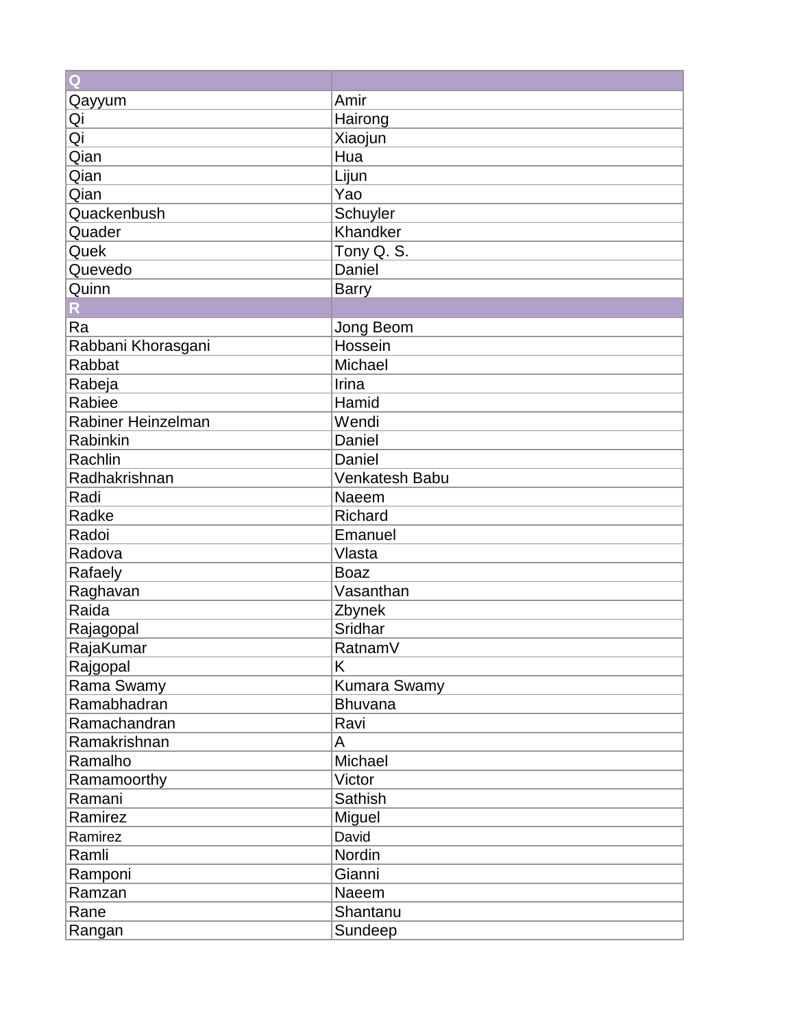| Q | |
|---|---|
| Qayyum | Amir |
| Qi | Hairong |
| Qi | Xiaojun |
| Qian | Hua |
| Qian | Lijun |
| Qian | Yao |
| Quackenbush | Schuyler |
| Quader | Khandker |
| Quek | Tony Q. S. |
| Quevedo | Daniel |
| Quinn | Barry |
| **R** | |
| Ra | Jong Beom |
| Rabbani Khorasgani | Hossein |
| Rabbat | Michael |
| Rabeja | Irina |
| Rabiee | Hamid |
| Rabiner Heinzelman | Wendi |
| Rabinkin | Daniel |
| Rachlin | Daniel |
| Radhakrishnan | Venkatesh Babu |
| Radi | Naeem |
| Radke | Richard |
| Radoi | Emanuel |
| Radova | Vlasta |
| Rafaely | Boaz |
| Raghavan | Vasanthan |
| Raida | Zbynek |
| Rajagopal | Sridhar |
| RajaKumar | RatnamV |
| Rajgopal | K |
| Rama Swamy | Kumara Swamy |
| Ramabhadran | Bhuvana |
| Ramachandran | Ravi |
| Ramakrishnan | A |
| Ramalho | Michael |
| Ramamoorthy | Victor |
| Ramani | Sathish |
| Ramirez | Miguel |
| Ramirez | David |
| Ramli | Nordin |
| Ramponi | Gianni |
| Ramzan | Naeem |
| Rane | Shantanu |
| Rangan | Sundeep |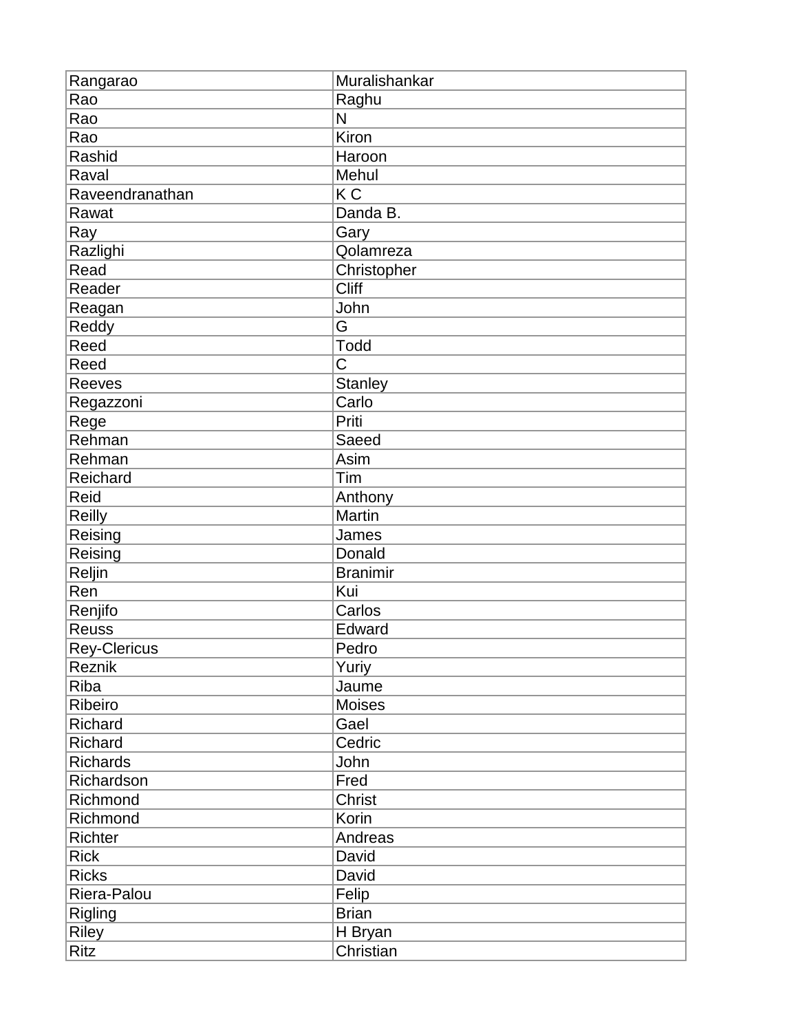| Rangarao | Muralishankar |
|---|---|
| Rao | Raghu |
| Rao | N |
| Rao | Kiron |
| Rashid | Haroon |
| Raval | Mehul |
| Raveendranathan | K C |
| Rawat | Danda B. |
| Ray | Gary |
| Razlighi | Qolamreza |
| Read | Christopher |
| Reader | Cliff |
| Reagan | John |
| Reddy | G |
| Reed | Todd |
| Reed | C |
| Reeves | Stanley |
| Regazzoni | Carlo |
| Rege | Priti |
| Rehman | Saeed |
| Rehman | Asim |
| Reichard | Tim |
| Reid | Anthony |
| Reilly | Martin |
| Reising | James |
| Reising | Donald |
| Reljin | Branimir |
| Ren | Kui |
| Renjifo | Carlos |
| Reuss | Edward |
| Rey-Clericus | Pedro |
| Reznik | Yuriy |
| Riba | Jaume |
| Ribeiro | Moises |
| Richard | Gael |
| Richard | Cedric |
| Richards | John |
| Richardson | Fred |
| Richmond | Christ |
| Richmond | Korin |
| Richter | Andreas |
| Rick | David |
| Ricks | David |
| Riera-Palou | Felip |
| Rigling | Brian |
| Riley | H Bryan |
| Ritz | Christian |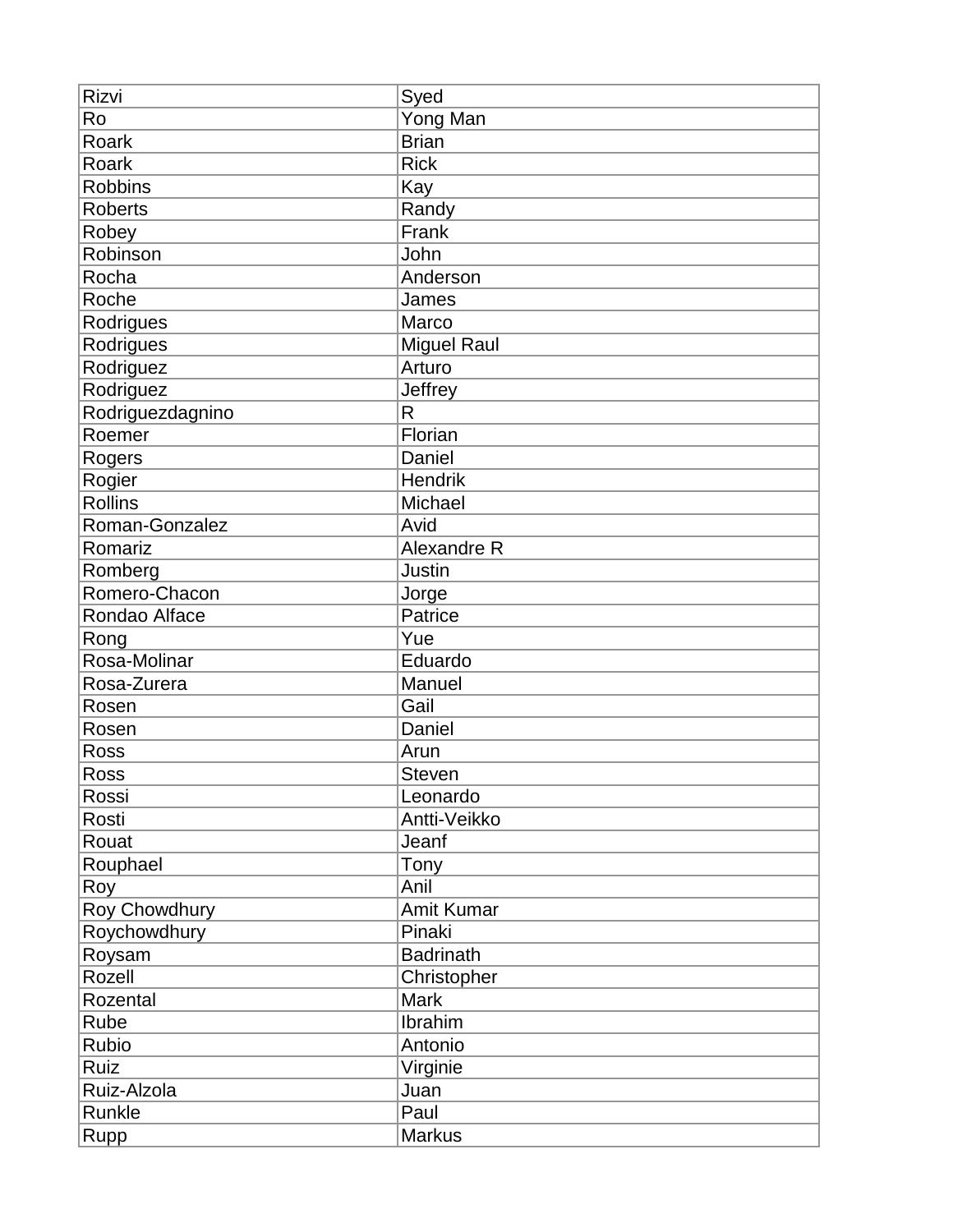| Rizvi | Syed |
|---|---|
| Ro | Yong Man |
| Roark | Brian |
| Roark | Rick |
| Robbins | Kay |
| Roberts | Randy |
| Robey | Frank |
| Robinson | John |
| Rocha | Anderson |
| Roche | James |
| Rodrigues | Marco |
| Rodrigues | Miguel Raul |
| Rodriguez | Arturo |
| Rodriguez | Jeffrey |
| Rodriguezdagnino | R |
| Roemer | Florian |
| Rogers | Daniel |
| Rogier | Hendrik |
| Rollins | Michael |
| Roman-Gonzalez | Avid |
| Romariz | Alexandre R |
| Romberg | Justin |
| Romero-Chacon | Jorge |
| Rondao Alface | Patrice |
| Rong | Yue |
| Rosa-Molinar | Eduardo |
| Rosa-Zurera | Manuel |
| Rosen | Gail |
| Rosen | Daniel |
| Ross | Arun |
| Ross | Steven |
| Rossi | Leonardo |
| Rosti | Antti-Veikko |
| Rouat | Jeanf |
| Rouphael | Tony |
| Roy | Anil |
| Roy Chowdhury | Amit Kumar |
| Roychowdhury | Pinaki |
| Roysam | Badrinath |
| Rozell | Christopher |
| Rozental | Mark |
| Rube | Ibrahim |
| Rubio | Antonio |
| Ruiz | Virginie |
| Ruiz-Alzola | Juan |
| Runkle | Paul |
| Rupp | Markus |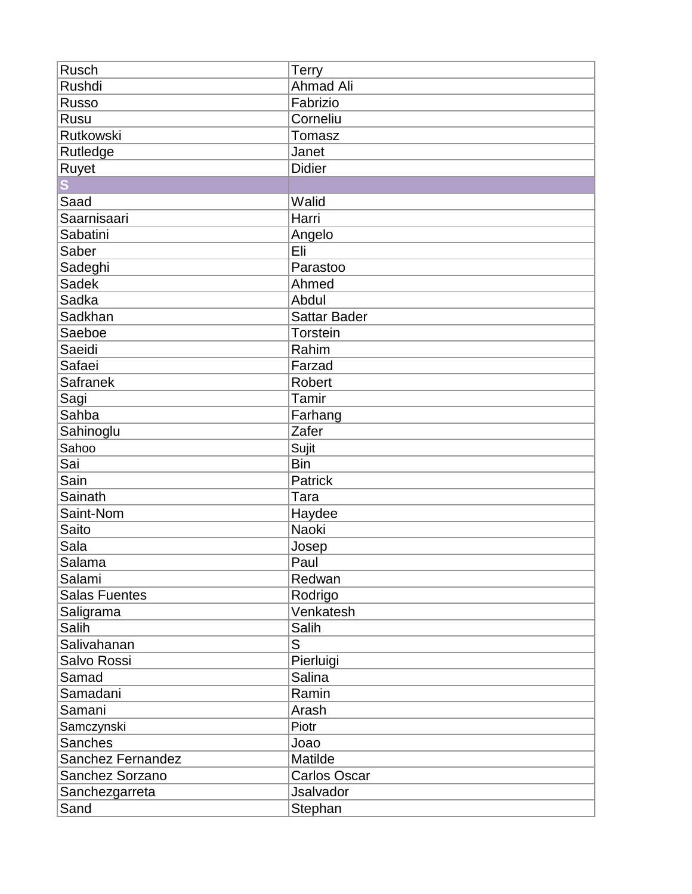| | |
|---|---|
| Rusch | Terry |
| Rushdi | Ahmad Ali |
| Russo | Fabrizio |
| Rusu | Corneliu |
| Rutkowski | Tomasz |
| Rutledge | Janet |
| Ruyet | Didier |
| **S** | |
| Saad | Walid |
| Saarnisaari | Harri |
| Sabatini | Angelo |
| Saber | Eli |
| Sadeghi | Parastoo |
| Sadek | Ahmed |
| Sadka | Abdul |
| Sadkhan | Sattar Bader |
| Saeboe | Torstein |
| Saeidi | Rahim |
| Safaei | Farzad |
| Safranek | Robert |
| Sagi | Tamir |
| Sahba | Farhang |
| Sahinoglu | Zafer |
| Sahoo | Sujit |
| Sai | Bin |
| Sain | Patrick |
| Sainath | Tara |
| Saint-Nom | Haydee |
| Saito | Naoki |
| Sala | Josep |
| Salama | Paul |
| Salami | Redwan |
| Salas Fuentes | Rodrigo |
| Saligrama | Venkatesh |
| Salih | Salih |
| Salivahanan | S |
| Salvo Rossi | Pierluigi |
| Samad | Salina |
| Samadani | Ramin |
| Samani | Arash |
| Samczynski | Piotr |
| Sanches | Joao |
| Sanchez Fernandez | Matilde |
| Sanchez Sorzano | Carlos Oscar |
| Sanchezgarreta | Jsalvador |
| Sand | Stephan |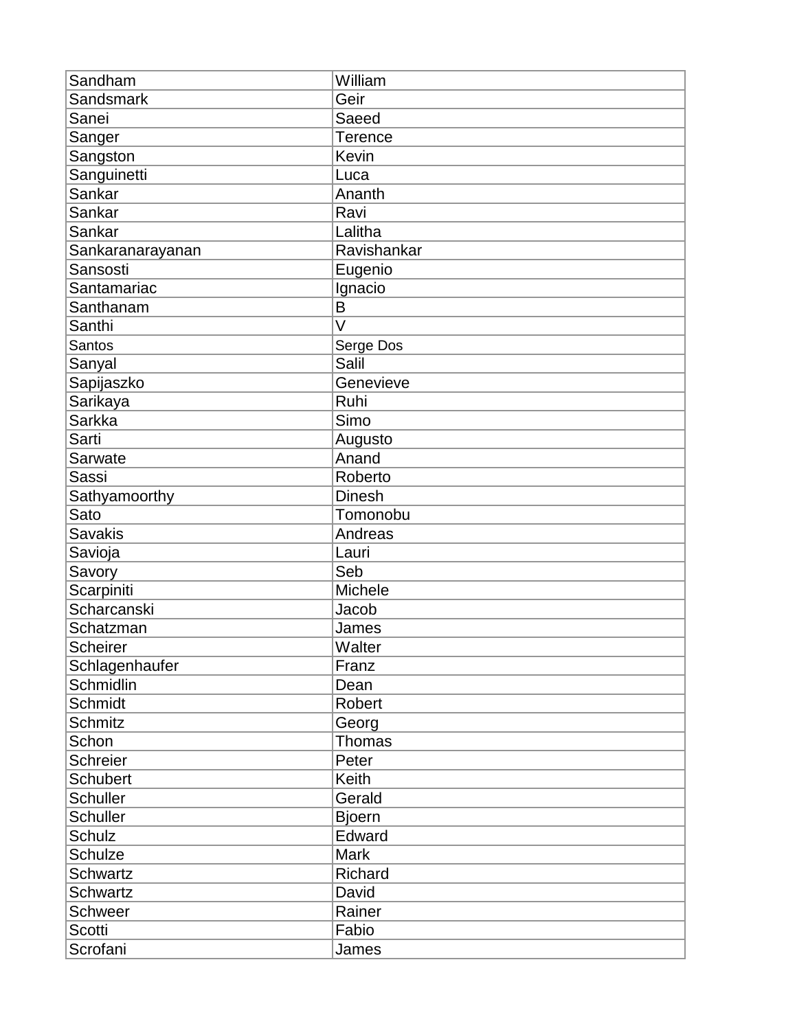| | |
|---|---|
| Sandham | William |
| Sandsmark | Geir |
| Sanei | Saeed |
| Sanger | Terence |
| Sangston | Kevin |
| Sanguinetti | Luca |
| Sankar | Ananth |
| Sankar | Ravi |
| Sankar | Lalitha |
| Sankaranarayanan | Ravishankar |
| Sansosti | Eugenio |
| Santamariac | Ignacio |
| Santhanam | B |
| Santhi | V |
| Santos | Serge Dos |
| Sanyal | Salil |
| Sapijaszko | Genevieve |
| Sarikaya | Ruhi |
| Sarkka | Simo |
| Sarti | Augusto |
| Sarwate | Anand |
| Sassi | Roberto |
| Sathyamoorthy | Dinesh |
| Sato | Tomonobu |
| Savakis | Andreas |
| Savioja | Lauri |
| Savory | Seb |
| Scarpiniti | Michele |
| Scharcanski | Jacob |
| Schatzman | James |
| Scheirer | Walter |
| Schlagenhaufer | Franz |
| Schmidlin | Dean |
| Schmidt | Robert |
| Schmitz | Georg |
| Schon | Thomas |
| Schreier | Peter |
| Schubert | Keith |
| Schuller | Gerald |
| Schuller | Bjoern |
| Schulz | Edward |
| Schulze | Mark |
| Schwartz | Richard |
| Schwartz | David |
| Schweer | Rainer |
| Scotti | Fabio |
| Scrofani | James |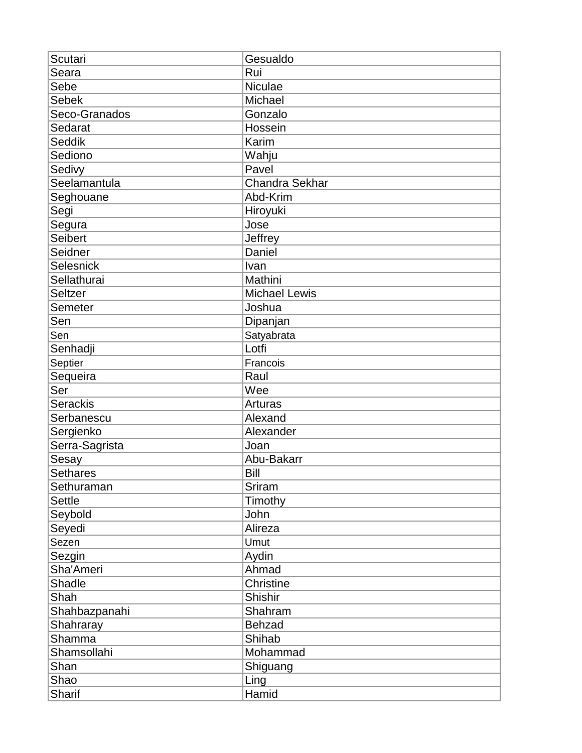| Scutari | Gesualdo |
|---|---|
| Seara | Rui |
| Sebe | Niculae |
| Sebek | Michael |
| Seco-Granados | Gonzalo |
| Sedarat | Hossein |
| Seddik | Karim |
| Sediono | Wahju |
| Sedivy | Pavel |
| Seelamantula | Chandra Sekhar |
| Seghouane | Abd-Krim |
| Segi | Hiroyuki |
| Segura | Jose |
| Seibert | Jeffrey |
| Seidner | Daniel |
| Selesnick | Ivan |
| Sellathurai | Mathini |
| Seltzer | Michael Lewis |
| Semeter | Joshua |
| Sen | Dipanjan |
| Sen | Satyabrata |
| Senhadji | Lotfi |
| Septier | Francois |
| Sequeira | Raul |
| Ser | Wee |
| Serackis | Arturas |
| Serbanescu | Alexand |
| Sergienko | Alexander |
| Serra-Sagrista | Joan |
| Sesay | Abu-Bakarr |
| Sethares | Bill |
| Sethuraman | Sriram |
| Settle | Timothy |
| Seybold | John |
| Seyedi | Alireza |
| Sezen | Umut |
| Sezgin | Aydin |
| Sha'Ameri | Ahmad |
| Shadle | Christine |
| Shah | Shishir |
| Shahbazpanahi | Shahram |
| Shahraray | Behzad |
| Shamma | Shihab |
| Shamsollahi | Mohammad |
| Shan | Shiguang |
| Shao | Ling |
| Sharif | Hamid |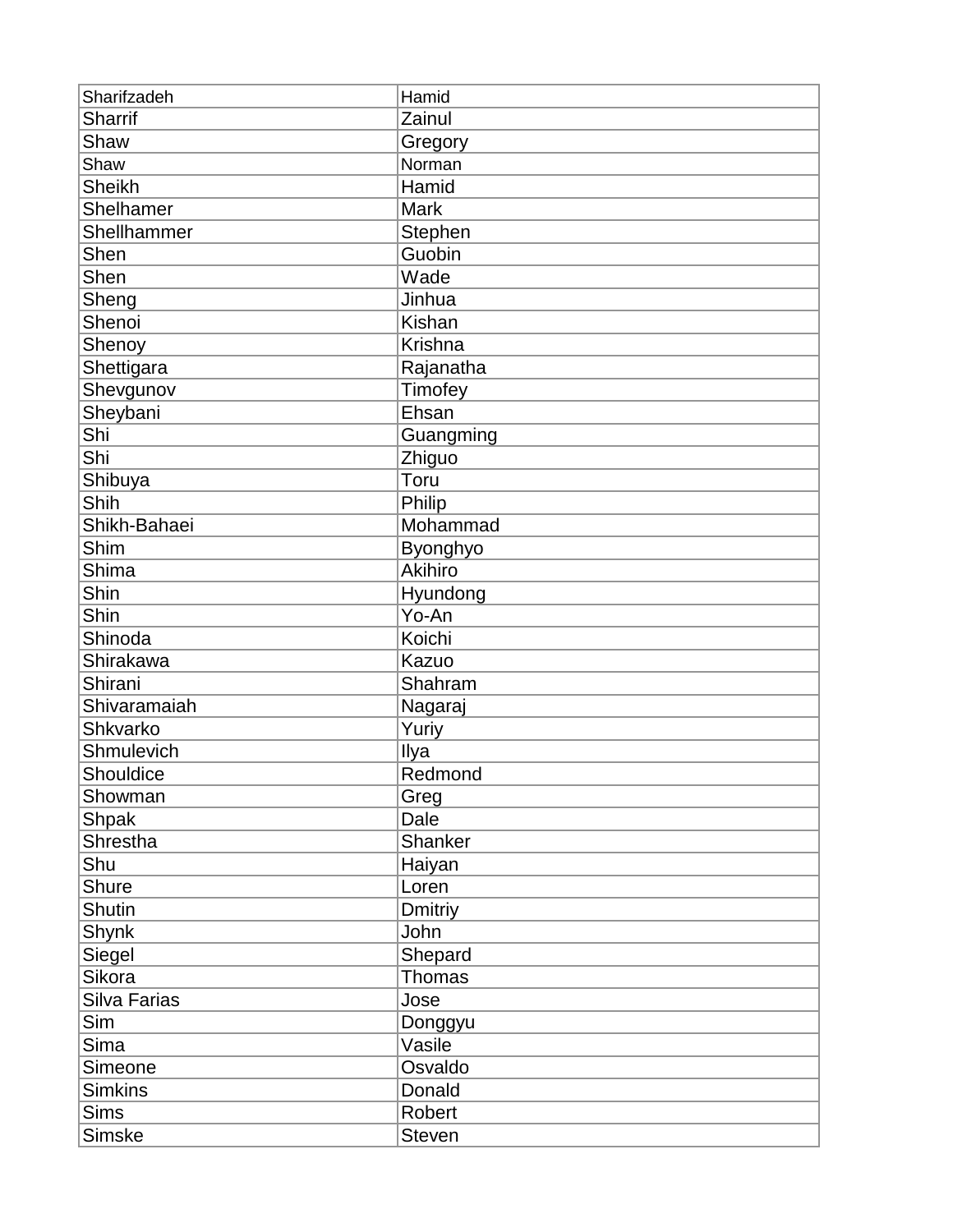| Sharifzadeh | Hamid |
|---|---|
| Sharrif | Zainul |
| Shaw | Gregory |
| Shaw | Norman |
| Sheikh | Hamid |
| Shelhamer | Mark |
| Shellhammer | Stephen |
| Shen | Guobin |
| Shen | Wade |
| Sheng | Jinhua |
| Shenoi | Kishan |
| Shenoy | Krishna |
| Shettigara | Rajanatha |
| Shevgunov | Timofey |
| Sheybani | Ehsan |
| Shi | Guangming |
| Shi | Zhiguo |
| Shibuya | Toru |
| Shih | Philip |
| Shikh-Bahaei | Mohammad |
| Shim | Byonghyo |
| Shima | Akihiro |
| Shin | Hyundong |
| Shin | Yo-An |
| Shinoda | Koichi |
| Shirakawa | Kazuo |
| Shirani | Shahram |
| Shivaramaiah | Nagaraj |
| Shkvarko | Yuriy |
| Shmulevich | Ilya |
| Shouldice | Redmond |
| Showman | Greg |
| Shpak | Dale |
| Shrestha | Shanker |
| Shu | Haiyan |
| Shure | Loren |
| Shutin | Dmitriy |
| Shynk | John |
| Siegel | Shepard |
| Sikora | Thomas |
| Silva Farias | Jose |
| Sim | Donggyu |
| Sima | Vasile |
| Simeone | Osvaldo |
| Simkins | Donald |
| Sims | Robert |
| Simske | Steven |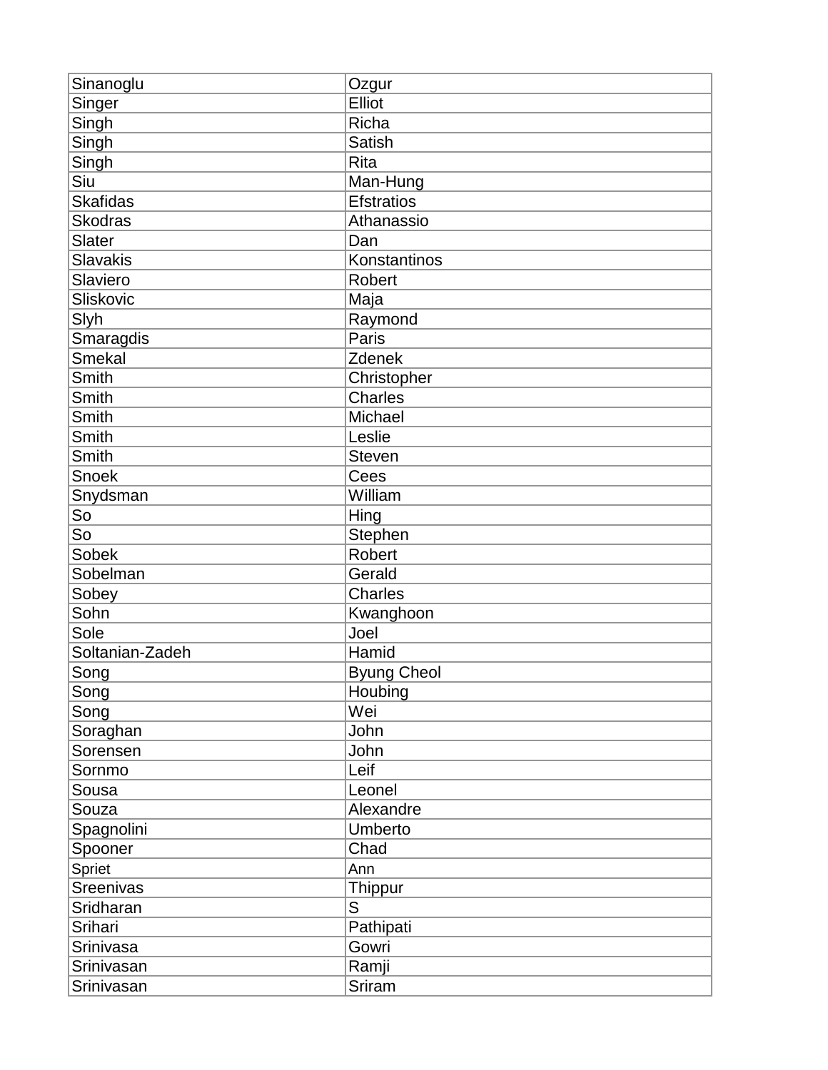| Sinanoglu | Ozgur |
|---|---|
| Singer | Elliot |
| Singh | Richa |
| Singh | Satish |
| Singh | Rita |
| Siu | Man-Hung |
| Skafidas | Efstratios |
| Skodras | Athanassio |
| Slater | Dan |
| Slavakis | Konstantinos |
| Slaviero | Robert |
| Sliskovic | Maja |
| Slyh | Raymond |
| Smaragdis | Paris |
| Smekal | Zdenek |
| Smith | Christopher |
| Smith | Charles |
| Smith | Michael |
| Smith | Leslie |
| Smith | Steven |
| Snoek | Cees |
| Snydsman | William |
| So | Hing |
| So | Stephen |
| Sobek | Robert |
| Sobelman | Gerald |
| Sobey | Charles |
| Sohn | Kwanghoon |
| Sole | Joel |
| Soltanian-Zadeh | Hamid |
| Song | Byung Cheol |
| Song | Houbing |
| Song | Wei |
| Soraghan | John |
| Sorensen | John |
| Sornmo | Leif |
| Sousa | Leonel |
| Souza | Alexandre |
| Spagnolini | Umberto |
| Spooner | Chad |
| Spriet | Ann |
| Sreenivas | Thippur |
| Sridharan | S |
| Srihari | Pathipati |
| Srinivasa | Gowri |
| Srinivasan | Ramji |
| Srinivasan | Sriram |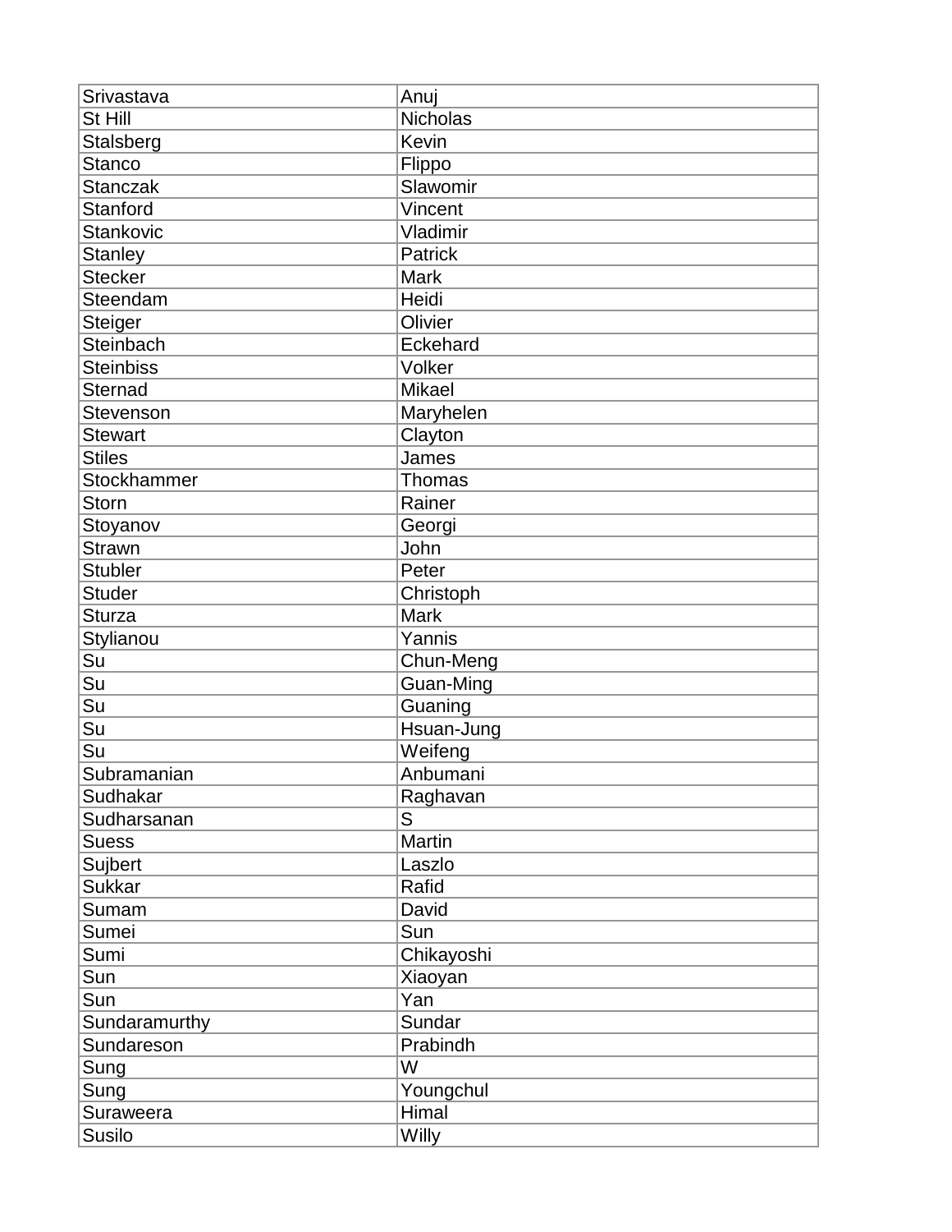| Srivastava | Anuj |
|---|---|
| St Hill | Nicholas |
| Stalsberg | Kevin |
| Stanco | Flippo |
| Stanczak | Slawomir |
| Stanford | Vincent |
| Stankovic | Vladimir |
| Stanley | Patrick |
| Stecker | Mark |
| Steendam | Heidi |
| Steiger | Olivier |
| Steinbach | Eckehard |
| Steinbiss | Volker |
| Sternad | Mikael |
| Stevenson | Maryhelen |
| Stewart | Clayton |
| Stiles | James |
| Stockhammer | Thomas |
| Storn | Rainer |
| Stoyanov | Georgi |
| Strawn | John |
| Stubler | Peter |
| Studer | Christoph |
| Sturza | Mark |
| Stylianou | Yannis |
| Su | Chun-Meng |
| Su | Guan-Ming |
| Su | Guaning |
| Su | Hsuan-Jung |
| Su | Weifeng |
| Subramanian | Anbumani |
| Sudhakar | Raghavan |
| Sudharsanan | S |
| Suess | Martin |
| Sujbert | Laszlo |
| Sukkar | Rafid |
| Sumam | David |
| Sumei | Sun |
| Sumi | Chikayoshi |
| Sun | Xiaoyan |
| Sun | Yan |
| Sundaramurthy | Sundar |
| Sundareson | Prabindh |
| Sung | W |
| Sung | Youngchul |
| Suraweera | Himal |
| Susilo | Willy |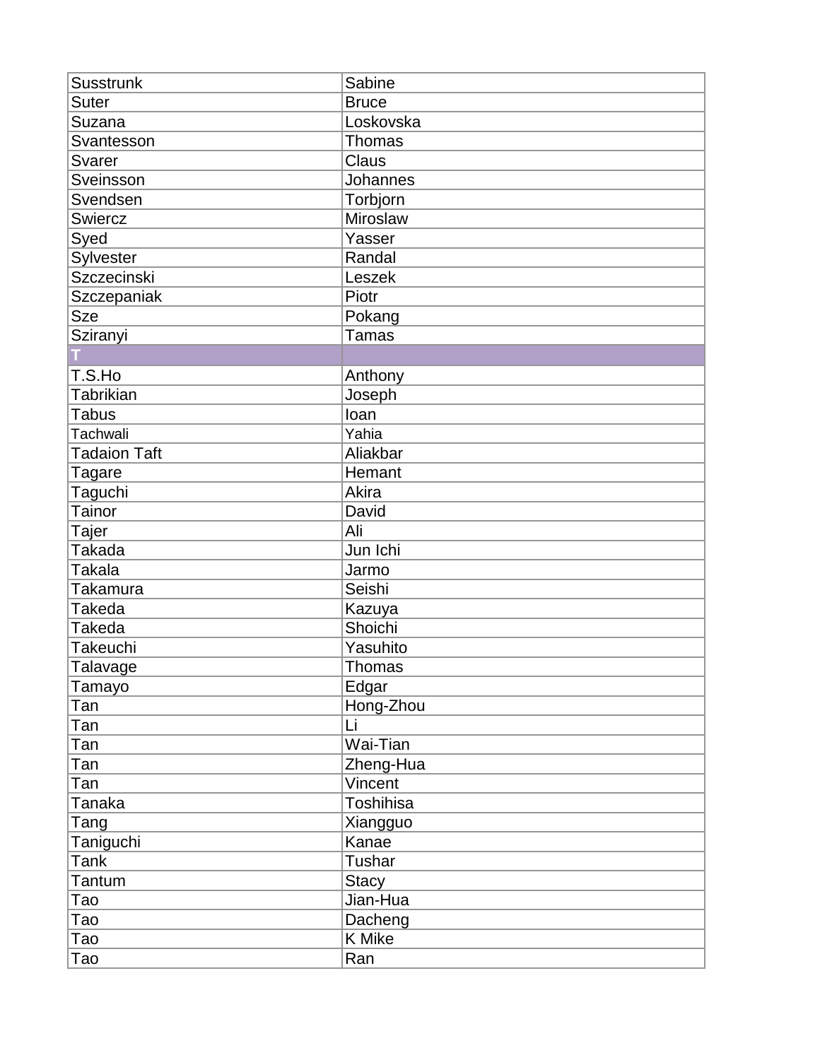| Susstrunk | Sabine |
|---|---|
| Suter | Bruce |
| Suzana | Loskovska |
| Svantesson | Thomas |
| Svarer | Claus |
| Sveinsson | Johannes |
| Svendsen | Torbjorn |
| Swiercz | Miroslaw |
| Syed | Yasser |
| Sylvester | Randal |
| Szczecinski | Leszek |
| Szczepaniak | Piotr |
| Sze | Pokang |
| Sziranyi | Tamas |
| **T** | |
| T.S.Ho | Anthony |
| Tabrikian | Joseph |
| Tabus | Ioan |
| Tachwali | Yahia |
| Tadaion Taft | Aliakbar |
| Tagare | Hemant |
| Taguchi | Akira |
| Tainor | David |
| Tajer | Ali |
| Takada | Jun Ichi |
| Takala | Jarmo |
| Takamura | Seishi |
| Takeda | Kazuya |
| Takeda | Shoichi |
| Takeuchi | Yasuhito |
| Talavage | Thomas |
| Tamayo | Edgar |
| Tan | Hong-Zhou |
| Tan | Li |
| Tan | Wai-Tian |
| Tan | Zheng-Hua |
| Tan | Vincent |
| Tanaka | Toshihisa |
| Tang | Xiangguo |
| Taniguchi | Kanae |
| Tank | Tushar |
| Tantum | Stacy |
| Tao | Jian-Hua |
| Tao | Dacheng |
| Tao | K Mike |
| Tao | Ran |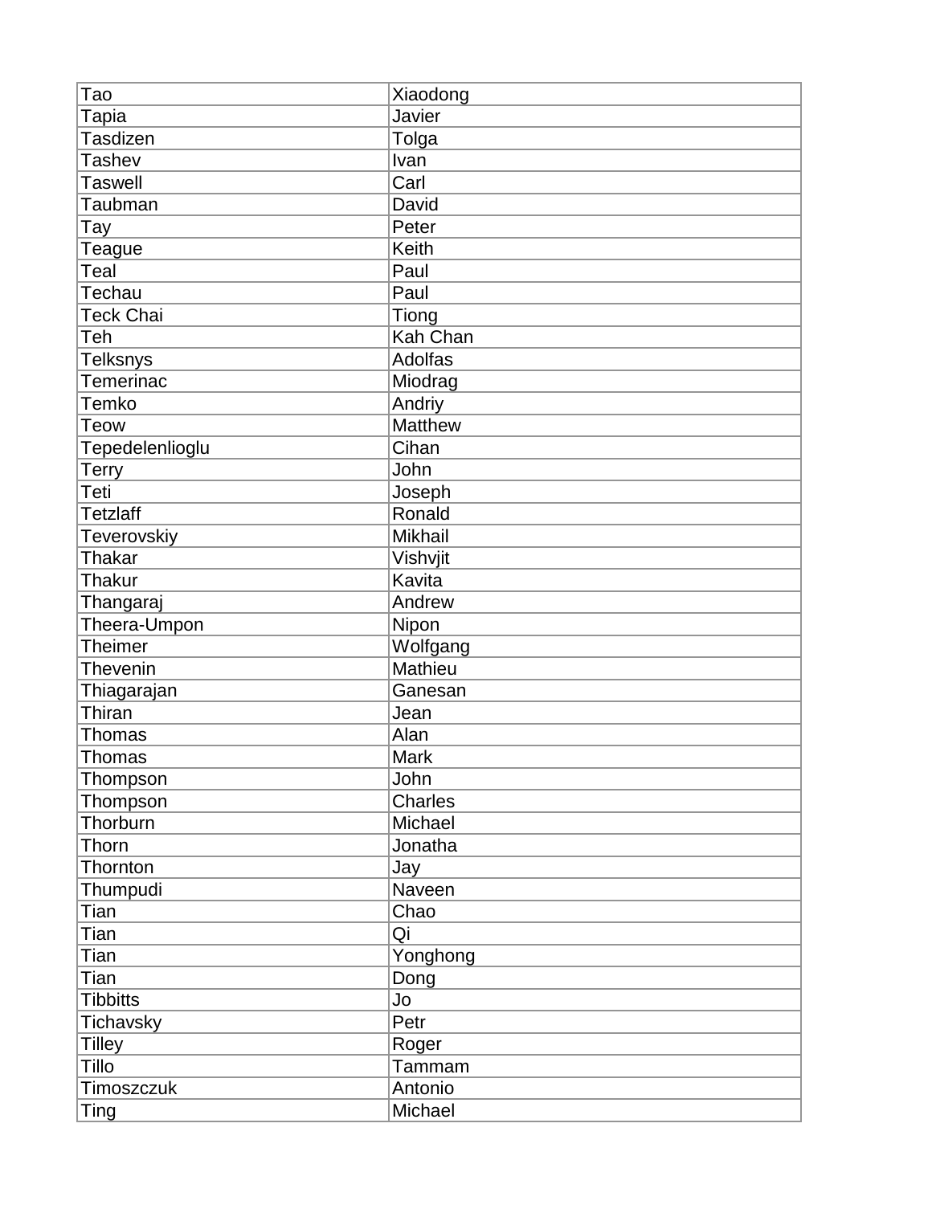| Tao | Xiaodong |
|---|---|
| Tapia | Javier |
| Tasdizen | Tolga |
| Tashev | Ivan |
| Taswell | Carl |
| Taubman | David |
| Tay | Peter |
| Teague | Keith |
| Teal | Paul |
| Techau | Paul |
| Teck Chai | Tiong |
| Teh | Kah Chan |
| Telksnys | Adolfas |
| Temerinac | Miodrag |
| Temko | Andriy |
| Teow | Matthew |
| Tepedelenlioglu | Cihan |
| Terry | John |
| Teti | Joseph |
| Tetzlaff | Ronald |
| Teverovskiy | Mikhail |
| Thakar | Vishvjit |
| Thakur | Kavita |
| Thangaraj | Andrew |
| Theera-Umpon | Nipon |
| Theimer | Wolfgang |
| Thevenin | Mathieu |
| Thiagarajan | Ganesan |
| Thiran | Jean |
| Thomas | Alan |
| Thomas | Mark |
| Thompson | John |
| Thompson | Charles |
| Thorburn | Michael |
| Thorn | Jonatha |
| Thornton | Jay |
| Thumpudi | Naveen |
| Tian | Chao |
| Tian | Qi |
| Tian | Yonghong |
| Tian | Dong |
| Tibbitts | Jo |
| Tichavsky | Petr |
| Tilley | Roger |
| Tillo | Tammam |
| Timoszczuk | Antonio |
| Ting | Michael |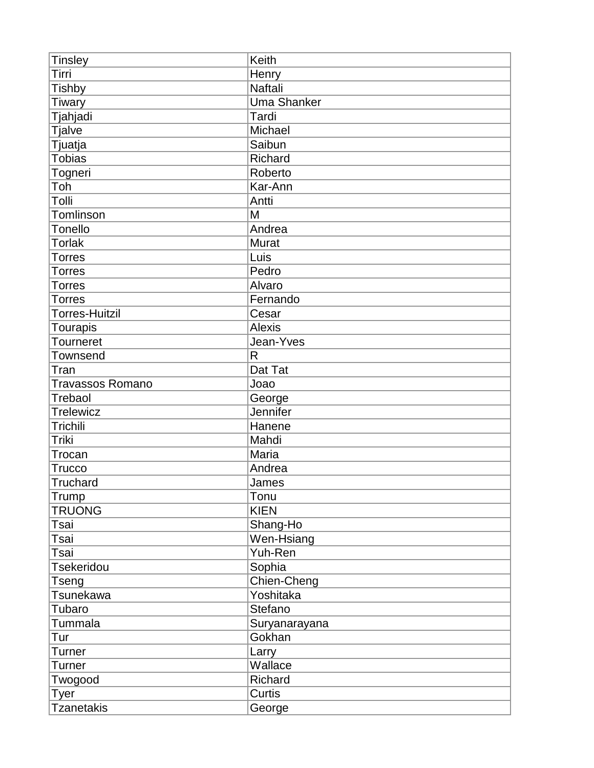| Tinsley | Keith |
|---|---|
| Tirri | Henry |
| Tishby | Naftali |
| Tiwary | Uma Shanker |
| Tjahjadi | Tardi |
| Tjalve | Michael |
| Tjuatja | Saibun |
| Tobias | Richard |
| Togneri | Roberto |
| Toh | Kar-Ann |
| Tolli | Antti |
| Tomlinson | M |
| Tonello | Andrea |
| Torlak | Murat |
| Torres | Luis |
| Torres | Pedro |
| Torres | Alvaro |
| Torres | Fernando |
| Torres-Huitzil | Cesar |
| Tourapis | Alexis |
| Tourneret | Jean-Yves |
| Townsend | R |
| Tran | Dat Tat |
| Travassos Romano | Joao |
| Trebaol | George |
| Trelewicz | Jennifer |
| Trichili | Hanene |
| Triki | Mahdi |
| Trocan | Maria |
| Trucco | Andrea |
| Truchard | James |
| Trump | Tonu |
| TRUONG | KIEN |
| Tsai | Shang-Ho |
| Tsai | Wen-Hsiang |
| Tsai | Yuh-Ren |
| Tsekeridou | Sophia |
| Tseng | Chien-Cheng |
| Tsunekawa | Yoshitaka |
| Tubaro | Stefano |
| Tummala | Suryanarayana |
| Tur | Gokhan |
| Turner | Larry |
| Turner | Wallace |
| Twogood | Richard |
| Tyer | Curtis |
| Tzanetakis | George |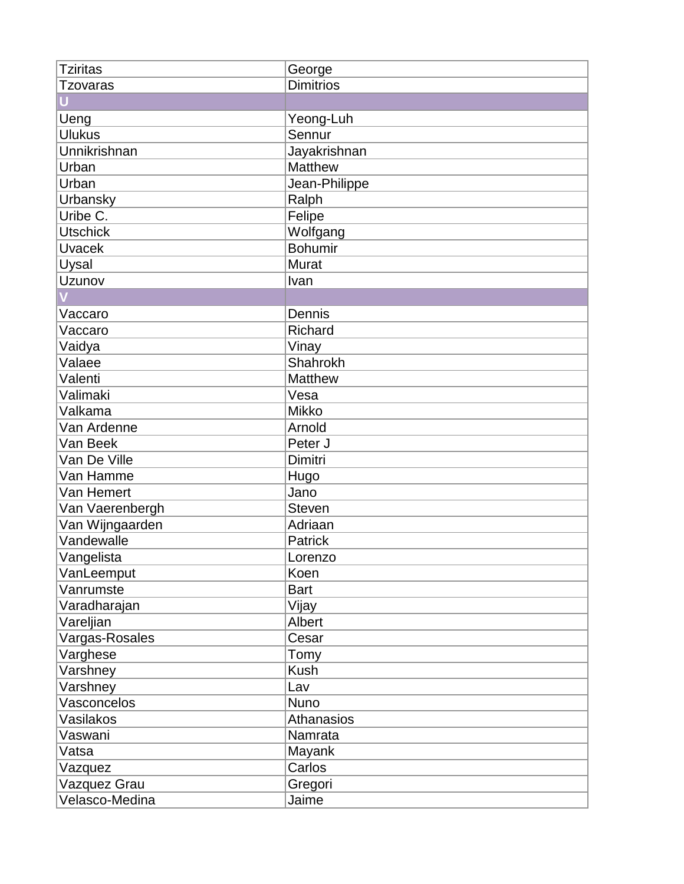| Tziritas | George |
|---|---|
| Tzovaras | Dimitrios |
| **U** | |
| Ueng | Yeong-Luh |
| Ulukus | Sennur |
| Unnikrishnan | Jayakrishnan |
| Urban | Matthew |
| Urban | Jean-Philippe |
| Urbansky | Ralph |
| Uribe C. | Felipe |
| Utschick | Wolfgang |
| Uvacek | Bohumir |
| Uysal | Murat |
| Uzunov | Ivan |
| **V** | |
| Vaccaro | Dennis |
| Vaccaro | Richard |
| Vaidya | Vinay |
| Valaee | Shahrokh |
| Valenti | Matthew |
| Valimaki | Vesa |
| Valkama | Mikko |
| Van Ardenne | Arnold |
| Van Beek | Peter J |
| Van De Ville | Dimitri |
| Van Hamme | Hugo |
| Van Hemert | Jano |
| Van Vaerenbergh | Steven |
| Van Wijngaarden | Adriaan |
| Vandewalle | Patrick |
| Vangelista | Lorenzo |
| VanLeemput | Koen |
| Vanrumste | Bart |
| Varadharajan | Vijay |
| Vareljian | Albert |
| Vargas-Rosales | Cesar |
| Varghese | Tomy |
| Varshney | Kush |
| Varshney | Lav |
| Vasconcelos | Nuno |
| Vasilakos | Athanasios |
| Vaswani | Namrata |
| Vatsa | Mayank |
| Vazquez | Carlos |
| Vazquez Grau | Gregori |
| Velasco-Medina | Jaime |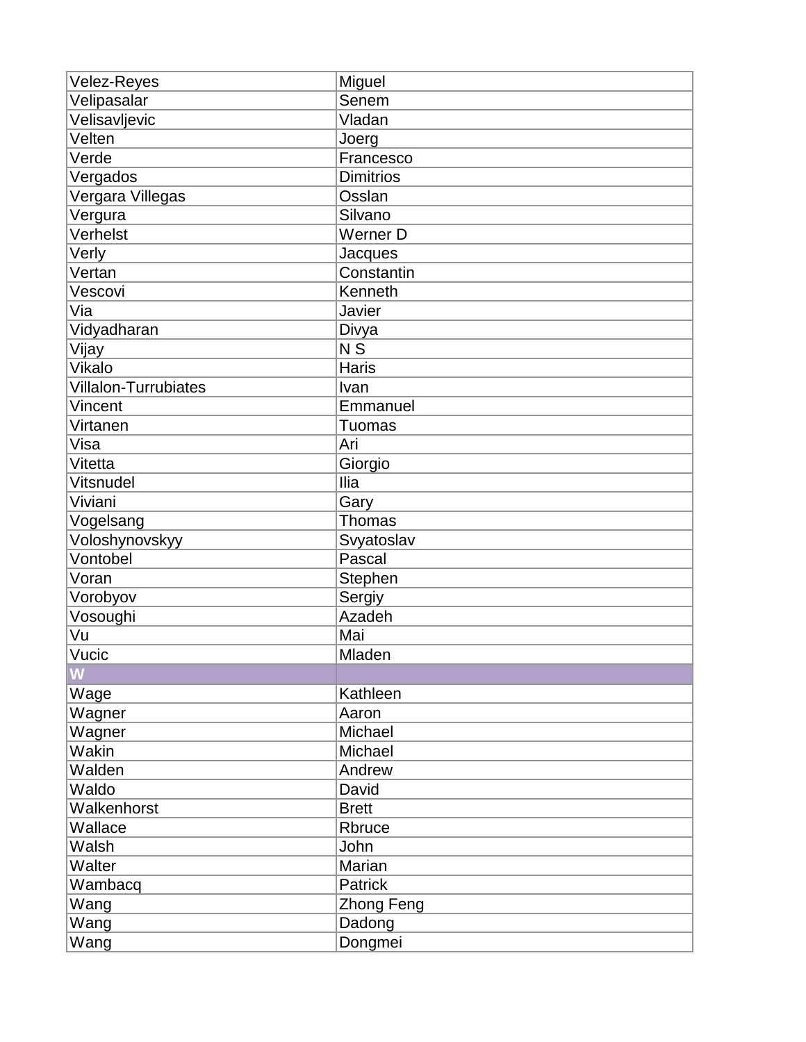| Velez-Reyes | Miguel |
|---|---|
| Velipasalar | Senem |
| Velisavljevic | Vladan |
| Velten | Joerg |
| Verde | Francesco |
| Vergados | Dimitrios |
| Vergara Villegas | Osslan |
| Vergura | Silvano |
| Verhelst | Werner D |
| Verly | Jacques |
| Vertan | Constantin |
| Vescovi | Kenneth |
| Via | Javier |
| Vidyadharan | Divya |
| Vijay | N S |
| Vikalo | Haris |
| Villalon-Turrubiates | Ivan |
| Vincent | Emmanuel |
| Virtanen | Tuomas |
| Visa | Ari |
| Vitetta | Giorgio |
| Vitsnudel | Ilia |
| Viviani | Gary |
| Vogelsang | Thomas |
| Voloshynovskyy | Svyatoslav |
| Vontobel | Pascal |
| Voran | Stephen |
| Vorobyov | Sergiy |
| Vosoughi | Azadeh |
| Vu | Mai |
| Vucic | Mladen |
| **W** | |
| Wage | Kathleen |
| Wagner | Aaron |
| Wagner | Michael |
| Wakin | Michael |
| Walden | Andrew |
| Waldo | David |
| Walkenhorst | Brett |
| Wallace | Rbruce |
| Walsh | John |
| Walter | Marian |
| Wambacq | Patrick |
| Wang | Zhong Feng |
| Wang | Dadong |
| Wang | Dongmei |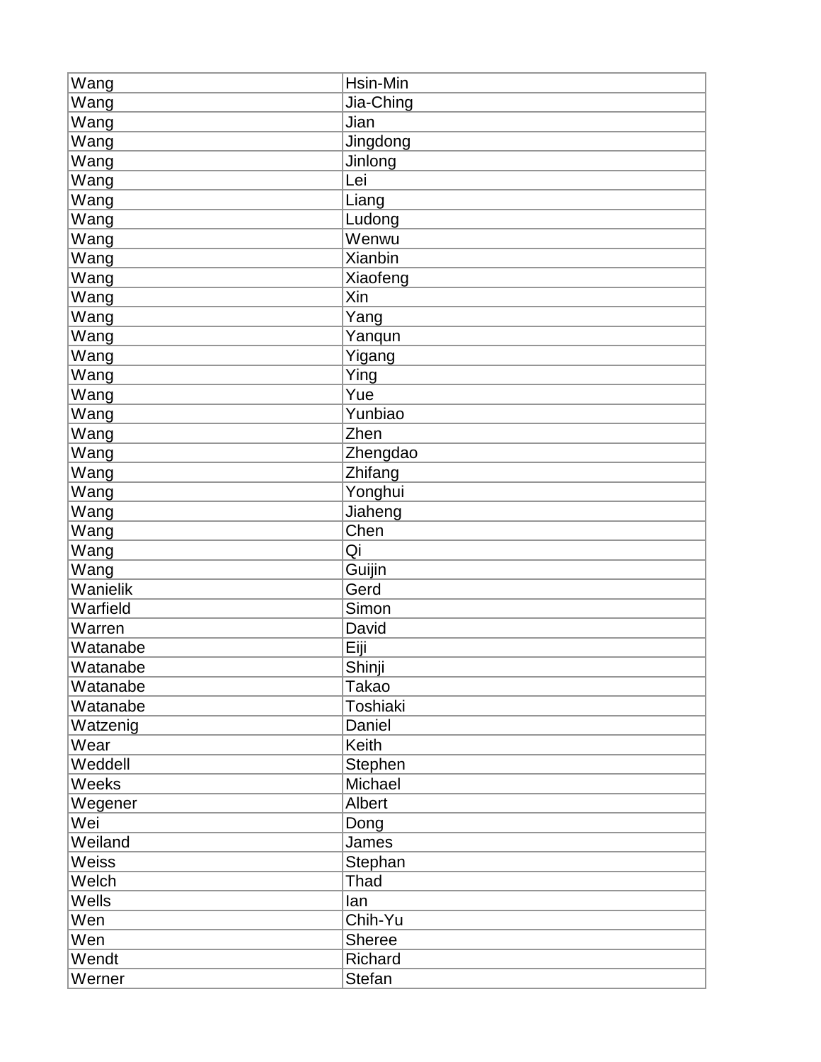| | |
|---|---|
| Wang | Hsin-Min |
| Wang | Jia-Ching |
| Wang | Jian |
| Wang | Jingdong |
| Wang | Jinlong |
| Wang | Lei |
| Wang | Liang |
| Wang | Ludong |
| Wang | Wenwu |
| Wang | Xianbin |
| Wang | Xiaofeng |
| Wang | Xin |
| Wang | Yang |
| Wang | Yanqun |
| Wang | Yigang |
| Wang | Ying |
| Wang | Yue |
| Wang | Yunbiao |
| Wang | Zhen |
| Wang | Zhengdao |
| Wang | Zhifang |
| Wang | Yonghui |
| Wang | Jiaheng |
| Wang | Chen |
| Wang | Qi |
| Wang | Guijin |
| Wanielik | Gerd |
| Warfield | Simon |
| Warren | David |
| Watanabe | Eiji |
| Watanabe | Shinji |
| Watanabe | Takao |
| Watanabe | Toshiaki |
| Watzenig | Daniel |
| Wear | Keith |
| Weddell | Stephen |
| Weeks | Michael |
| Wegener | Albert |
| Wei | Dong |
| Weiland | James |
| Weiss | Stephan |
| Welch | Thad |
| Wells | Ian |
| Wen | Chih-Yu |
| Wen | Sheree |
| Wendt | Richard |
| Werner | Stefan |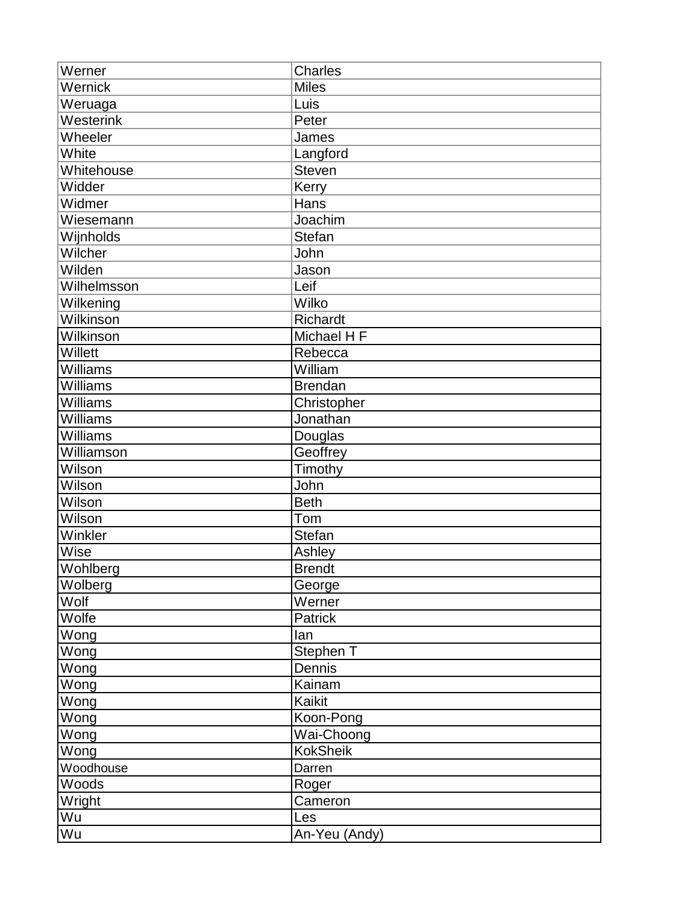| Werner | Charles |
|---|---|
| Wernick | Miles |
| Weruaga | Luis |
| Westerink | Peter |
| Wheeler | James |
| White | Langford |
| Whitehouse | Steven |
| Widder | Kerry |
| Widmer | Hans |
| Wiesemann | Joachim |
| Wijnholds | Stefan |
| Wilcher | John |
| Wilden | Jason |
| Wilhelmsson | Leif |
| Wilkening | Wilko |
| Wilkinson | Richardt |
| Wilkinson | Michael H F |
| Willett | Rebecca |
| Williams | William |
| Williams | Brendan |
| Williams | Christopher |
| Williams | Jonathan |
| Williams | Douglas |
| Williamson | Geoffrey |
| Wilson | Timothy |
| Wilson | John |
| Wilson | Beth |
| Wilson | Tom |
| Winkler | Stefan |
| Wise | Ashley |
| Wohlberg | Brendt |
| Wolberg | George |
| Wolf | Werner |
| Wolfe | Patrick |
| Wong | Ian |
| Wong | Stephen T |
| Wong | Dennis |
| Wong | Kainam |
| Wong | Kaikit |
| Wong | Koon-Pong |
| Wong | Wai-Choong |
| Wong | KokSheik |
| Woodhouse | Darren |
| Woods | Roger |
| Wright | Cameron |
| Wu | Les |
| Wu | An-Yeu (Andy) |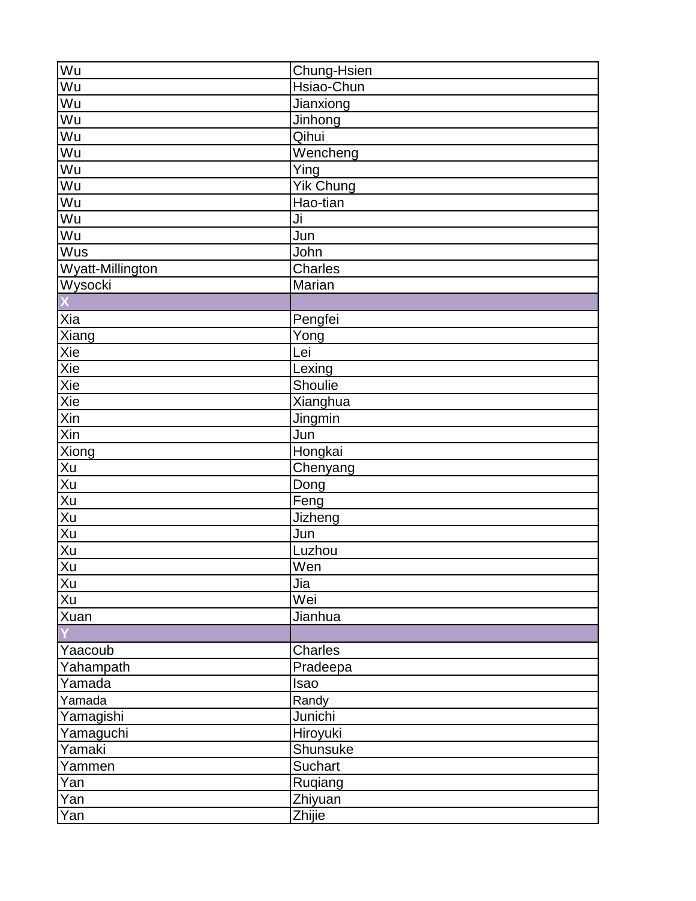| Wu | Chung-Hsien |
|---|---|
| Wu | Hsiao-Chun |
| Wu | Jianxiong |
| Wu | Jinhong |
| Wu | Qihui |
| Wu | Wencheng |
| Wu | Ying |
| Wu | Yik Chung |
| Wu | Hao-tian |
| Wu | Ji |
| Wu | Jun |
| Wus | John |
| Wyatt-Millington | Charles |
| Wysocki | Marian |
| **X** | |
| Xia | Pengfei |
| Xiang | Yong |
| Xie | Lei |
| Xie | Lexing |
| Xie | Shoulie |
| Xie | Xianghua |
| Xin | Jingmin |
| Xin | Jun |
| Xiong | Hongkai |
| Xu | Chenyang |
| Xu | Dong |
| Xu | Feng |
| Xu | Jizheng |
| Xu | Jun |
| Xu | Luzhou |
| Xu | Wen |
| Xu | Jia |
| Xu | Wei |
| Xuan | Jianhua |
| **Y** | |
| Yaacoub | Charles |
| Yahampath | Pradeepa |
| Yamada | Isao |
| Yamada | Randy |
| Yamagishi | Junichi |
| Yamaguchi | Hiroyuki |
| Yamaki | Shunsuke |
| Yammen | Suchart |
| Yan | Ruqiang |
| Yan | Zhiyuan |
| Yan | Zhijie |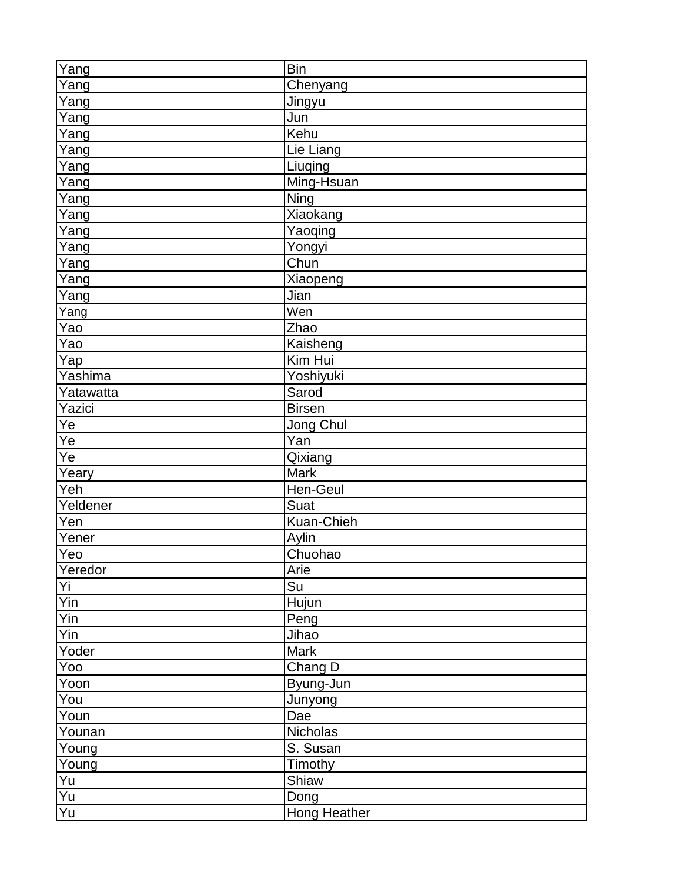| Yang | Bin |
|---|---|
| Yang | Chenyang |
| Yang | Jingyu |
| Yang | Jun |
| Yang | Kehu |
| Yang | Lie Liang |
| Yang | Liuqing |
| Yang | Ming-Hsuan |
| Yang | Ning |
| Yang | Xiaokang |
| Yang | Yaoqing |
| Yang | Yongyi |
| Yang | Chun |
| Yang | Xiaopeng |
| Yang | Jian |
| Yang | Wen |
| Yao | Zhao |
| Yao | Kaisheng |
| Yap | Kim Hui |
| Yashima | Yoshiyuki |
| Yatawatta | Sarod |
| Yazici | Birsen |
| Ye | Jong Chul |
| Ye | Yan |
| Ye | Qixiang |
| Yeary | Mark |
| Yeh | Hen-Geul |
| Yeldener | Suat |
| Yen | Kuan-Chieh |
| Yener | Aylin |
| Yeo | Chuohao |
| Yeredor | Arie |
| Yi | Su |
| Yin | Hujun |
| Yin | Peng |
| Yin | Jihao |
| Yoder | Mark |
| Yoo | Chang D |
| Yoon | Byung-Jun |
| You | Junyong |
| Youn | Dae |
| Younan | Nicholas |
| Young | S. Susan |
| Young | Timothy |
| Yu | Shiaw |
| Yu | Dong |
| Yu | Hong Heather |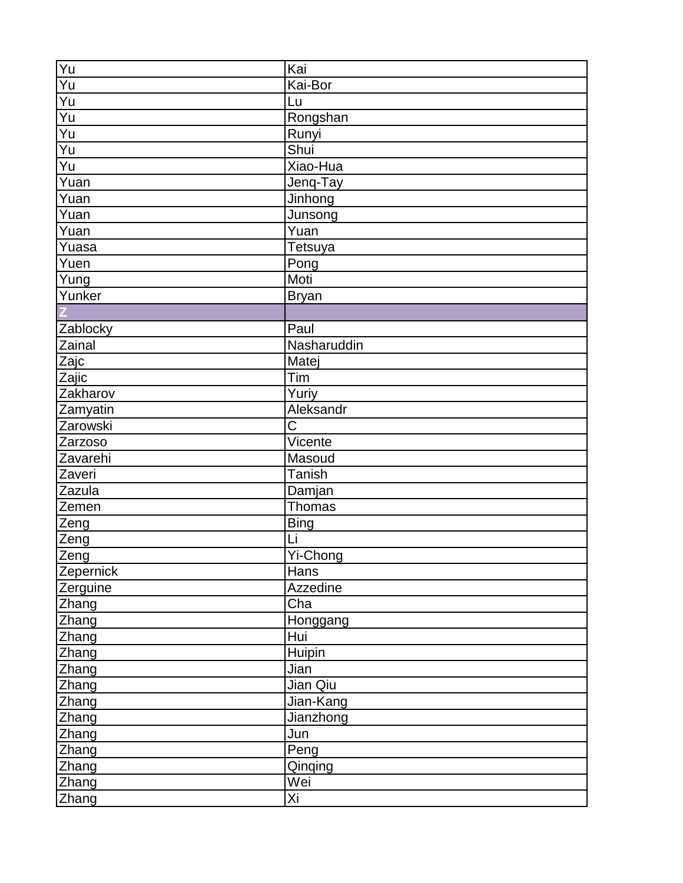| | |
|---|---|
| Yu | Kai |
| Yu | Kai-Bor |
| Yu | Lu |
| Yu | Rongshan |
| Yu | Runyi |
| Yu | Shui |
| Yu | Xiao-Hua |
| Yuan | Jenq-Tay |
| Yuan | Jinhong |
| Yuan | Junsong |
| Yuan | Yuan |
| Yuasa | Tetsuya |
| Yuen | Pong |
| Yung | Moti |
| Yunker | Bryan |
| Z | |
| Zablocky | Paul |
| Zainal | Nasharuddin |
| Zajc | Matej |
| Zajic | Tim |
| Zakharov | Yuriy |
| Zamyatin | Aleksandr |
| Zarowski | C |
| Zarzoso | Vicente |
| Zavarehi | Masoud |
| Zaveri | Tanish |
| Zazula | Damjan |
| Zemen | Thomas |
| Zeng | Bing |
| Zeng | Li |
| Zeng | Yi-Chong |
| Zepernick | Hans |
| Zerguine | Azzedine |
| Zhang | Cha |
| Zhang | Honggang |
| Zhang | Hui |
| Zhang | Huipin |
| Zhang | Jian |
| Zhang | Jian Qiu |
| Zhang | Jian-Kang |
| Zhang | Jianzhong |
| Zhang | Jun |
| Zhang | Peng |
| Zhang | Qinqing |
| Zhang | Wei |
| Zhang | Xi |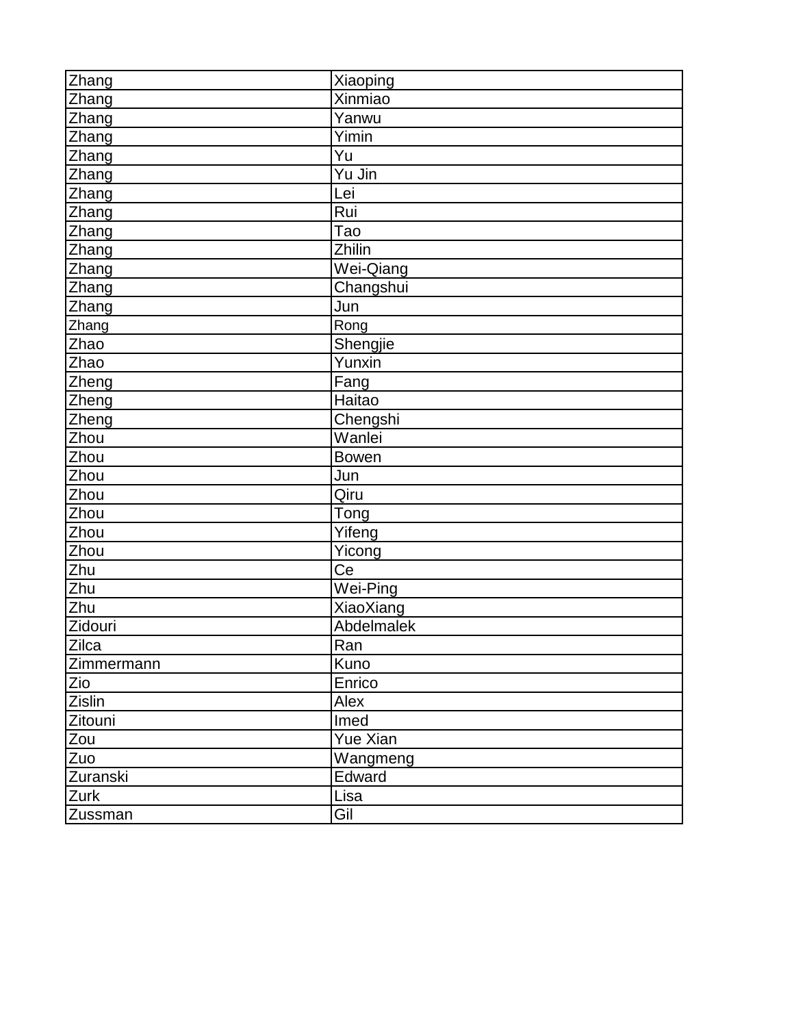| | |
|---|---|
| Zhang | Xiaoping |
| Zhang | Xinmiao |
| Zhang | Yanwu |
| Zhang | Yimin |
| Zhang | Yu |
| Zhang | Yu Jin |
| Zhang | Lei |
| Zhang | Rui |
| Zhang | Tao |
| Zhang | Zhilin |
| Zhang | Wei-Qiang |
| Zhang | Changshui |
| Zhang | Jun |
| Zhang | Rong |
| Zhao | Shengjie |
| Zhao | Yunxin |
| Zheng | Fang |
| Zheng | Haitao |
| Zheng | Chengshi |
| Zhou | Wanlei |
| Zhou | Bowen |
| Zhou | Jun |
| Zhou | Qiru |
| Zhou | Tong |
| Zhou | Yifeng |
| Zhou | Yicong |
| Zhu | Ce |
| Zhu | Wei-Ping |
| Zhu | XiaoXiang |
| Zidouri | Abdelmalek |
| Zilca | Ran |
| Zimmermann | Kuno |
| Zio | Enrico |
| Zislin | Alex |
| Zitouni | Imed |
| Zou | Yue Xian |
| Zuo | Wangmeng |
| Zuranski | Edward |
| Zurk | Lisa |
| Zussman | Gil |